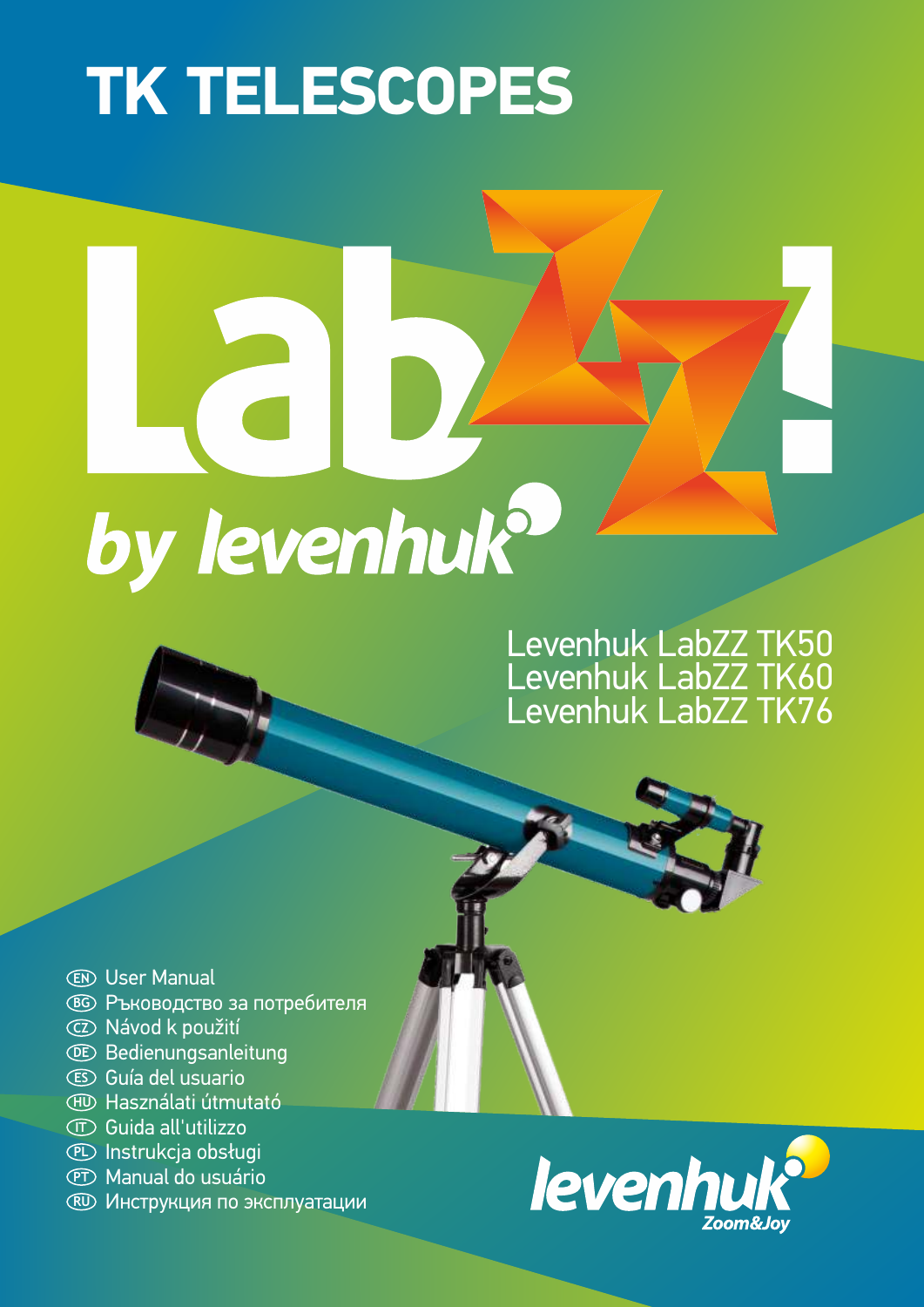# TK TELESCOPES

LabZZ! by levenhuk

Levenhuk LabZZ TK50
Levenhuk LabZZ TK60
Levenhuk LabZZ TK76

- EN User Manual
- BG Ръководство за потребителя
- CZ Návod k použití
- DE Bedienungsanleitung
- ES Guía del usuario
- HU Használati útmutató
- IT Guida all'utilizzo
- PL Instrukcja obsługi
- PT Manual do usuário
- RU Инструкция по эксплуатации

levenhuk Zoom&Joy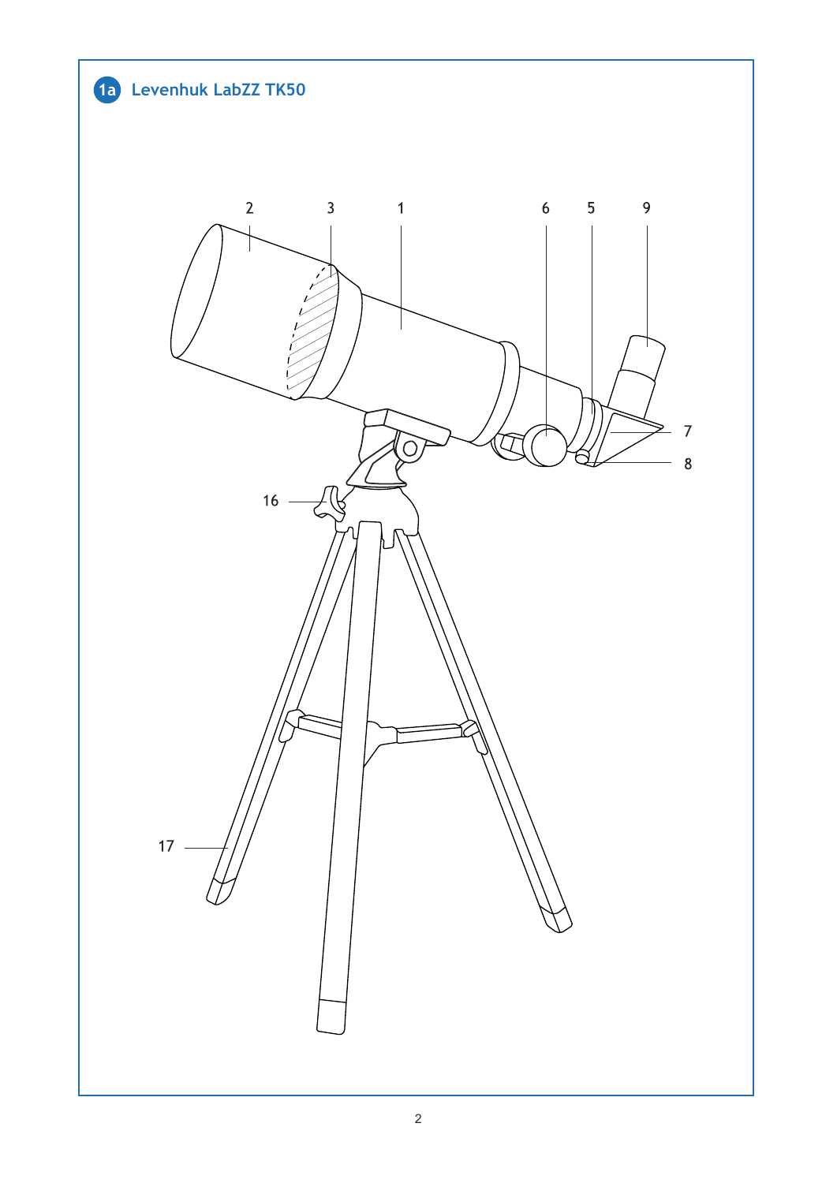## 1a Levenhuk LabZZ TK50

2 3 1 6 5 9

7

8

16

17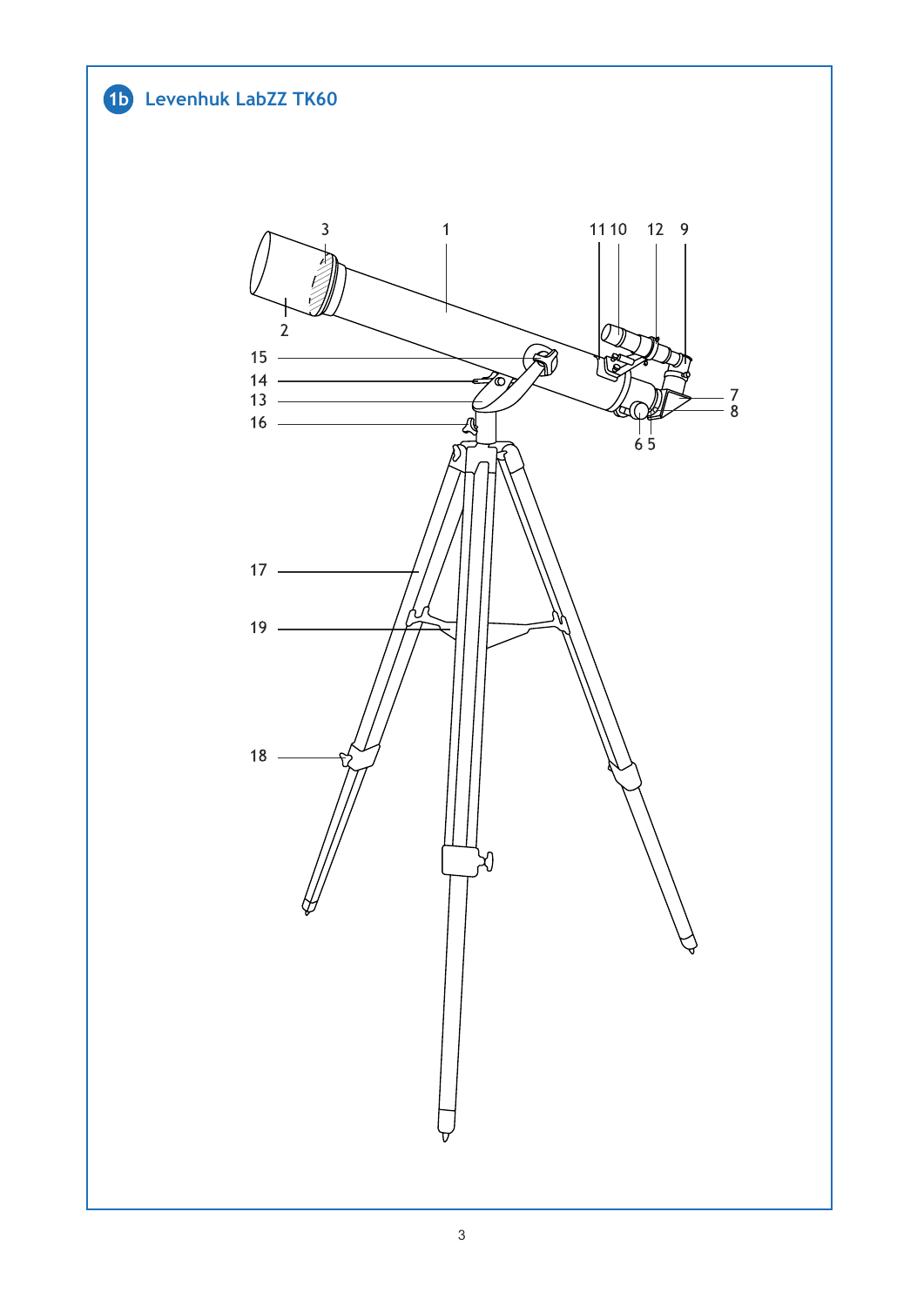## 1b Levenhuk LabZZ TK60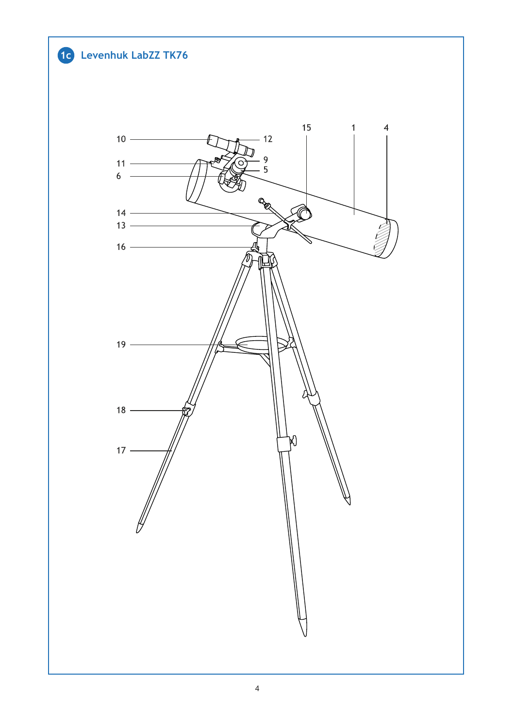## 1c Levenhuk LabZZ TK76

10
11
6
14
13
16
19
18
17
12
9
5
15
1
4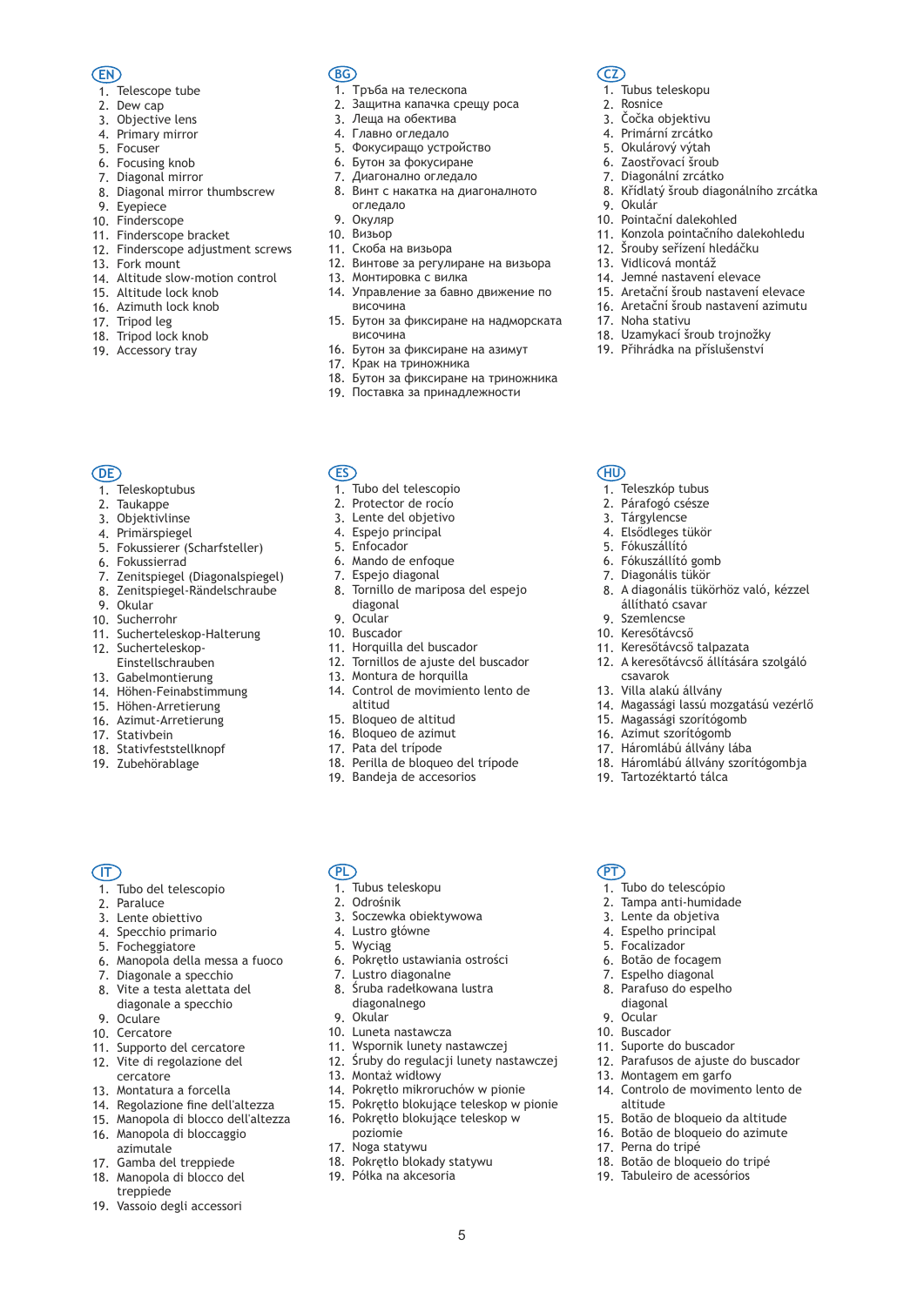## EN

1. Telescope tube
2. Dew cap
3. Objective lens
4. Primary mirror
5. Focuser
6. Focusing knob
7. Diagonal mirror
8. Diagonal mirror thumbscrew
9. Eyepiece
10. Finderscope
11. Finderscope bracket
12. Finderscope adjustment screws
13. Fork mount
14. Altitude slow-motion control
15. Altitude lock knob
16. Azimuth lock knob
17. Tripod leg
18. Tripod lock knob
19. Accessory tray

## BG

1. Тръба на телескопа
2. Защитна капачка срещу роса
3. Леща на обектива
4. Главно огледало
5. Фокусиращо устройство
6. Бутон за фокусиране
7. Диагонално огледало
8. Винт с накатка на диагоналното огледало
9. Окуляр
10. Визьор
11. Скоба на визьора
12. Винтове за регулиране на визьора
13. Монтировка с вилка
14. Управление за бавно движение по височина
15. Бутон за фиксиране на надморската височина
16. Бутон за фиксиране на азимут
17. Крак на триножника
18. Бутон за фиксиране на триножника
19. Поставка за принадлежности

## CZ

1. Tubus teleskopu
2. Rosnice
3. Čočka objektivu
4. Primární zrcátko
5. Okulárový výtah
6. Zaostřovací šroub
7. Diagonální zrcátko
8. Křídlatý šroub diagonálního zrcátka
9. Okulár
10. Pointační dalekohled
11. Konzola pointačního dalekohledu
12. Šrouby seřízení hledáčku
13. Vidlicová montáž
14. Jemné nastavení elevace
15. Aretační šroub nastavení elevace
16. Aretační šroub nastavení azimutu
17. Noha stativu
18. Uzamykací šroub trojnožky
19. Přihrádka na příslušenství

## DE

1. Teleskoptubus
2. Taukappe
3. Objektivlinse
4. Primärspiegel
5. Fokussierer (Scharfsteller)
6. Fokussierrad
7. Zenitspiegel (Diagonalspiegel)
8. Zenitspiegel-Rändelschraube
9. Okular
10. Sucherrohr
11. Sucherteleskop-Halterung
12. Sucherteleskop-Einstellschrauben
13. Gabelmontierung
14. Höhen-Feinabstimmung
15. Höhen-Arretierung
16. Azimut-Arretierung
17. Stativbein
18. Stativfeststellknopf
19. Zubehörablage

## ES

1. Tubo del telescopio
2. Protector de rocío
3. Lente del objetivo
4. Espejo principal
5. Enfocador
6. Mando de enfoque
7. Espejo diagonal
8. Tornillo de mariposa del espejo diagonal
9. Ocular
10. Buscador
11. Horquilla del buscador
12. Tornillos de ajuste del buscador
13. Montura de horquilla
14. Control de movimiento lento de altitud
15. Bloqueo de altitud
16. Bloqueo de azimut
17. Pata del trípode
18. Perilla de bloqueo del trípode
19. Bandeja de accesorios

## HU

1. Teleszkóp tubus
2. Párafogó csésze
3. Tárgylencse
4. Elsődleges tükör
5. Fókuszállító
6. Fókuszállító gomb
7. Diagonális tükör
8. A diagonális tükörhöz való, kézzel állítható csavar
9. Szemlencse
10. Keresőtávcső
11. Keresőtávcső talpazata
12. A keresőtávcső állítására szolgáló csavarok
13. Villa alakú állvány
14. Magassági lassú mozgatású vezérlő
15. Magassági szorítógomb
16. Azimut szorítógomb
17. Háromlábú állvány lába
18. Háromlábú állvány szorítógombja
19. Tartozéktartó tálca

## IT

1. Tubo del telescopio
2. Paraluce
3. Lente obiettivo
4. Specchio primario
5. Focheggiatore
6. Manopola della messa a fuoco
7. Diagonale a specchio
8. Vite a testa alettata del diagonale a specchio
9. Oculare
10. Cercatore
11. Supporto del cercatore
12. Vite di regolazione del cercatore
13. Montatura a forcella
14. Regolazione fine dell'altezza
15. Manopola di blocco dell'altezza
16. Manopola di bloccaggio azimutale
17. Gamba del treppiede
18. Manopola di blocco del treppiede
19. Vassoio degli accessori

## PL

1. Tubus teleskopu
2. Odrośnik
3. Soczewka obiektywowa
4. Lustro główne
5. Wyciąg
6. Pokrętło ustawiania ostrości
7. Lustro diagonalne
8. Śruba radełkowana lustra diagonalnego
9. Okular
10. Luneta nastawcza
11. Wspornik lunety nastawczej
12. Śruby do regulacji lunety nastawczej
13. Montaż widłowy
14. Pokrętło mikroruchów w pionie
15. Pokrętło blokujące teleskop w pionie
16. Pokrętło blokujące teleskop w poziomie
17. Noga statywu
18. Pokrętło blokady statywu
19. Półka na akcesoria

## PT

1. Tubo do telescópio
2. Tampa anti-humidade
3. Lente da objetiva
4. Espelho principal
5. Focalizador
6. Botão de focagem
7. Espelho diagonal
8. Parafuso do espelho diagonal
9. Ocular
10. Buscador
11. Suporte do buscador
12. Parafusos de ajuste do buscador
13. Montagem em garfo
14. Controlo de movimento lento de altitude
15. Botão de bloqueio da altitude
16. Botão de bloqueio do azimute
17. Perna do tripé
18. Botão de bloqueio do tripé
19. Tabuleiro de acessórios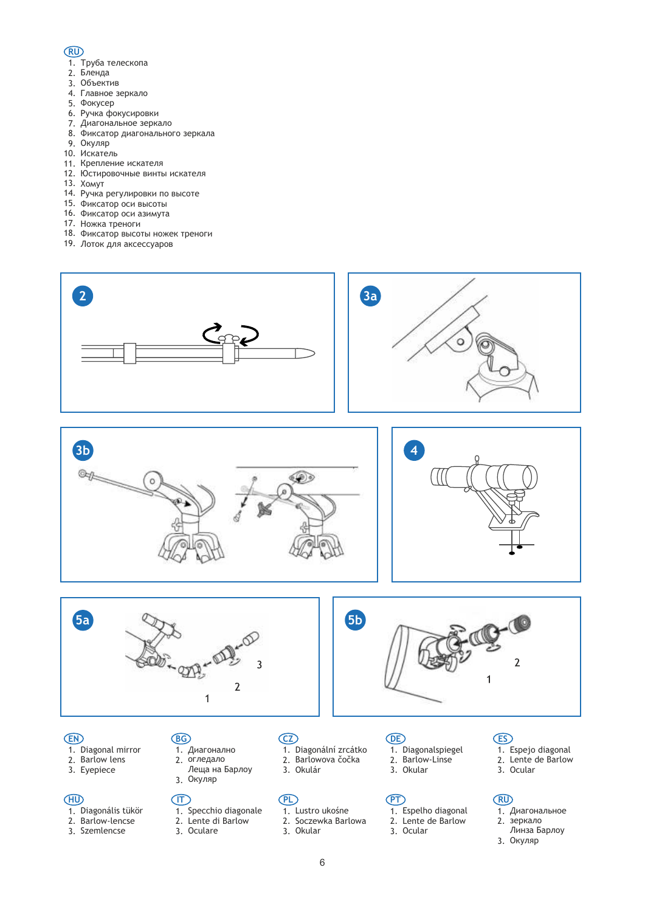RU

1. Труба телескопа
2. Бленда
3. Объектив
4. Главное зеркало
5. Фокусер
6. Ручка фокусировки
7. Диагональное зеркало
8. Фиксатор диагонального зеркала
9. Окуляр
10. Искатель
11. Крепление искателя
12. Юстировочные винты искателя
13. Хомут
14. Ручка регулировки по высоте
15. Фиксатор оси высоты
16. Фиксатор оси азимута
17. Ножка треноги
18. Фиксатор высоты ножек треноги
19. Лоток для аксессуаров

2

3a

3b

4

5a

5b

EN

1. Diagonal mirror
2. Barlow lens
3. Eyepiece

BG

1. Диагонално огледало
2. Леща на Барлоу
3. Окуляр

CZ

1. Diagonální zrcátko
2. Barlowova čočka
3. Okulár

DE

1. Diagonalspiegel
2. Barlow-Linse
3. Okular

ES

1. Espejo diagonal
2. Lente de Barlow
3. Ocular

HU

1. Diagonális tükör
2. Barlow-lencse
3. Szemlencse

IT

1. Specchio diagonale
2. Lente di Barlow
3. Oculare

PL

1. Lustro ukośne
2. Soczewka Barlowa
3. Okular

PT

1. Espelho diagonal
2. Lente de Barlow
3. Ocular

RU

1. Диагональное зеркало
2. Линза Барлоу
3. Окуляр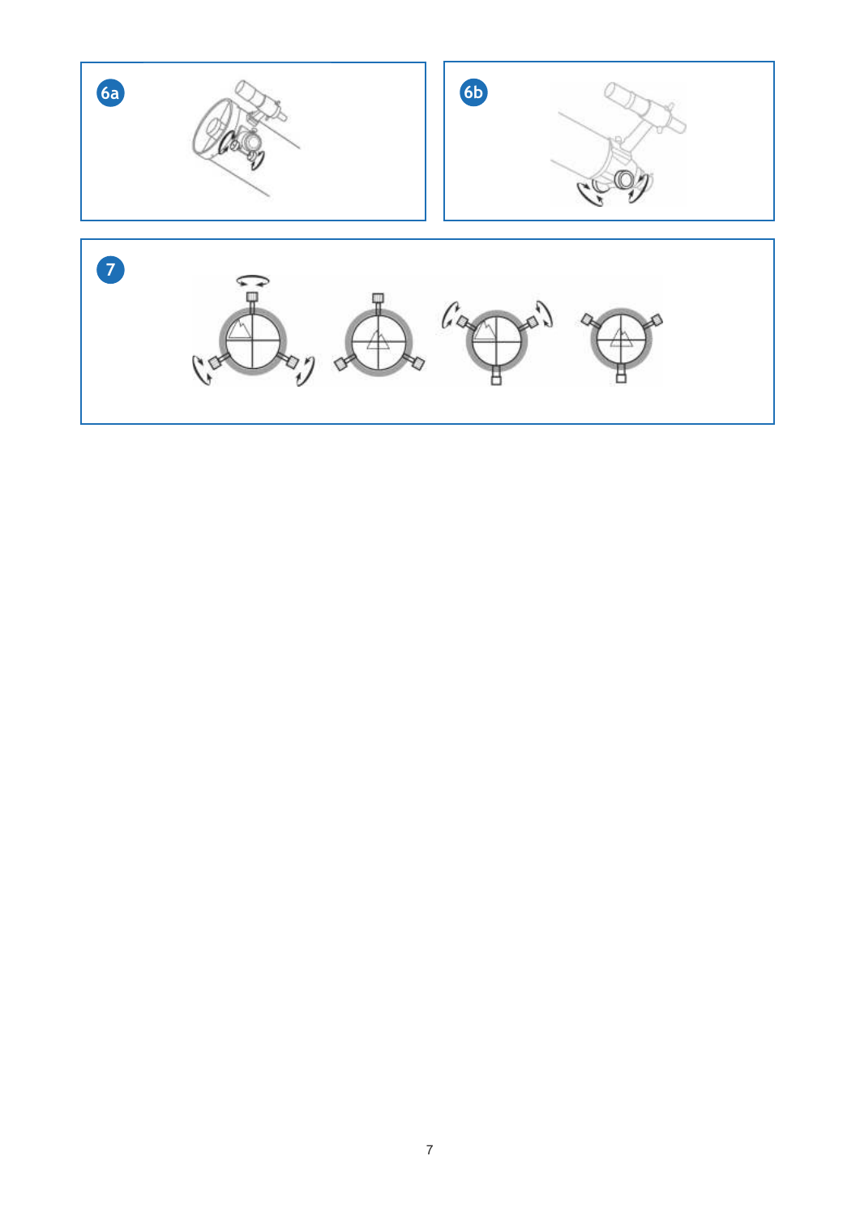6a

6b

7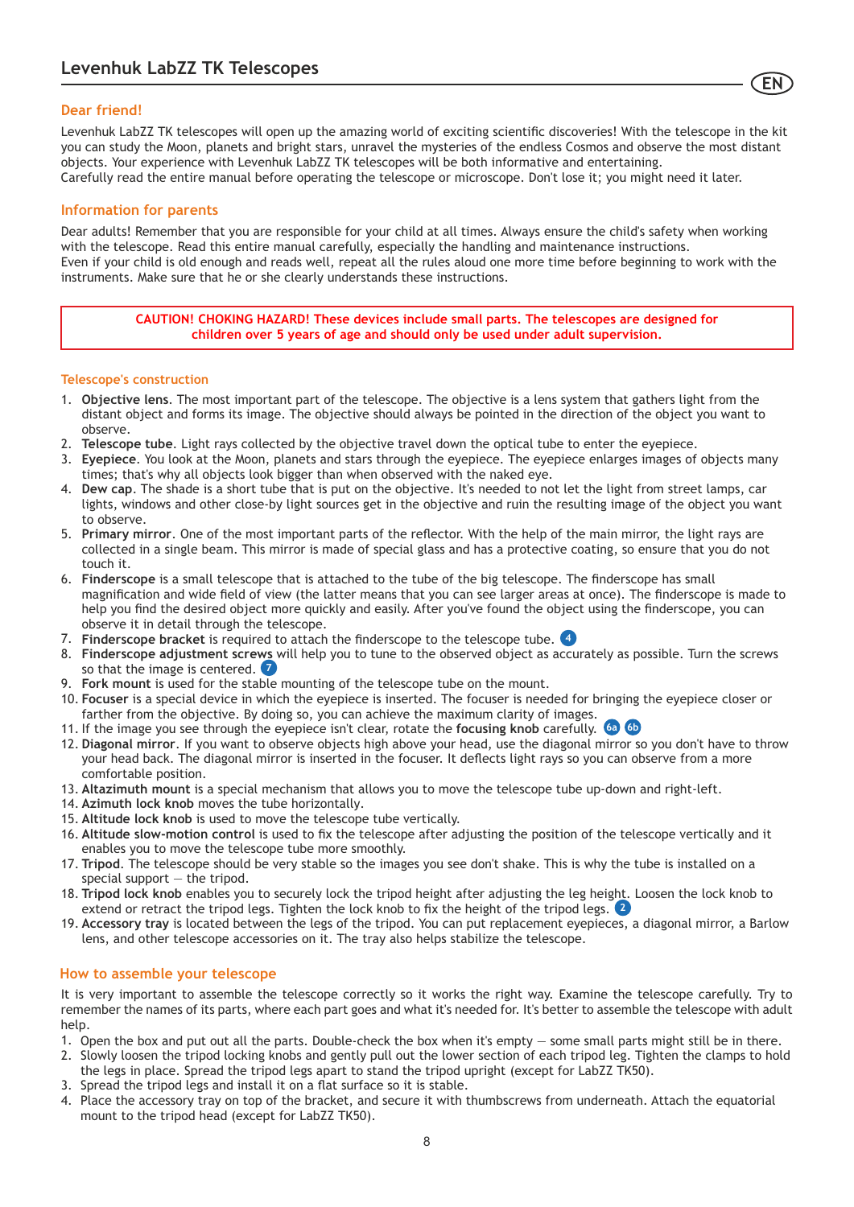## Levenhuk LabZZ TK Telescopes

EN

### Dear friend!

Levenhuk LabZZ TK telescopes will open up the amazing world of exciting scientific discoveries! With the telescope in the kit you can study the Moon, planets and bright stars, unravel the mysteries of the endless Cosmos and observe the most distant objects. Your experience with Levenhuk LabZZ TK telescopes will be both informative and entertaining.
Carefully read the entire manual before operating the telescope or microscope. Don't lose it; you might need it later.

### Information for parents

Dear adults! Remember that you are responsible for your child at all times. Always ensure the child's safety when working with the telescope. Read this entire manual carefully, especially the handling and maintenance instructions.
Even if your child is old enough and reads well, repeat all the rules aloud one more time before beginning to work with the instruments. Make sure that he or she clearly understands these instructions.

**CAUTION! CHOKING HAZARD! These devices include small parts. The telescopes are designed for children over 5 years of age and should only be used under adult supervision.**

### Telescope's construction

1. **Objective lens**. The most important part of the telescope. The objective is a lens system that gathers light from the distant object and forms its image. The objective should always be pointed in the direction of the object you want to observe.
2. **Telescope tube**. Light rays collected by the objective travel down the optical tube to enter the eyepiece.
3. **Eyepiece**. You look at the Moon, planets and stars through the eyepiece. The eyepiece enlarges images of objects many times; that's why all objects look bigger than when observed with the naked eye.
4. **Dew cap**. The shade is a short tube that is put on the objective. It's needed to not let the light from street lamps, car lights, windows and other close-by light sources get in the objective and ruin the resulting image of the object you want to observe.
5. **Primary mirror**. One of the most important parts of the reflector. With the help of the main mirror, the light rays are collected in a single beam. This mirror is made of special glass and has a protective coating, so ensure that you do not touch it.
6. **Finderscope** is a small telescope that is attached to the tube of the big telescope. The finderscope has small magnification and wide field of view (the latter means that you can see larger areas at once). The finderscope is made to help you find the desired object more quickly and easily. After you've found the object using the finderscope, you can observe it in detail through the telescope.
7. **Finderscope bracket** is required to attach the finderscope to the telescope tube. 4
8. **Finderscope adjustment screws** will help you to tune to the observed object as accurately as possible. Turn the screws so that the image is centered. 7
9. **Fork mount** is used for the stable mounting of the telescope tube on the mount.
10. **Focuser** is a special device in which the eyepiece is inserted. The focuser is needed for bringing the eyepiece closer or farther from the objective. By doing so, you can achieve the maximum clarity of images.
11. If the image you see through the eyepiece isn't clear, rotate the **focusing knob** carefully. 6a 6b
12. **Diagonal mirror**. If you want to observe objects high above your head, use the diagonal mirror so you don't have to throw your head back. The diagonal mirror is inserted in the focuser. It deflects light rays so you can observe from a more comfortable position.
13. **Altazimuth mount** is a special mechanism that allows you to move the telescope tube up-down and right-left.
14. **Azimuth lock knob** moves the tube horizontally.
15. **Altitude lock knob** is used to move the telescope tube vertically.
16. **Altitude slow-motion control** is used to fix the telescope after adjusting the position of the telescope vertically and it enables you to move the telescope tube more smoothly.
17. **Tripod**. The telescope should be very stable so the images you see don't shake. This is why the tube is installed on a special support — the tripod.
18. **Tripod lock knob** enables you to securely lock the tripod height after adjusting the leg height. Loosen the lock knob to extend or retract the tripod legs. Tighten the lock knob to fix the height of the tripod legs. 2
19. **Accessory tray** is located between the legs of the tripod. You can put replacement eyepieces, a diagonal mirror, a Barlow lens, and other telescope accessories on it. The tray also helps stabilize the telescope.

### How to assemble your telescope

It is very important to assemble the telescope correctly so it works the right way. Examine the telescope carefully. Try to remember the names of its parts, where each part goes and what it's needed for. It's better to assemble the telescope with adult help.

1. Open the box and put out all the parts. Double-check the box when it's empty — some small parts might still be in there.
2. Slowly loosen the tripod locking knobs and gently pull out the lower section of each tripod leg. Tighten the clamps to hold the legs in place. Spread the tripod legs apart to stand the tripod upright (except for LabZZ TK50).
3. Spread the tripod legs and install it on a flat surface so it is stable.
4. Place the accessory tray on top of the bracket, and secure it with thumbscrews from underneath. Attach the equatorial mount to the tripod head (except for LabZZ TK50).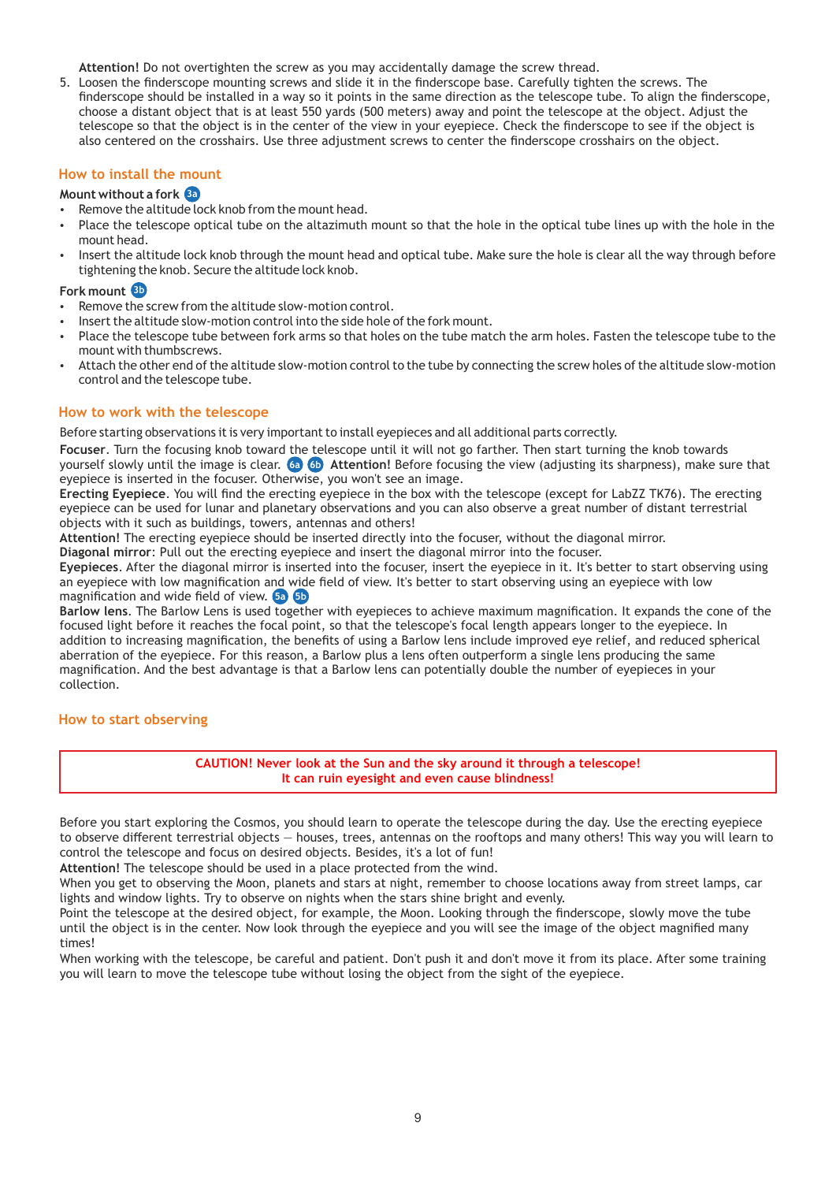**Attention!** Do not overtighten the screw as you may accidentally damage the screw thread.

5. Loosen the finderscope mounting screws and slide it in the finderscope base. Carefully tighten the screws. The finderscope should be installed in a way so it points in the same direction as the telescope tube. To align the finderscope, choose a distant object that is at least 550 yards (500 meters) away and point the telescope at the object. Adjust the telescope so that the object is in the center of the view in your eyepiece. Check the finderscope to see if the object is also centered on the crosshairs. Use three adjustment screws to center the finderscope crosshairs on the object.

## How to install the mount

**Mount without a fork** 3a

- Remove the altitude lock knob from the mount head.
- Place the telescope optical tube on the altazimuth mount so that the hole in the optical tube lines up with the hole in the mount head.
- Insert the altitude lock knob through the mount head and optical tube. Make sure the hole is clear all the way through before tightening the knob. Secure the altitude lock knob.

**Fork mount** 3b

- Remove the screw from the altitude slow-motion control.
- Insert the altitude slow-motion control into the side hole of the fork mount.
- Place the telescope tube between fork arms so that holes on the tube match the arm holes. Fasten the telescope tube to the mount with thumbscrews.
- Attach the other end of the altitude slow-motion control to the tube by connecting the screw holes of the altitude slow-motion control and the telescope tube.

## How to work with the telescope

Before starting observations it is very important to install eyepieces and all additional parts correctly.

**Focuser**. Turn the focusing knob toward the telescope until it will not go farther. Then start turning the knob towards yourself slowly until the image is clear. 6a 6b **Attention!** Before focusing the view (adjusting its sharpness), make sure that eyepiece is inserted in the focuser. Otherwise, you won't see an image.

**Erecting Eyepiece**. You will find the erecting eyepiece in the box with the telescope (except for LabZZ TK76). The erecting eyepiece can be used for lunar and planetary observations and you can also observe a great number of distant terrestrial objects with it such as buildings, towers, antennas and others!

**Attention!** The erecting eyepiece should be inserted directly into the focuser, without the diagonal mirror.

**Diagonal mirror**: Pull out the erecting eyepiece and insert the diagonal mirror into the focuser.

**Eyepieces**. After the diagonal mirror is inserted into the focuser, insert the eyepiece in it. It's better to start observing using an eyepiece with low magnification and wide field of view. It's better to start observing using an eyepiece with low magnification and wide field of view. 5a 5b

**Barlow lens**. The Barlow Lens is used together with eyepieces to achieve maximum magnification. It expands the cone of the focused light before it reaches the focal point, so that the telescope's focal length appears longer to the eyepiece. In addition to increasing magnification, the benefits of using a Barlow lens include improved eye relief, and reduced spherical aberration of the eyepiece. For this reason, a Barlow plus a lens often outperform a single lens producing the same magnification. And the best advantage is that a Barlow lens can potentially double the number of eyepieces in your collection.

## How to start observing

> **CAUTION! Never look at the Sun and the sky around it through a telescope!**
> **It can ruin eyesight and even cause blindness!**

Before you start exploring the Cosmos, you should learn to operate the telescope during the day. Use the erecting eyepiece to observe different terrestrial objects — houses, trees, antennas on the rooftops and many others! This way you will learn to control the telescope and focus on desired objects. Besides, it's a lot of fun!

**Attention!** The telescope should be used in a place protected from the wind.

When you get to observing the Moon, planets and stars at night, remember to choose locations away from street lamps, car lights and window lights. Try to observe on nights when the stars shine bright and evenly.

Point the telescope at the desired object, for example, the Moon. Looking through the finderscope, slowly move the tube until the object is in the center. Now look through the eyepiece and you will see the image of the object magnified many times!

When working with the telescope, be careful and patient. Don't push it and don't move it from its place. After some training you will learn to move the telescope tube without losing the object from the sight of the eyepiece.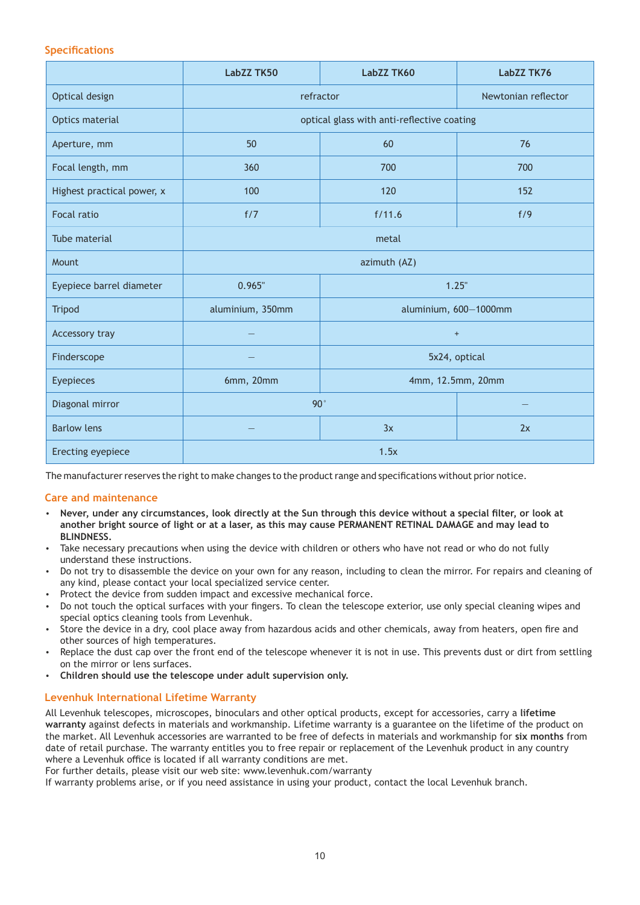## Specifications

| | LabZZ TK50 | LabZZ TK60 | LabZZ TK76 |
|---|---|---|---|
| Optical design | refractor | | Newtonian reflector |
| Optics material | optical glass with anti-reflective coating | | |
| Aperture, mm | 50 | 60 | 76 |
| Focal length, mm | 360 | 700 | 700 |
| Highest practical power, x | 100 | 120 | 152 |
| Focal ratio | f/7 | f/11.6 | f/9 |
| Tube material | metal | | |
| Mount | azimuth (AZ) | | |
| Eyepiece barrel diameter | 0.965" | 1.25" | |
| Tripod | aluminium, 350mm | aluminium, 600—1000mm | |
| Accessory tray | — | + | |
| Finderscope | — | 5x24, optical | |
| Eyepieces | 6mm, 20mm | 4mm, 12.5mm, 20mm | |
| Diagonal mirror | 90˚ | | — |
| Barlow lens | — | 3x | 2x |
| Erecting eyepiece | 1.5x | | |

The manufacturer reserves the right to make changes to the product range and specifications without prior notice.

## Care and maintenance

- **Never, under any circumstances, look directly at the Sun through this device without a special filter, or look at another bright source of light or at a laser, as this may cause PERMANENT RETINAL DAMAGE and may lead to BLINDNESS.**
- Take necessary precautions when using the device with children or others who have not read or who do not fully understand these instructions.
- Do not try to disassemble the device on your own for any reason, including to clean the mirror. For repairs and cleaning of any kind, please contact your local specialized service center.
- Protect the device from sudden impact and excessive mechanical force.
- Do not touch the optical surfaces with your fingers. To clean the telescope exterior, use only special cleaning wipes and special optics cleaning tools from Levenhuk.
- Store the device in a dry, cool place away from hazardous acids and other chemicals, away from heaters, open fire and other sources of high temperatures.
- Replace the dust cap over the front end of the telescope whenever it is not in use. This prevents dust or dirt from settling on the mirror or lens surfaces.
- **Children should use the telescope under adult supervision only.**

## Levenhuk International Lifetime Warranty

All Levenhuk telescopes, microscopes, binoculars and other optical products, except for accessories, carry a **lifetime warranty** against defects in materials and workmanship. Lifetime warranty is a guarantee on the lifetime of the product on the market. All Levenhuk accessories are warranted to be free of defects in materials and workmanship for **six months** from date of retail purchase. The warranty entitles you to free repair or replacement of the Levenhuk product in any country where a Levenhuk office is located if all warranty conditions are met.
For further details, please visit our web site: www.levenhuk.com/warranty
If warranty problems arise, or if you need assistance in using your product, contact the local Levenhuk branch.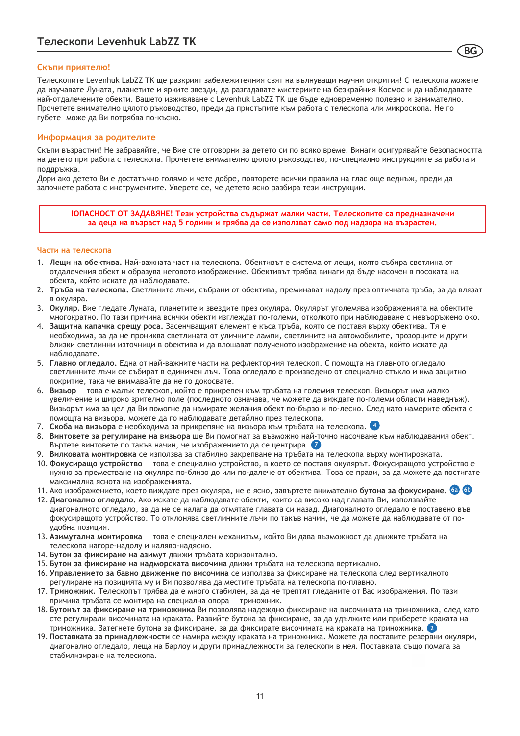# Телескопи Levenhuk LabZZ TK

BG

## Скъпи приятелю!

Телескопите Levenhuk LabZZ TK ще разкрият забележителния свят на вълнуващи научни открития! С телескопа можете да изучавате Луната, планетите и ярките звезди, да разгадавате мистериите на безкрайния Космос и да наблюдавате най-отдалечените обекти. Вашето изживяване с Levenhuk LabZZ TK ще бъде едновременно полезно и занимателно. Прочетете внимателно цялото ръководство, преди да пристъпите към работа с телескопа или микроскопа. Не го губете– може да Ви потрябва по-късно.

## Информация за родителите

Скъпи възрастни! Не забравяйте, че Вие сте отговорни за детето си по всяко време. Винаги осигурявайте безопасността на детето при работа с телескопа. Прочетете внимателно цялото ръководство, по-специално инструкциите за работа и поддръжка.
Дори ако детето Ви е достатъчно голямо и чете добре, повторете всички правила на глас още веднъж, преди да започнете работа с инструментите. Уверете се, че детето ясно разбира тези инструкции.

**!ОПАСНОСТ ОТ ЗАДАВЯНЕ! Тези устройства съдържат малки части. Телескопите са предназначени за деца на възраст над 5 години и трябва да се използват само под надзора на възрастен.**

### Части на телескопа

1. **Лещи на обектива.** Най-важната част на телескопа. Обективът е система от лещи, която събира светлина от отдалечения обект и образува неговото изображение. Обективът трябва винаги да бъде насочен в посоката на обекта, който искате да наблюдавате.
2. **Тръба на телескопа.** Светлините лъчи, събрани от обектива, преминават надолу през оптичната тръба, за да влязат в окуляра.
3. **Окуляр.** Вие гледате Луната, планетите и звездите през окуляра. Окулярът уголемява изображенията на обектите многократно. По тази причина всички обекти изглеждат по-големи, отколкото при наблюдаване с невъоръжено око.
4. **Защитна капачка срещу роса.** Засенчващият елемент е къса тръба, която се поставя върху обектива. Тя е необходима, за да не прониква светлината от уличните лампи, светлините на автомобилите, прозорците и други близки светлинни източници в обектива и да влошават полученото изображение на обекта, който искате да наблюдавате.
5. **Главно огледало.** Една от най-важните части на рефлекторния телескоп. С помощта на главното огледало светлинните лъчи се събират в единичен лъч. Това огледало е произведено от специално стъкло и има защитно покритие, така че внимавайте да не го докосвате.
6. **Визьор** — това е малък телескоп, който е прикрепен към тръбата на големия телескоп. Визьорът има малко увеличение и широко зрително поле (последното означава, че можете да виждате по-големи области наведнъж). Визьорът има за цел да Ви помогне да намирате желания обект по-бързо и по-лесно. След като намерите обекта с помощта на визьора, можете да го наблюдавате детайлно през телескопа.
7. **Скоба на визьора** е необходима за прикрепяне на визьора към тръбата на телескопа. 4
8. **Винтовете за регулиране на визьора** ще Ви помогнат за възможно най-точно насочване към наблюдавания обект. Въртете винтовете по такъв начин, че изображението да се центрира. 7
9. **Вилковата монтировка** се използва за стабилно закрепване на тръбата на телескопа върху монтировката.
10. **Фокусиращо устройство** — това е специално устройство, в което се поставя окулярът. Фокусиращото устройство е нужно за преместване на окуляра по-близо до или по-далече от обектива. Това се прави, за да можете да постигате максимална яснота на изображенията.
11. Ако изображението, което виждате през окуляра, не е ясно, завъртете внимателно **бутона за фокусиране.** 6a 6b
12. **Диагонално огледало.** Ако искате да наблюдавате обекти, които са високо над главата Ви, използвайте диагоналното огледало, за да не се налага да отмятате главата си назад. Диагоналното огледало е поставено във фокусиращото устройство. То отклонява светлинните лъчи по такъв начин, че да можете да наблюдавате от по-удобна позиция.
13. **Азимутална монтировка** — това е специален механизъм, който Ви дава възможност да движите тръбата на телескопа нагоре-надолу и наляво-надясно.
14. **Бутон за фиксиране на азимут** движи тръбата хоризонтално.
15. **Бутон за фиксиране на надморската височина** движи тръбата на телескопа вертикално.
16. **Управлението за бавно движение по височина** се използва за фиксиране на телескопа след вертикалното регулиране на позицията му и Ви позволява да местите тръбата на телескопа по-плавно.
17. **Триножник.** Телескопът трябва да е много стабилен, за да не трептят гледаните от Вас изображения. По тази причина тръбата се монтира на специална опора — триножник.
18. **Бутонът за фиксиране на триножника** Ви позволява надеждно фиксиране на височината на триножника, след като сте регулирали височината на краката. Развийте бутона за фиксиране, за да удължите или приберете краката на триножника. Затегнете бутона за фиксиране, за да фиксирате височината на краката на триножника. 2
19. **Поставката за принадлежности** се намира между краката на триножника. Можете да поставите резервни окуляри, диагонално огледало, леща на Барлоу и други принадлежности за телескопи в нея. Поставката също помага за стабилизиране на телескопа.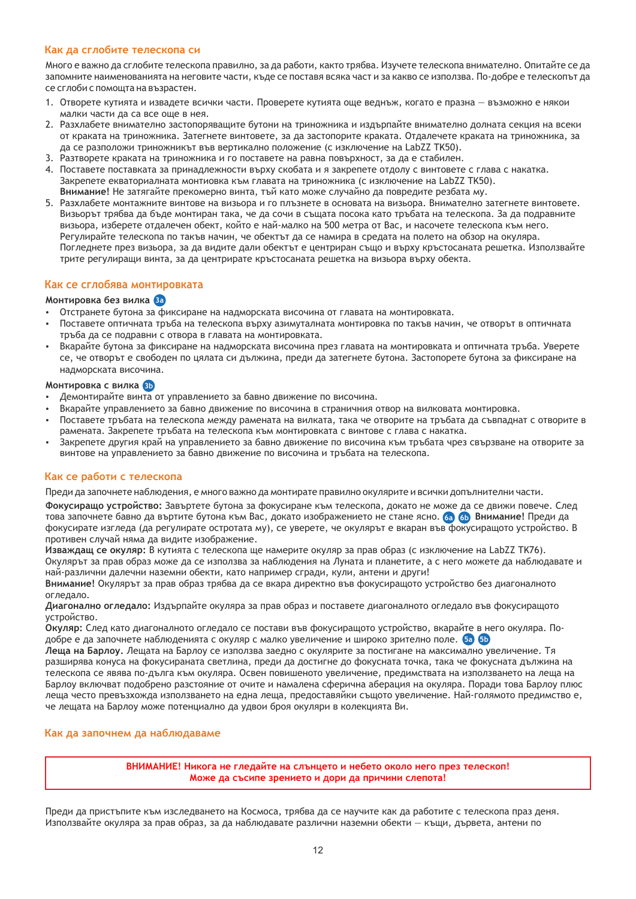## Как да сглобите телескопа си

Много е важно да сглобите телескопа правилно, за да работи, както трябва. Изучете телескопа внимателно. Опитайте се да запомните наименованията на неговите части, къде се поставя всяка част и за какво се използва. По-добре е телескопът да се сглоби с помощта на възрастен.

1. Отворете кутията и извадете всички части. Проверете кутията още веднъж, когато е празна — възможно е някои малки части да са все още в нея.
2. Разхлабете внимателно застопоряващите бутони на триножника и издърпайте внимателно долната секция на всеки от краката на триножника. Затегнете винтовете, за да застопорите краката. Отдалечете краката на триножника, за да се разположи триножникът във вертикално положение (с изключение на LabZZ TK50).
3. Разтворете краката на триножника и го поставете на равна повърхност, за да е стабилен.
4. Поставете поставката за принадлежности върху скобата и я закрепете отдолу с винтовете с глава с накатка. Закрепете екваториалната монтиовка към главата на триножника (с изключение на LabZZ TK50). **Внимание!** Не затягайте прекомерно винта, тъй като може случайно да повредите резбата му.
5. Разхлабете монтажните винтове на визьора и го плъзнете в основата на визьора. Внимателно затегнете винтовете. Визьорът трябва да бъде монтиран така, че да сочи в същата посока като тръбата на телескопа. За да подравните визьора, изберете отдалечен обект, който е най-малко на 500 метра от Вас, и насочете телескопа към него. Регулирайте телескопа по такъв начин, че обектът да се намира в средата на полето на обзор на окуляра. Погледнете през визьора, за да видите дали обектът е центриран също и върху кръстосаната решетка. Използвайте трите регулиращи винта, за да центрирате кръстосаната решетка на визьора върху обекта.

## Как се сглобява монтировката

**Монтировка без вилка** 3a

- Отстранете бутона за фиксиране на надморската височина от главата на монтировката.
- Поставете оптичната тръба на телескопа върху азимуталната монтировка по такъв начин, че отворът в оптичната тръба да се подравни с отвора в главата на монтировката.
- Вкарайте бутона за фиксиране на надморската височина през главата на монтировката и оптичната тръба. Уверете се, че отворът е свободен по цялата си дължина, преди да затегнете бутона. Застопорете бутона за фиксиране на надморската височина.

**Монтировка с вилка** 3b

- Демонтирайте винта от управлението за бавно движение по височина.
- Вкарайте управлението за бавно движение по височина в страничния отвор на вилковата монтировка.
- Поставете тръбата на телескопа между рамената на вилката, така че отворите на тръбата да съвпаднат с отворите в рамената. Закрепете тръбата на телескопа към монтировката с винтове с глава с накатка.
- Закрепете другия край на управлението за бавно движение по височина към тръбата чрез свързване на отворите за винтове на управлението за бавно движение по височина и тръбата на телескопа.

## Как се работи с телескопа

Преди да започнете наблюдения, е много важно да монтирате правилно окулярите и всички допълнителни части.

**Фокусиращо устройство:** Завъртете бутона за фокусиране към телескопа, докато не може да се движи повече. След това започнете бавно да въртите бутона към Вас, докато изображението не стане ясно. 6a 6b **Внимание!** Преди да фокусирате изгледа (да регулирате остротата му), се уверете, че окулярът е вкаран във фокусиращото устройство. В противен случай няма да видите изображение.

**Изваждащ се окуляр:** В кутията с телескопа ще намерите окуляр за прав образ (с изключение на LabZZ TK76). Окулярът за прав образ може да се използва за наблюдения на Луната и планетите, а с него можете да наблюдавате и най-различни далечни наземни обекти, като например сгради, кули, антени и други!

**Внимание!** Окулярът за прав образ трябва да се вкара директно във фокусиращото устройство без диагоналното огледало.

**Диагонално огледало:** Издърпайте окуляра за прав образ и поставете диагоналното огледало във фокусиращото устройство.

**Окуляр:** След като диагоналното огледало се постави във фокусиращото устройство, вкарайте в него окуляра. По-добре е да започнете наблюденията с окуляр с малко увеличение и широко зрително поле. 5a 5b

**Леща на Барлоу.** Лещата на Барлоу се използва заедно с окулярите за постигане на максимално увеличение. Тя разширява конуса на фокусираната светлина, преди да достигне до фокусната точка, така че фокусната дължина на телескопа се явява по-дълга към окуляра. Освен повишеното увеличение, предимствата на използването на леща на Барлоу включват подобрено разстояние от очите и намалена сферична аберация на окуляра. Поради това Барлоу плюс леща често превъзхожда използването на една леща, предоставяйки същото увеличение. Най-голямото предимство е, че лещата на Барлоу може потенциално да удвои броя окуляри в колекцията Ви.

## Как да започнем да наблюдаваме

**ВНИМАНИЕ! Никога не гледайте на слънцето и небето около него през телескоп! Може да съсипе зрението и дори да причини слепота!**

Преди да пристъпите към изследването на Космоса, трябва да се научите как да работите с телескопа праз деня. Използвайте окуляра за прав образ, за да наблюдавате различни наземни обекти — къщи, дървета, антени по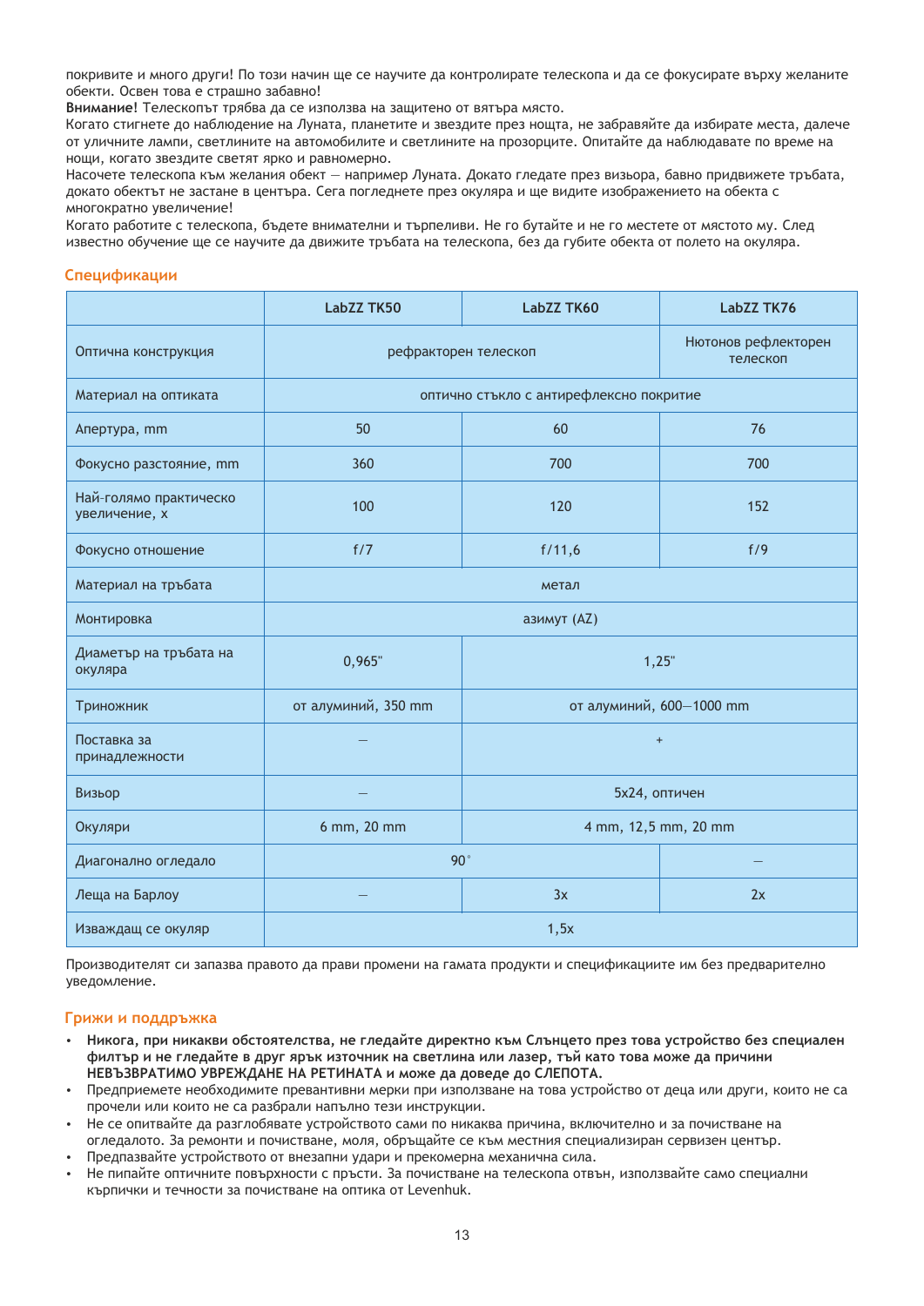покривите и много други! По този начин ще се научите да контролирате телескопа и да се фокусирате върху желаните обекти. Освен това е страшно забавно!

**Внимание!** Телескопът трябва да се използва на защитено от вятъра място.

Когато стигнете до наблюдение на Луната, планетите и звездите през нощта, не забравяйте да избирате места, далече от уличните лампи, светлините на автомобилите и светлините на прозорците. Опитайте да наблюдавате по време на нощи, когато звездите светят ярко и равномерно.

Насочете телескопа към желания обект — например Луната. Докато гледате през визьора, бавно придвижете тръбата, докато обектът не застане в центъра. Сега погледнете през окуляра и ще видите изображението на обекта с многократно увеличение!

Когато работите с телескопа, бъдете внимателни и търпеливи. Не го бутайте и не го местете от мястото му. След известно обучение ще се научите да движите тръбата на телескопа, без да губите обекта от полето на окуляра.

## Спецификации

| | LabZZ TK50 | LabZZ TK60 | LabZZ TK76 |
|---|---|---|---|
| Оптична конструкция | рефракторен телескоп | | Нютонов рефлекторен телескоп |
| Материал на оптиката | оптично стъкло с антирефлексно покритие | | |
| Апертура, mm | 50 | 60 | 76 |
| Фокусно разстояние, mm | 360 | 700 | 700 |
| Най-голямо практическо увеличение, x | 100 | 120 | 152 |
| Фокусно отношение | f/7 | f/11,6 | f/9 |
| Материал на тръбата | метал | | |
| Монтировка | азимут (AZ) | | |
| Диаметър на тръбата на окуляра | 0,965" | 1,25" | |
| Триножник | от алуминий, 350 mm | от алуминий, 600—1000 mm | |
| Поставка за принадлежности | — | + | |
| Визьор | — | 5x24, оптичен | |
| Окуляри | 6 mm, 20 mm | 4 mm, 12,5 mm, 20 mm | |
| Диагонално огледало | 90° | | — |
| Леща на Барлоу | — | 3x | 2x |
| Изваждащ се окуляр | 1,5x | | |

Производителят си запазва правото да прави промени на гамата продукти и спецификациите им без предварително уведомление.

## Грижи и поддръжка

- **Никога, при никакви обстоятелства, не гледайте директно към Слънцето през това устройство без специален филтър и не гледайте в друг ярък източник на светлина или лазер, тъй като това може да причини НЕВЪЗВРАТИМО УВРЕЖДАНЕ НА РЕТИНАТА и може да доведе до СЛЕПОТА.**
- Предприемете необходимите превантивни мерки при използване на това устройство от деца или други, които не са прочели или които не са разбрали напълно тези инструкции.
- Не се опитвайте да разглобявате устройството сами по никаква причина, включително и за почистване на огледалото. За ремонти и почистване, моля, обръщайте се към местния специализиран сервизен център.
- Предпазвайте устройството от внезапни удари и прекомерна механична сила.
- Не пипайте оптичните повърхности с пръсти. За почистване на телескопа отвън, използвайте само специални кърпички и течности за почистване на оптика от Levenhuk.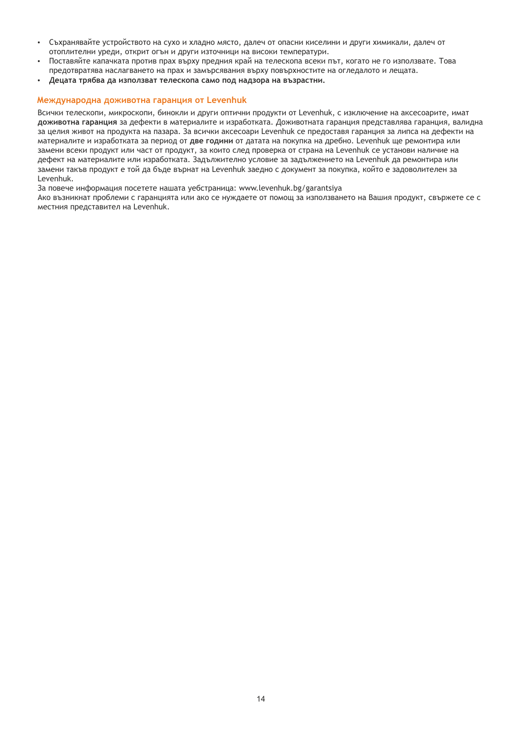- Съхранявайте устройството на сухо и хладно място, далеч от опасни киселини и други химикали, далеч от отоплителни уреди, открит огън и други източници на високи температури.
- Поставяйте капачката против прах върху предния край на телескопа всеки път, когато не го използвате. Това предотвратява наслагването на прах и замърсявания върху повърхностите на огледалото и лещата.
- **Децата трябва да използват телескопа само под надзора на възрастни.**

## Международна доживотна гаранция от Levenhuk

Всички телескопи, микроскопи, бинокли и други оптични продукти от Levenhuk, с изключение на аксесоарите, имат **доживотна гаранция** за дефекти в материалите и изработката. Доживотната гаранция представлява гаранция, валидна за целия живот на продукта на пазара. За всички аксесоари Levenhuk се предоставя гаранция за липса на дефекти на материалите и изработката за период от **две години** от датата на покупка на дребно. Levenhuk ще ремонтира или замени всеки продукт или част от продукт, за които след проверка от страна на Levenhuk се установи наличие на дефект на материалите или изработката. Задължително условие за задължението на Levenhuk да ремонтира или замени такъв продукт е той да бъде върнат на Levenhuk заедно с документ за покупка, който е задоволителен за Levenhuk.

За повече информация посетете нашата уебстраница: www.levenhuk.bg/garantsiya

Ако възникнат проблеми с гаранцията или ако се нуждаете от помощ за използването на Вашия продукт, свържете се с местния представител на Levenhuk.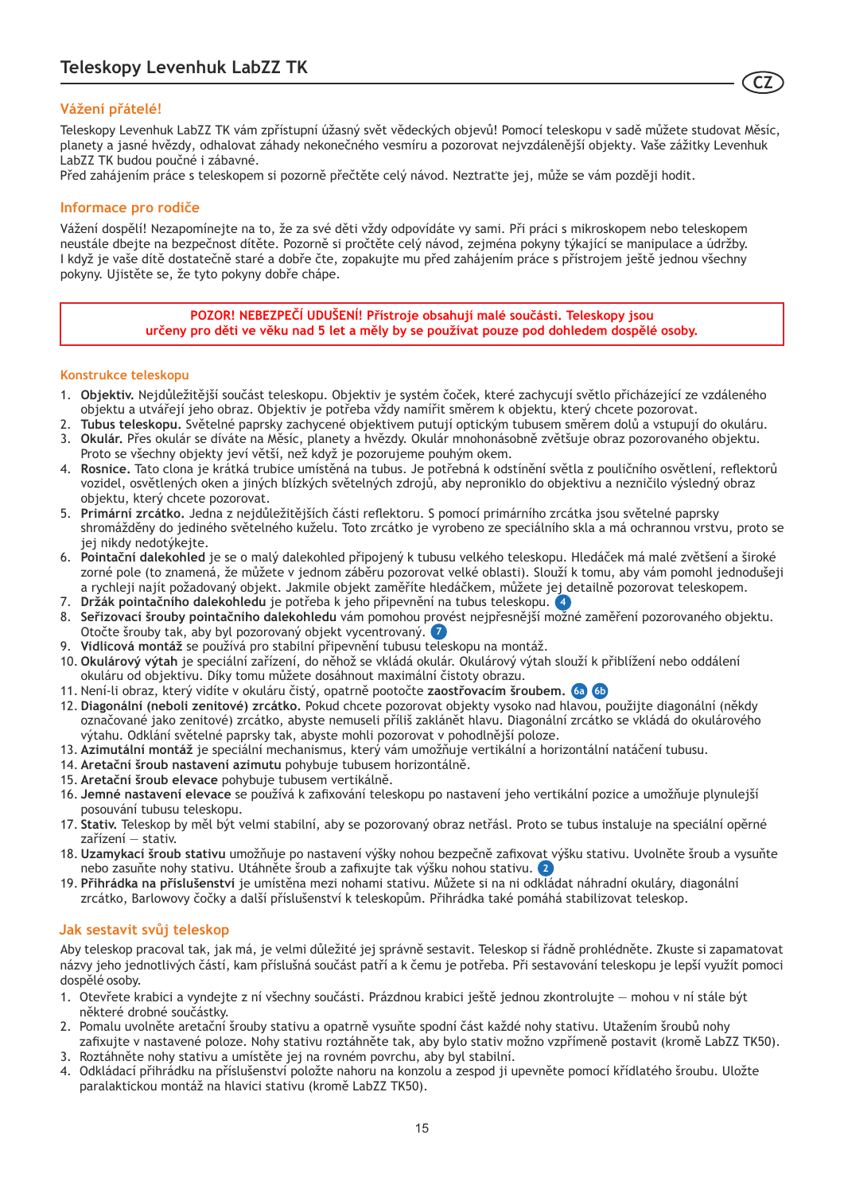# Teleskopy Levenhuk LabZZ TK

## Vážení přátelé!

Teleskopy Levenhuk LabZZ TK vám zpřístupní úžasný svět vědeckých objevů! Pomocí teleskopu v sadě můžete studovat Měsíc, planety a jasné hvězdy, odhalovat záhady nekonečného vesmíru a pozorovat nejvzdálenější objekty. Vaše zážitky Levenhuk LabZZ TK budou poučné i zábavné.
Před zahájením práce s teleskopem si pozorně přečtěte celý návod. Neztrat'te jej, může se vám později hodit.

## Informace pro rodiče

Vážení dospělí! Nezapomínejte na to, že za své děti vždy odpovídáte vy sami. Při práci s mikroskopem nebo teleskopem neustále dbejte na bezpečnost dítěte. Pozorně si pročtěte celý návod, zejména pokyny týkající se manipulace a údržby. I když je vaše dítě dostatečně staré a dobře čte, zopakujte mu před zahájením práce s přístrojem ještě jednou všechny pokyny. Ujistěte se, že tyto pokyny dobře chápe.

**POZOR! NEBEZPEČÍ UDUŠENÍ! Přístroje obsahují malé součásti. Teleskopy jsou určeny pro děti ve věku nad 5 let a měly by se používat pouze pod dohledem dospělé osoby.**

### Konstrukce teleskopu

1. **Objektiv.** Nejdůležitější součást teleskopu. Objektiv je systém čoček, které zachycují světlo přicházející ze vzdáleného objektu a utvářejí jeho obraz. Objektiv je potřeba vždy namířit směrem k objektu, který chcete pozorovat.
2. **Tubus teleskopu.** Světelné paprsky zachycené objektivem putují optickým tubusem směrem dolů a vstupují do okuláru.
3. **Okulár.** Přes okulár se díváte na Měsíc, planety a hvězdy. Okulár mnohonásobně zvětšuje obraz pozorovaného objektu. Proto se všechny objekty jeví větší, než když je pozorujeme pouhým okem.
4. **Rosnice.** Tato clona je krátká trubice umístěná na tubus. Je potřebná k odstínění světla z pouličního osvětlení, reflektorů vozidel, osvětlených oken a jiných blízkých světelných zdrojů, aby neproniklo do objektivu a nezničilo výsledný obraz objektu, který chcete pozorovat.
5. **Primární zrcátko.** Jedna z nejdůležitějších části reflektoru. S pomocí primárního zrcátka jsou světelné paprsky shromážděny do jediného světelného kuželu. Toto zrcátko je vyrobeno ze speciálního skla a má ochrannou vrstvu, proto se jej nikdy nedotýkejte.
6. **Pointační dalekohled** je se o malý dalekohled připojený k tubusu velkého teleskopu. Hledáček má malé zvětšení a široké zorné pole (to znamená, že můžete v jednom záběru pozorovat velké oblasti). Slouží k tomu, aby vám pomohl jednodušeji a rychleji najít požadovaný objekt. Jakmile objekt zaměříte hledáčkem, můžete jej detailně pozorovat teleskopem.
7. **Držák pointačního dalekohledu** je potřeba k jeho připevnění na tubus teleskopu. 4
8. **Seřizovací šrouby pointačního dalekohledu** vám pomohou provést nejpřesnější možné zaměření pozorovaného objektu. Otočte šrouby tak, aby byl pozorovaný objekt vycentrovaný. 7
9. **Vidlicová montáž** se používá pro stabilní připevnění tubusu teleskopu na montáž.
10. **Okulárový výtah** je speciální zařízení, do něhož se vkládá okulár. Okulárový výtah slouží k přiblížení nebo oddálení okuláru od objektivu. Díky tomu můžete dosáhnout maximální čistoty obrazu.
11. Není-li obraz, který vidíte v okuláru čistý, opatrně pootočte **zaostřovacím šroubem.** 6a 6b
12. **Diagonální (neboli zenitové) zrcátko.** Pokud chcete pozorovat objekty vysoko nad hlavou, použijte diagonální (někdy označované jako zenitové) zrcátko, abyste nemuseli příliš zaklánět hlavu. Diagonální zrcátko se vkládá do okulárového výtahu. Odklání světelné paprsky tak, abyste mohli pozorovat v pohodlnější poloze.
13. **Azimutální montáž** je speciální mechanismus, který vám umožňuje vertikální a horizontální natáčení tubusu.
14. **Aretační šroub nastavení azimutu** pohybuje tubusem horizontálně.
15. **Aretační šroub elevace** pohybuje tubusem vertikálně.
16. **Jemné nastavení elevace** se používá k zafixování teleskopu po nastavení jeho vertikální pozice a umožňuje plynulejší posouvání tubusu teleskopu.
17. **Stativ.** Teleskop by měl být velmi stabilní, aby se pozorovaný obraz netřásl. Proto se tubus instaluje na speciální opěrné zařízení — stativ.
18. **Uzamykací šroub stativu** umožňuje po nastavení výšky nohou bezpečně zafixovat výšku stativu. Uvolněte šroub a vysuňte nebo zasuňte nohy stativu. Utáhněte šroub a zafixujte tak výšku nohou stativu. 2
19. **Přihrádka na příslušenství** je umístěna mezi nohami stativu. Můžete si na ni odkládat náhradní okuláry, diagonální zrcátko, Barlowovy čočky a další příslušenství k teleskopům. Přihrádka také pomáhá stabilizovat teleskop.

## Jak sestavit svůj teleskop

Aby teleskop pracoval tak, jak má, je velmi důležité jej správně sestavit. Teleskop si řádně prohlédněte. Zkuste si zapamatovat názvy jeho jednotlivých částí, kam příslušná součást patří a k čemu je potřeba. Při sestavování teleskopu je lepší využít pomoci dospělé osoby.

1. Otevřete krabici a vyndejte z ní všechny součásti. Prázdnou krabici ještě jednou zkontrolujte — mohou v ní stále být některé drobné součástky.
2. Pomalu uvolněte aretační šrouby stativu a opatrně vysuňte spodní část každé nohy stativu. Utažením šroubů nohy zafixujte v nastavené poloze. Nohy stativu roztáhněte tak, aby bylo stativ možno vzpřímeně postavit (kromě LabZZ TK50).
3. Roztáhněte nohy stativu a umístěte jej na rovném povrchu, aby byl stabilní.
4. Odkládací přihrádku na příslušenství položte nahoru na konzolu a zespod ji upevněte pomocí křídlatého šroubu. Uložte paralaktickou montáž na hlavici stativu (kromě LabZZ TK50).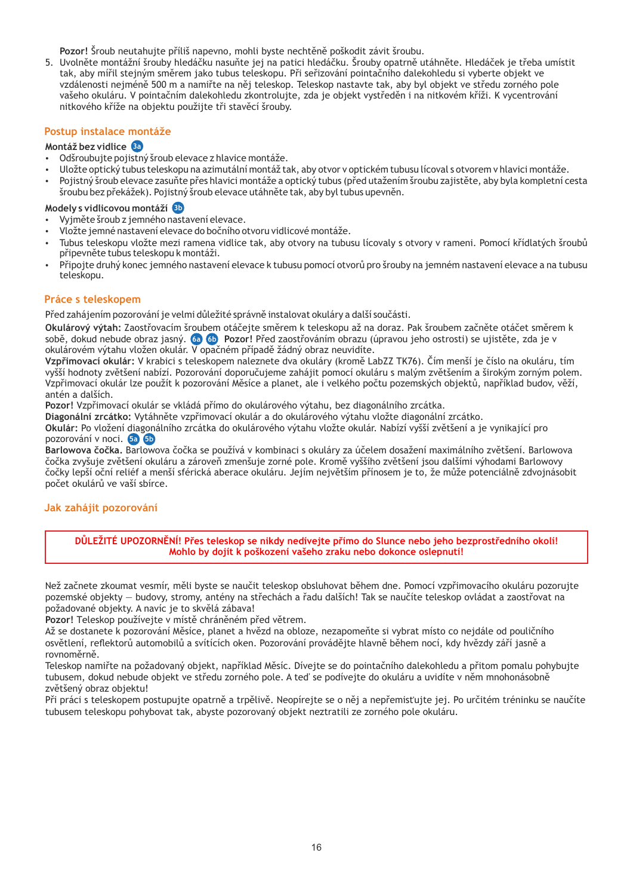**Pozor!** Šroub neutahujte příliš napevno, mohli byste nechtěně poškodit závit šroubu.

5. Uvolněte montážní šrouby hledáčku nasuňte jej na patici hledáčku. Šrouby opatrně utáhněte. Hledáček je třeba umístit tak, aby mířil stejným směrem jako tubus teleskopu. Při seřizování pointačního dalekohledu si vyberte objekt ve vzdálenosti nejméně 500 m a namiřte na něj teleskop. Teleskop nastavte tak, aby byl objekt ve středu zorného pole vašeho okuláru. V pointačním dalekohledu zkontrolujte, zda je objekt vystředěn i na nitkovém kříži. K vycentrování nitkového kříže na objektu použijte tři stavěcí šrouby.

## Postup instalace montáže

### Montáž bez vidlice 3a

- Odšroubujte pojistný šroub elevace z hlavice montáže.
- Uložte optický tubus teleskopu na azimutální montáž tak, aby otvor v optickém tubusu lícoval s otvorem v hlavici montáže.
- Pojistný šroub elevace zasuňte přes hlavici montáže a optický tubus (před utažením šroubu zajistěte, aby byla kompletní cesta šroubu bez překážek). Pojistný šroub elevace utáhněte tak, aby byl tubus upevněn.

### Modely s vidlicovou montáží 3b

- Vyjměte šroub z jemného nastavení elevace.
- Vložte jemné nastavení elevace do bočního otvoru vidlicové montáže.
- Tubus teleskopu vložte mezi ramena vidlice tak, aby otvory na tubusu lícovaly s otvory v rameni. Pomocí křídlatých šroubů připevněte tubus teleskopu k montáži.
- Připojte druhý konec jemného nastavení elevace k tubusu pomocí otvorů pro šrouby na jemném nastavení elevace a na tubusu teleskopu.

## Práce s teleskopem

Před zahájením pozorování je velmi důležité správně instalovat okuláry a další součásti.

**Okulárový výtah:** Zaostřovacím šroubem otáčejte směrem k teleskopu až na doraz. Pak šroubem začněte otáčet směrem k sobě, dokud nebude obraz jasný. 6a 6b **Pozor!** Před zaostřováním obrazu (úpravou jeho ostrosti) se ujistěte, zda je v okulárovém výtahu vložen okulár. V opačném případě žádný obraz neuvidíte.

**Vzpřimovací okulár:** V krabici s teleskopem naleznete dva okuláry (kromě LabZZ TK76). Čím menší je číslo na okuláru, tím vyšší hodnoty zvětšení nabízí. Pozorování doporučujeme zahájit pomocí okuláru s malým zvětšením a širokým zorným polem. Vzpřimovací okulár lze použít k pozorování Měsíce a planet, ale i velkého počtu pozemských objektů, například budov, věží, antén a dalších.

**Pozor!** Vzpřimovací okulár se vkládá přímo do okulárového výtahu, bez diagonálního zrcátka.

**Diagonální zrcátko:** Vytáhněte vzpřimovací okulár a do okulárového výtahu vložte diagonální zrcátko.

**Okulár:** Po vložení diagonálního zrcátka do okulárového výtahu vložte okulár. Nabízí vyšší zvětšení a je vynikající pro pozorování v noci. 5a 5b

**Barlowova čočka.** Barlowova čočka se používá v kombinaci s okuláry za účelem dosažení maximálního zvětšení. Barlowova čočka zvyšuje zvětšení okuláru a zároveň zmenšuje zorné pole. Kromě vyššího zvětšení jsou dalšími výhodami Barlowovy čočky lepší oční reliéf a menší sférická aberace okuláru. Jejím největším přínosem je to, že může potenciálně zdvojnásobit počet okulárů ve vaší sbírce.

## Jak zahájit pozorování

**DŮLEŽITÉ UPOZORNĚNÍ! Přes teleskop se nikdy nedívejte přímo do Slunce nebo jeho bezprostředního okolí! Mohlo by dojít k poškození vašeho zraku nebo dokonce oslepnutí!**

Než začnete zkoumat vesmír, měli byste se naučit teleskop obsluhovat během dne. Pomocí vzpřimovacího okuláru pozorujte pozemské objekty — budovy, stromy, antény na střechách a řadu dalších! Tak se naučíte teleskop ovládat a zaostřovat na požadované objekty. A navíc je to skvělá zábava!

**Pozor!** Teleskop používejte v místě chráněném před větrem.

Až se dostanete k pozorování Měsíce, planet a hvězd na obloze, nezapomeňte si vybrat místo co nejdále od pouličního osvětlení, reflektorů automobilů a svítících oken. Pozorování provádějte hlavně během nocí, kdy hvězdy září jasně a rovnoměrně.

Teleskop namiřte na požadovaný objekt, například Měsíc. Dívejte se do pointačního dalekohledu a přitom pomalu pohybujte tubusem, dokud nebude objekt ve středu zorného pole. A teď se podívejte do okuláru a uvidíte v něm mnohonásobně zvětšený obraz objektu!

Při práci s teleskopem postupujte opatrně a trpělivě. Neopírejte se o něj a nepřemisťujte jej. Po určitém tréninku se naučíte tubusem teleskopu pohybovat tak, abyste pozorovaný objekt neztratili ze zorného pole okuláru.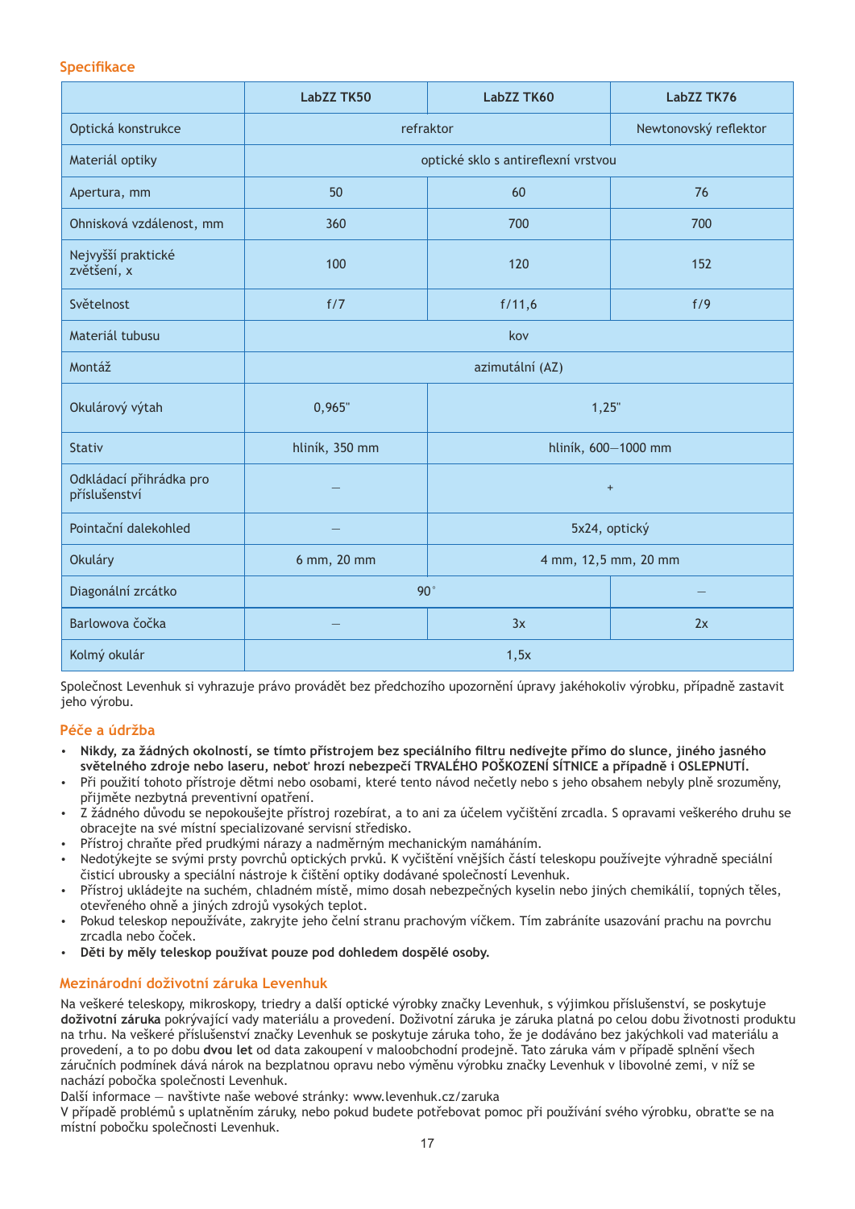## Specifikace

| | LabZZ TK50 | LabZZ TK60 | LabZZ TK76 |
|---|---|---|---|
| Optická konstrukce | refraktor | | Newtonovský reflektor |
| Materiál optiky | optické sklo s antireflexní vrstvou | | |
| Apertura, mm | 50 | 60 | 76 |
| Ohnisková vzdálenost, mm | 360 | 700 | 700 |
| Nejvyšší praktické zvětšení, x | 100 | 120 | 152 |
| Světelnost | f/7 | f/11,6 | f/9 |
| Materiál tubusu | kov | | |
| Montáž | azimutální (AZ) | | |
| Okulárový výtah | 0,965" | 1,25" | |
| Stativ | hliník, 350 mm | hliník, 600—1000 mm | |
| Odkládací přihrádka pro příslušenství | — | + | |
| Pointační dalekohled | — | 5x24, optický | |
| Okuláry | 6 mm, 20 mm | 4 mm, 12,5 mm, 20 mm | |
| Diagonální zrcátko | 90˚ | | — |
| Barlowova čočka | — | 3x | 2x |
| Kolmý okulár | 1,5x | | |

Společnost Levenhuk si vyhrazuje právo provádět bez předchozího upozornění úpravy jakéhokoliv výrobku, případně zastavit jeho výrobu.

## Péče a údržba

- **Nikdy, za žádných okolností, se tímto přístrojem bez speciálního filtru nedívejte přímo do slunce, jiného jasného světelného zdroje nebo laseru, neboť hrozí nebezpečí TRVALÉHO POŠKOZENÍ SÍTNICE a případně i OSLEPNUTÍ.**
- Při použití tohoto přístroje dětmi nebo osobami, které tento návod nečetly nebo s jeho obsahem nebyly plně srozuměny, přijměte nezbytná preventivní opatření.
- Z žádného důvodu se nepokoušejte přístroj rozebírat, a to ani za účelem vyčištění zrcadla. S opravami veškerého druhu se obracejte na své místní specializované servisní středisko.
- Přístroj chraňte před prudkými nárazy a nadměrným mechanickým namáháním.
- Nedotýkejte se svými prsty povrchů optických prvků. K vyčištění vnějších částí teleskopu používejte výhradně speciální čisticí ubrousky a speciální nástroje k čištění optiky dodávané společností Levenhuk.
- Přístroj ukládejte na suchém, chladném místě, mimo dosah nebezpečných kyselin nebo jiných chemikálií, topných těles, otevřeného ohně a jiných zdrojů vysokých teplot.
- Pokud teleskop nepoužíváte, zakryjte jeho čelní stranu prachovým víčkem. Tím zabráníte usazování prachu na povrchu zrcadla nebo čoček.
- **Děti by měly teleskop používat pouze pod dohledem dospělé osoby.**

## Mezinárodní doživotní záruka Levenhuk

Na veškeré teleskopy, mikroskopy, triedry a další optické výrobky značky Levenhuk, s výjimkou příslušenství, se poskytuje **doživotní záruka** pokrývající vady materiálu a provedení. Doživotní záruka je záruka platná po celou dobu životnosti produktu na trhu. Na veškeré příslušenství značky Levenhuk se poskytuje záruka toho, že je dodáváno bez jakýchkoli vad materiálu a provedení, a to po dobu **dvou let** od data zakoupení v maloobchodní prodejně. Tato záruka vám v případě splnění všech záručních podmínek dává nárok na bezplatnou opravu nebo výměnu výrobku značky Levenhuk v libovolné zemi, v níž se nachází pobočka společnosti Levenhuk.

Další informace — navštivte naše webové stránky: www.levenhuk.cz/zaruka

V případě problémů s uplatněním záruky, nebo pokud budete potřebovat pomoc při používání svého výrobku, obraťte se na místní pobočku společnosti Levenhuk.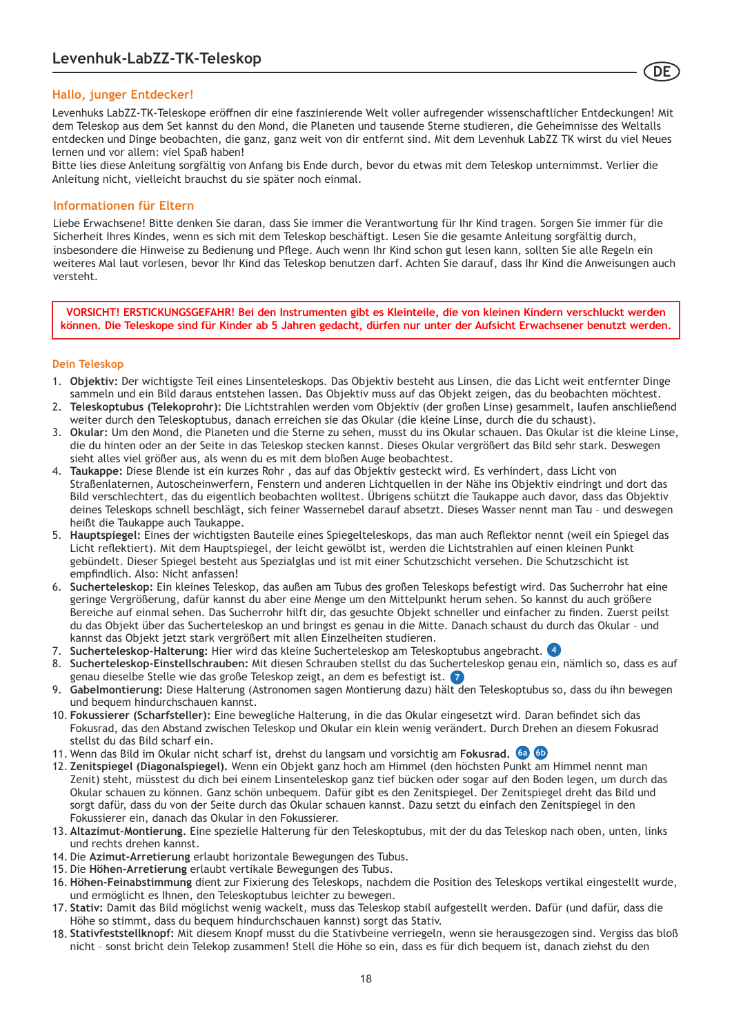# Levenhuk-LabZZ-TK-Teleskop

DE

## Hallo, junger Entdecker!

Levenhuks LabZZ-TK-Teleskope eröffnen dir eine faszinierende Welt voller aufregender wissenschaftlicher Entdeckungen! Mit dem Teleskop aus dem Set kannst du den Mond, die Planeten und tausende Sterne studieren, die Geheimnisse des Weltalls entdecken und Dinge beobachten, die ganz, ganz weit von dir entfernt sind. Mit dem Levenhuk LabZZ TK wirst du viel Neues lernen und vor allem: viel Spaß haben!
Bitte lies diese Anleitung sorgfältig von Anfang bis Ende durch, bevor du etwas mit dem Teleskop unternimmst. Verlier die Anleitung nicht, vielleicht brauchst du sie später noch einmal.

## Informationen für Eltern

Liebe Erwachsene! Bitte denken Sie daran, dass Sie immer die Verantwortung für Ihr Kind tragen. Sorgen Sie immer für die Sicherheit Ihres Kindes, wenn es sich mit dem Teleskop beschäftigt. Lesen Sie die gesamte Anleitung sorgfältig durch, insbesondere die Hinweise zu Bedienung und Pflege. Auch wenn Ihr Kind schon gut lesen kann, sollten Sie alle Regeln ein weiteres Mal laut vorlesen, bevor Ihr Kind das Teleskop benutzen darf. Achten Sie darauf, dass Ihr Kind die Anweisungen auch versteht.

**VORSICHT! ERSTICKUNGSGEFAHR! Bei den Instrumenten gibt es Kleinteile, die von kleinen Kindern verschluckt werden können. Die Teleskope sind für Kinder ab 5 Jahren gedacht, dürfen nur unter der Aufsicht Erwachsener benutzt werden.**

### Dein Teleskop

1. **Objektiv:** Der wichtigste Teil eines Linsenteleskops. Das Objektiv besteht aus Linsen, die das Licht weit entfernter Dinge sammeln und ein Bild daraus entstehen lassen. Das Objektiv muss auf das Objekt zeigen, das du beobachten möchtest.
2. **Teleskoptubus (Telekoprohr):** Die Lichtstrahlen werden vom Objektiv (der großen Linse) gesammelt, laufen anschließend weiter durch den Teleskoptubus, danach erreichen sie das Okular (die kleine Linse, durch die du schaust).
3. **Okular:** Um den Mond, die Planeten und die Sterne zu sehen, musst du ins Okular schauen. Das Okular ist die kleine Linse, die du hinten oder an der Seite in das Teleskop stecken kannst. Dieses Okular vergrößert das Bild sehr stark. Deswegen sieht alles viel größer aus, als wenn du es mit dem bloßen Auge beobachtest.
4. **Taukappe:** Diese Blende ist ein kurzes Rohr , das auf das Objektiv gesteckt wird. Es verhindert, dass Licht von Straßenlaternen, Autoscheinwerfern, Fenstern und anderen Lichtquellen in der Nähe ins Objektiv eindringt und dort das Bild verschlechtert, das du eigentlich beobachten wolltest. Übrigens schützt die Taukappe auch davor, dass das Objektiv deines Teleskops schnell beschlägt, sich feiner Wassernebel darauf absetzt. Dieses Wasser nennt man Tau – und deswegen heißt die Taukappe auch Taukappe.
5. **Hauptspiegel:** Eines der wichtigsten Bauteile eines Spiegelteleskops, das man auch Reflektor nennt (weil ein Spiegel das Licht reflektiert). Mit dem Hauptspiegel, der leicht gewölbt ist, werden die Lichtstrahlen auf einen kleinen Punkt gebündelt. Dieser Spiegel besteht aus Spezialglas und ist mit einer Schutzschicht versehen. Die Schutzschicht ist empfindlich. Also: Nicht anfassen!
6. **Sucherteleskop:** Ein kleines Teleskop, das außen am Tubus des großen Teleskops befestigt wird. Das Sucherrohr hat eine geringe Vergrößerung, dafür kannst du aber eine Menge um den Mittelpunkt herum sehen. So kannst du auch größere Bereiche auf einmal sehen. Das Sucherrohr hilft dir, das gesuchte Objekt schneller und einfacher zu finden. Zuerst peilst du das Objekt über das Sucherteleskop an und bringst es genau in die Mitte. Danach schaust du durch das Okular – und kannst das Objekt jetzt stark vergrößert mit allen Einzelheiten studieren.
7. **Sucherteleskop-Halterung:** Hier wird das kleine Sucherteleskop am Teleskoptubus angebracht. 4
8. **Sucherteleskop-Einstellschrauben:** Mit diesen Schrauben stellst du das Sucherteleskop genau ein, nämlich so, dass es auf genau dieselbe Stelle wie das große Teleskop zeigt, an dem es befestigt ist. 7
9. **Gabelmontierung:** Diese Halterung (Astronomen sagen Montierung dazu) hält den Teleskoptubus so, dass du ihn bewegen und bequem hindurchschauen kannst.
10. **Fokussierer (Scharfsteller):** Eine bewegliche Halterung, in die das Okular eingesetzt wird. Daran befindet sich das Fokusrad, das den Abstand zwischen Teleskop und Okular ein klein wenig verändert. Durch Drehen an diesem Fokusrad stellst du das Bild scharf ein.
11. Wenn das Bild im Okular nicht scharf ist, drehst du langsam und vorsichtig am **Fokusrad.** 6a 6b
12. **Zenitspiegel (Diagonalspiegel).** Wenn ein Objekt ganz hoch am Himmel (den höchsten Punkt am Himmel nennt man Zenit) steht, müsstest du dich bei einem Linsenteleskop ganz tief bücken oder sogar auf den Boden legen, um durch das Okular schauen zu können. Ganz schön unbequem. Dafür gibt es den Zenitspiegel. Der Zenitspiegel dreht das Bild und sorgt dafür, dass du von der Seite durch das Okular schauen kannst. Dazu setzt du einfach den Zenitspiegel in den Fokussierer ein, danach das Okular in den Fokussierer.
13. **Altazimut-Montierung.** Eine spezielle Halterung für den Teleskoptubus, mit der du das Teleskop nach oben, unten, links und rechts drehen kannst.
14. Die **Azimut-Arretierung** erlaubt horizontale Bewegungen des Tubus.
15. Die **Höhen-Arretierung** erlaubt vertikale Bewegungen des Tubus.
16. **Höhen-Feinabstimmung** dient zur Fixierung des Teleskops, nachdem die Position des Teleskops vertikal eingestellt wurde, und ermöglicht es Ihnen, den Teleskoptubus leichter zu bewegen.
17. **Stativ:** Damit das Bild möglichst wenig wackelt, muss das Teleskop stabil aufgestellt werden. Dafür (und dafür, dass die Höhe so stimmt, dass du bequem hindurchschauen kannst) sorgt das Stativ.
18. **Stativfeststellknopf:** Mit diesem Knopf musst du die Stativbeine verriegeln, wenn sie herausgezogen sind. Vergiss das bloß nicht – sonst bricht dein Telekop zusammen! Stell die Höhe so ein, dass es für dich bequem ist, danach ziehst du den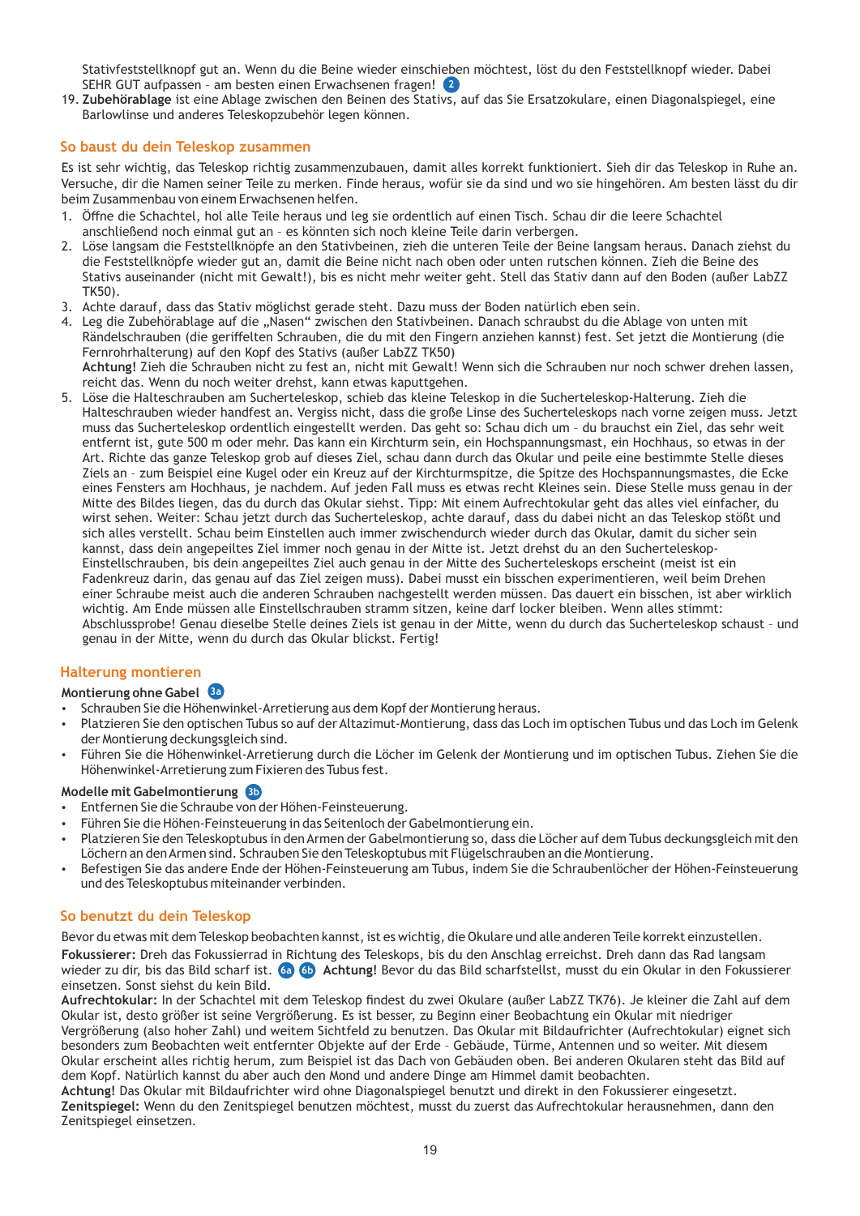Stativfeststellknopf gut an. Wenn du die Beine wieder einschieben möchtest, löst du den Feststellknopf wieder. Dabei SEHR GUT aufpassen – am besten einen Erwachsenen fragen! (2)

19. **Zubehörablage** ist eine Ablage zwischen den Beinen des Stativs, auf das Sie Ersatzokulare, einen Diagonalspiegel, eine Barlowlinse und anderes Teleskopzubehör legen können.

## So baust du dein Teleskop zusammen

Es ist sehr wichtig, das Teleskop richtig zusammenzubauen, damit alles korrekt funktioniert. Sieh dir das Teleskop in Ruhe an. Versuche, dir die Namen seiner Teile zu merken. Finde heraus, wofür sie da sind und wo sie hingehören. Am besten lässt du dir beim Zusammenbau von einem Erwachsenen helfen.

1. Öffne die Schachtel, hol alle Teile heraus und leg sie ordentlich auf einen Tisch. Schau dir die leere Schachtel anschließend noch einmal gut an – es könnten sich noch kleine Teile darin verbergen.
2. Löse langsam die Feststellknöpfe an den Stativbeinen, zieh die unteren Teile der Beine langsam heraus. Danach ziehst du die Feststellknöpfe wieder gut an, damit die Beine nicht nach oben oder unten rutschen können. Zieh die Beine des Stativs auseinander (nicht mit Gewalt!), bis es nicht mehr weiter geht. Stell das Stativ dann auf den Boden (außer LabZZ TK50).
3. Achte darauf, dass das Stativ möglichst gerade steht. Dazu muss der Boden natürlich eben sein.
4. Leg die Zubehörablage auf die „Nasen" zwischen den Stativbeinen. Danach schraubst du die Ablage von unten mit Rändelschrauben (die geriffelten Schrauben, die du mit den Fingern anziehen kannst) fest. Set jetzt die Montierung (die Fernrohrhalterung) auf den Kopf des Stativs (außer LabZZ TK50)
   **Achtung!** Zieh die Schrauben nicht zu fest an, nicht mit Gewalt! Wenn sich die Schrauben nur noch schwer drehen lassen, reicht das. Wenn du noch weiter drehst, kann etwas kaputtgehen.
5. Löse die Halteschrauben am Sucherteleskop, schieb das kleine Teleskop in die Sucherteleskop-Halterung. Zieh die Halteschrauben wieder handfest an. Vergiss nicht, dass die große Linse des Sucherteleskops nach vorne zeigen muss. Jetzt muss das Sucherteleskop ordentlich eingestellt werden. Das geht so: Schau dich um – du brauchst ein Ziel, das sehr weit entfernt ist, gute 500 m oder mehr. Das kann ein Kirchturm sein, ein Hochspannungsmast, ein Hochhaus, so etwas in der Art. Richte das ganze Teleskop grob auf dieses Ziel, schau dann durch das Okular und peile eine bestimmte Stelle dieses Ziels an – zum Beispiel eine Kugel oder ein Kreuz auf der Kirchturmspitze, die Spitze des Hochspannungsmastes, die Ecke eines Fensters am Hochhaus, je nachdem. Auf jeden Fall muss es etwas recht Kleines sein. Diese Stelle muss genau in der Mitte des Bildes liegen, das du durch das Okular siehst. Tipp: Mit einem Aufrechtokular geht das alles viel einfacher, du wirst sehen. Weiter: Schau jetzt durch das Sucherteleskop, achte darauf, dass du dabei nicht an das Teleskop stößt und sich alles verstellt. Schau beim Einstellen auch immer zwischendurch wieder durch das Okular, damit du sicher sein kannst, dass dein angepeiltes Ziel immer noch genau in der Mitte ist. Jetzt drehst du an den Sucherteleskop-Einstellschrauben, bis dein angepeiltes Ziel auch genau in der Mitte des Sucherteleskops erscheint (meist ist ein Fadenkreuz darin, das genau auf das Ziel zeigen muss). Dabei musst ein bisschen experimentieren, weil beim Drehen einer Schraube meist auch die anderen Schrauben nachgestellt werden müssen. Das dauert ein bisschen, ist aber wirklich wichtig. Am Ende müssen alle Einstellschrauben stramm sitzen, keine darf locker bleiben. Wenn alles stimmt: Abschlussprobe! Genau dieselbe Stelle deines Ziels ist genau in der Mitte, wenn du durch das Sucherteleskop schaust – und genau in der Mitte, wenn du durch das Okular blickst. Fertig!

## Halterung montieren

**Montierung ohne Gabel** (3a)

- Schrauben Sie die Höhenwinkel-Arretierung aus dem Kopf der Montierung heraus.
- Platzieren Sie den optischen Tubus so auf der Altazimut-Montierung, dass das Loch im optischen Tubus und das Loch im Gelenk der Montierung deckungsgleich sind.
- Führen Sie die Höhenwinkel-Arretierung durch die Löcher im Gelenk der Montierung und im optischen Tubus. Ziehen Sie die Höhenwinkel-Arretierung zum Fixieren des Tubus fest.

**Modelle mit Gabelmontierung** (3b)

- Entfernen Sie die Schraube von der Höhen-Feinsteuerung.
- Führen Sie die Höhen-Feinsteuerung in das Seitenloch der Gabelmontierung ein.
- Platzieren Sie den Teleskoptubus in den Armen der Gabelmontierung so, dass die Löcher auf dem Tubus deckungsgleich mit den Löchern an den Armen sind. Schrauben Sie den Teleskoptubus mit Flügelschrauben an die Montierung.
- Befestigen Sie das andere Ende der Höhen-Feinsteuerung am Tubus, indem Sie die Schraubenlöcher der Höhen-Feinsteuerung und des Teleskoptubus miteinander verbinden.

## So benutzt du dein Teleskop

Bevor du etwas mit dem Teleskop beobachten kannst, ist es wichtig, die Okulare und alle anderen Teile korrekt einzustellen.

**Fokussierer:** Dreh das Fokussierrad in Richtung des Teleskops, bis du den Anschlag erreichst. Dreh dann das Rad langsam wieder zu dir, bis das Bild scharf ist. (6a) (6b) **Achtung!** Bevor du das Bild scharfstellst, musst du ein Okular in den Fokussierer einsetzen. Sonst siehst du kein Bild.

**Aufrechtokular:** In der Schachtel mit dem Teleskop findest du zwei Okulare (außer LabZZ TK76). Je kleiner die Zahl auf dem Okular ist, desto größer ist seine Vergrößerung. Es ist besser, zu Beginn einer Beobachtung ein Okular mit niedriger Vergrößerung (also hoher Zahl) und weitem Sichtfeld zu benutzen. Das Okular mit Bildaufrichter (Aufrechtokular) eignet sich besonders zum Beobachten weit entfernter Objekte auf der Erde – Gebäude, Türme, Antennen und so weiter. Mit diesem Okular erscheint alles richtig herum, zum Beispiel ist das Dach von Gebäuden oben. Bei anderen Okularen steht das Bild auf dem Kopf. Natürlich kannst du aber auch den Mond und andere Dinge am Himmel damit beobachten.

**Achtung!** Das Okular mit Bildaufrichter wird ohne Diagonalspiegel benutzt und direkt in den Fokussierer eingesetzt.

**Zenitspiegel:** Wenn du den Zenitspiegel benutzen möchtest, musst du zuerst das Aufrechtokular herausnehmen, dann den Zenitspiegel einsetzen.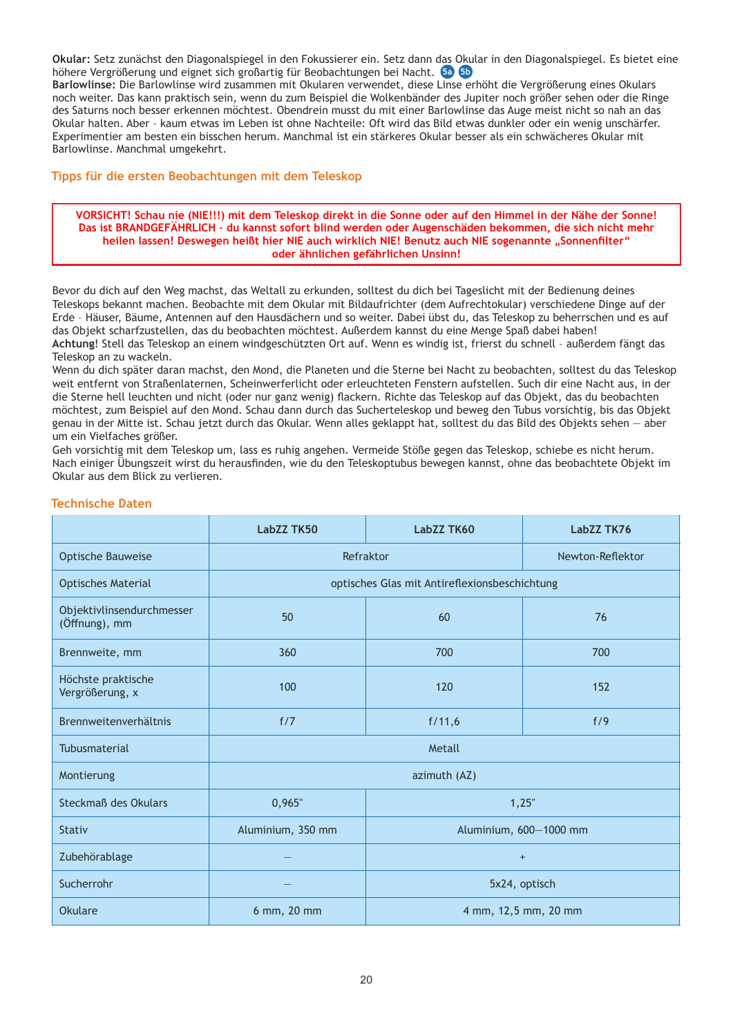**Okular:** Setz zunächst den Diagonalspiegel in den Fokussierer ein. Setz dann das Okular in den Diagonalspiegel. Es bietet eine höhere Vergrößerung und eignet sich großartig für Beobachtungen bei Nacht. 5a 5b

**Barlowlinse:** Die Barlowlinse wird zusammen mit Okularen verwendet, diese Linse erhöht die Vergrößerung eines Okulars noch weiter. Das kann praktisch sein, wenn du zum Beispiel die Wolkenbänder des Jupiter noch größer sehen oder die Ringe des Saturns noch besser erkennen möchtest. Obendrein musst du mit einer Barlowlinse das Auge meist nicht so nah an das Okular halten. Aber – kaum etwas im Leben ist ohne Nachteile: Oft wird das Bild etwas dunkler oder ein wenig unschärfer. Experimentier am besten ein bisschen herum. Manchmal ist ein stärkeres Okular besser als ein schwächeres Okular mit Barlowlinse. Manchmal umgekehrt.

## Tipps für die ersten Beobachtungen mit dem Teleskop

**VORSICHT! Schau nie (NIE!!!) mit dem Teleskop direkt in die Sonne oder auf den Himmel in der Nähe der Sonne! Das ist BRANDGEFÄHRLICH – du kannst sofort blind werden oder Augenschäden bekommen, die sich nicht mehr heilen lassen! Deswegen heißt hier NIE auch wirklich NIE! Benutz auch NIE sogenannte „Sonnenfilter" oder ähnlichen gefährlichen Unsinn!**

Bevor du dich auf den Weg machst, das Weltall zu erkunden, solltest du dich bei Tageslicht mit der Bedienung deines Teleskops bekannt machen. Beobachte mit dem Okular mit Bildaufrichter (dem Aufrechtokular) verschiedene Dinge auf der Erde – Häuser, Bäume, Antennen auf den Hausdächern und so weiter. Dabei übst du, das Teleskop zu beherrschen und es auf das Objekt scharfzustellen, das du beobachten möchtest. Außerdem kannst du eine Menge Spaß dabei haben!

**Achtung**! Stell das Teleskop an einem windgeschützten Ort auf. Wenn es windig ist, frierst du schnell – außerdem fängt das Teleskop an zu wackeln.

Wenn du dich später daran machst, den Mond, die Planeten und die Sterne bei Nacht zu beobachten, solltest du das Teleskop weit entfernt von Straßenlaternen, Scheinwerferlicht oder erleuchteten Fenstern aufstellen. Such dir eine Nacht aus, in der die Sterne hell leuchten und nicht (oder nur ganz wenig) flackern. Richte das Teleskop auf das Objekt, das du beobachten möchtest, zum Beispiel auf den Mond. Schau dann durch das Sucherteleskop und beweg den Tubus vorsichtig, bis das Objekt genau in der Mitte ist. Schau jetzt durch das Okular. Wenn alles geklappt hat, solltest du das Bild des Objekts sehen — aber um ein Vielfaches größer.

Geh vorsichtig mit dem Teleskop um, lass es ruhig angehen. Vermeide Stöße gegen das Teleskop, schiebe es nicht herum. Nach einiger Übungszeit wirst du herausfinden, wie du den Teleskoptubus bewegen kannst, ohne das beobachtete Objekt im Okular aus dem Blick zu verlieren.

## Technische Daten

| | LabZZ TK50 | LabZZ TK60 | LabZZ TK76 |
|---|---|---|---|
| Optische Bauweise | Refraktor | | Newton-Reflektor |
| Optisches Material | optisches Glas mit Antireflexionsbeschichtung | | |
| Objektivlinsendurchmesser (Öffnung), mm | 50 | 60 | 76 |
| Brennweite, mm | 360 | 700 | 700 |
| Höchste praktische Vergrößerung, x | 100 | 120 | 152 |
| Brennweitenverhältnis | f/7 | f/11,6 | f/9 |
| Tubusmaterial | Metall | | |
| Montierung | azimuth (AZ) | | |
| Steckmaß des Okulars | 0,965" | 1,25" | |
| Stativ | Aluminium, 350 mm | Aluminium, 600—1000 mm | |
| Zubehörablage | — | + | |
| Sucherrohr | — | 5x24, optisch | |
| Okulare | 6 mm, 20 mm | 4 mm, 12,5 mm, 20 mm | |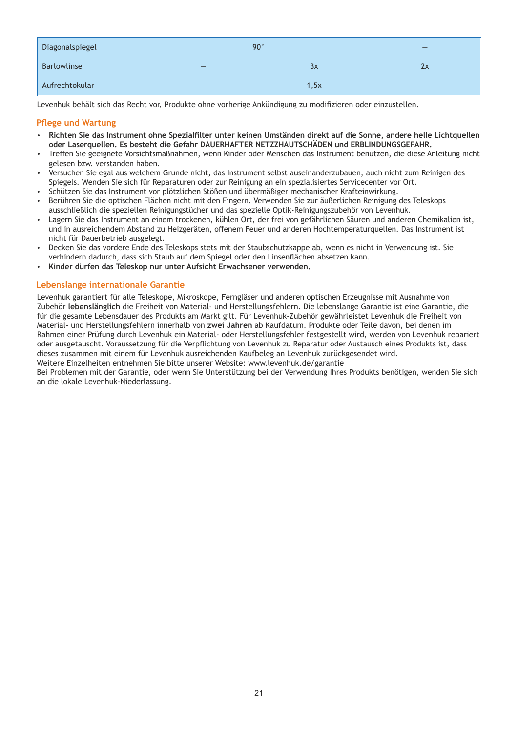| Diagonalspiegel | 90˚ | | — |
|---|---|---|---|
| Barlowlinse | — | 3x | 2x |
| Aufrechtokular | 1,5x | | |

Levenhuk behält sich das Recht vor, Produkte ohne vorherige Ankündigung zu modifizieren oder einzustellen.

## Pflege und Wartung

- **Richten Sie das Instrument ohne Spezialfilter unter keinen Umständen direkt auf die Sonne, andere helle Lichtquellen oder Laserquellen. Es besteht die Gefahr DAUERHAFTER NETZZHAUTSCHÄDEN und ERBLINDUNGSGEFAHR.**
- Treffen Sie geeignete Vorsichtsmaßnahmen, wenn Kinder oder Menschen das Instrument benutzen, die diese Anleitung nicht gelesen bzw. verstanden haben.
- Versuchen Sie egal aus welchem Grunde nicht, das Instrument selbst auseinanderzubauen, auch nicht zum Reinigen des Spiegels. Wenden Sie sich für Reparaturen oder zur Reinigung an ein spezialisiertes Servicecenter vor Ort.
- Schützen Sie das Instrument vor plötzlichen Stößen und übermäßiger mechanischer Krafteinwirkung.
- Berühren Sie die optischen Flächen nicht mit den Fingern. Verwenden Sie zur äußerlichen Reinigung des Teleskops ausschließlich die speziellen Reinigungstücher und das spezielle Optik-Reinigungszubehör von Levenhuk.
- Lagern Sie das Instrument an einem trockenen, kühlen Ort, der frei von gefährlichen Säuren und anderen Chemikalien ist, und in ausreichendem Abstand zu Heizgeräten, offenem Feuer und anderen Hochtemperaturquellen. Das Instrument ist nicht für Dauerbetrieb ausgelegt.
- Decken Sie das vordere Ende des Teleskops stets mit der Staubschutzkappe ab, wenn es nicht in Verwendung ist. Sie verhindern dadurch, dass sich Staub auf dem Spiegel oder den Linsenflächen absetzen kann.
- **Kinder dürfen das Teleskop nur unter Aufsicht Erwachsener verwenden.**

## Lebenslange internationale Garantie

Levenhuk garantiert für alle Teleskope, Mikroskope, Ferngläser und anderen optischen Erzeugnisse mit Ausnahme von Zubehör **lebenslänglich** die Freiheit von Material- und Herstellungsfehlern. Die lebenslange Garantie ist eine Garantie, die für die gesamte Lebensdauer des Produkts am Markt gilt. Für Levenhuk-Zubehör gewährleistet Levenhuk die Freiheit von Material- und Herstellungsfehlern innerhalb von **zwei Jahren** ab Kaufdatum. Produkte oder Teile davon, bei denen im Rahmen einer Prüfung durch Levenhuk ein Material- oder Herstellungsfehler festgestellt wird, werden von Levenhuk repariert oder ausgetauscht. Voraussetzung für die Verpflichtung von Levenhuk zu Reparatur oder Austausch eines Produkts ist, dass dieses zusammen mit einem für Levenhuk ausreichenden Kaufbeleg an Levenhuk zurückgesendet wird.
Weitere Einzelheiten entnehmen Sie bitte unserer Website: www.levenhuk.de/garantie
Bei Problemen mit der Garantie, oder wenn Sie Unterstützung bei der Verwendung Ihres Produkts benötigen, wenden Sie sich an die lokale Levenhuk-Niederlassung.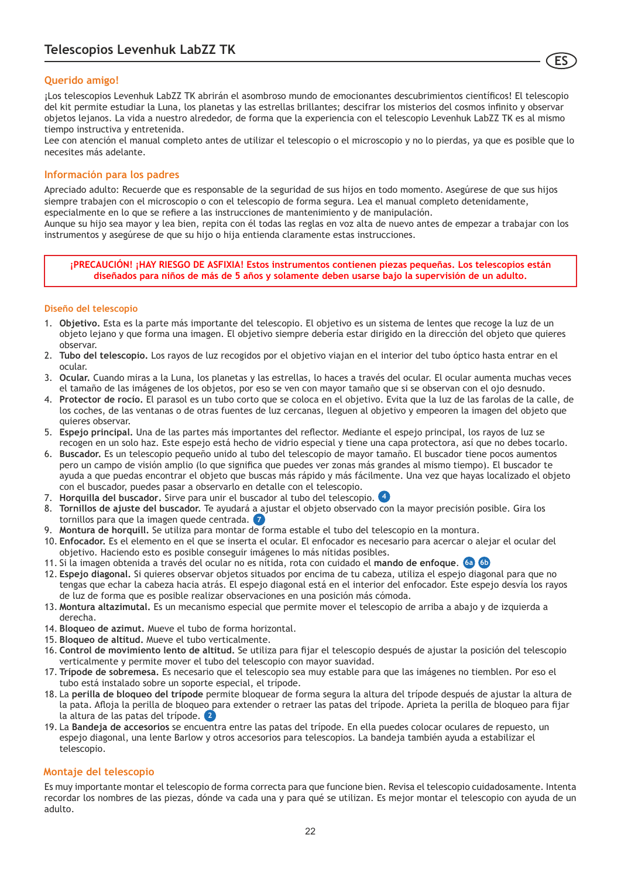# Telescopios Levenhuk LabZZ TK

ES

## Querido amigo!

¡Los telescopios Levenhuk LabZZ TK abrirán el asombroso mundo de emocionantes descubrimientos científicos! El telescopio del kit permite estudiar la Luna, los planetas y las estrellas brillantes; descifrar los misterios del cosmos infinito y observar objetos lejanos. La vida a nuestro alrededor, de forma que la experiencia con el telescopio Levenhuk LabZZ TK es al mismo tiempo instructiva y entretenida.
Lee con atención el manual completo antes de utilizar el telescopio o el microscopio y no lo pierdas, ya que es posible que lo necesites más adelante.

## Información para los padres

Apreciado adulto: Recuerde que es responsable de la seguridad de sus hijos en todo momento. Asegúrese de que sus hijos siempre trabajen con el microscopio o con el telescopio de forma segura. Lea el manual completo detenidamente, especialmente en lo que se refiere a las instrucciones de mantenimiento y de manipulación.
Aunque su hijo sea mayor y lea bien, repita con él todas las reglas en voz alta de nuevo antes de empezar a trabajar con los instrumentos y asegúrese de que su hijo o hija entienda claramente estas instrucciones.

**¡PRECAUCIÓN! ¡HAY RIESGO DE ASFIXIA! Estos instrumentos contienen piezas pequeñas. Los telescopios están diseñados para niños de más de 5 años y solamente deben usarse bajo la supervisión de un adulto.**

### Diseño del telescopio

1. **Objetivo.** Esta es la parte más importante del telescopio. El objetivo es un sistema de lentes que recoge la luz de un objeto lejano y que forma una imagen. El objetivo siempre debería estar dirigido en la dirección del objeto que quieres observar.
2. **Tubo del telescopio.** Los rayos de luz recogidos por el objetivo viajan en el interior del tubo óptico hasta entrar en el ocular.
3. **Ocular.** Cuando miras a la Luna, los planetas y las estrellas, lo haces a través del ocular. El ocular aumenta muchas veces el tamaño de las imágenes de los objetos, por eso se ven con mayor tamaño que si se observan con el ojo desnudo.
4. **Protector de rocío.** El parasol es un tubo corto que se coloca en el objetivo. Evita que la luz de las farolas de la calle, de los coches, de las ventanas o de otras fuentes de luz cercanas, lleguen al objetivo y empeoren la imagen del objeto que quieres observar.
5. **Espejo principal.** Una de las partes más importantes del reflector. Mediante el espejo principal, los rayos de luz se recogen en un solo haz. Este espejo está hecho de vidrio especial y tiene una capa protectora, así que no debes tocarlo.
6. **Buscador.** Es un telescopio pequeño unido al tubo del telescopio de mayor tamaño. El buscador tiene pocos aumentos pero un campo de visión amplio (lo que significa que puedes ver zonas más grandes al mismo tiempo). El buscador te ayuda a que puedas encontrar el objeto que buscas más rápido y más fácilmente. Una vez que hayas localizado el objeto con el buscador, puedes pasar a observarlo en detalle con el telescopio.
7. **Horquilla del buscador.** Sirve para unir el buscador al tubo del telescopio. 4
8. **Tornillos de ajuste del buscador.** Te ayudará a ajustar el objeto observado con la mayor precisión posible. Gira los tornillos para que la imagen quede centrada. 7
9. **Montura de horquill.** Se utiliza para montar de forma estable el tubo del telescopio en la montura.
10. **Enfocador.** Es el elemento en el que se inserta el ocular. El enfocador es necesario para acercar o alejar el ocular del objetivo. Haciendo esto es posible conseguir imágenes lo más nítidas posibles.
11. Si la imagen obtenida a través del ocular no es nítida, rota con cuidado el **mando de enfoque**. 6a 6b
12. **Espejo diagonal.** Si quieres observar objetos situados por encima de tu cabeza, utiliza el espejo diagonal para que no tengas que echar la cabeza hacia atrás. El espejo diagonal está en el interior del enfocador. Este espejo desvía los rayos de luz de forma que es posible realizar observaciones en una posición más cómoda.
13. **Montura altazimutal.** Es un mecanismo especial que permite mover el telescopio de arriba a abajo y de izquierda a derecha.
14. **Bloqueo de azimut.** Mueve el tubo de forma horizontal.
15. **Bloqueo de altitud.** Mueve el tubo verticalmente.
16. **Control de movimiento lento de altitud.** Se utiliza para fijar el telescopio después de ajustar la posición del telescopio verticalmente y permite mover el tubo del telescopio con mayor suavidad.
17. **Trípode de sobremesa.** Es necesario que el telescopio sea muy estable para que las imágenes no tiemblen. Por eso el tubo está instalado sobre un soporte especial, el trípode.
18. La **perilla de bloqueo del trípode** permite bloquear de forma segura la altura del trípode después de ajustar la altura de la pata. Afloja la perilla de bloqueo para extender o retraer las patas del trípode. Aprieta la perilla de bloqueo para fijar la altura de las patas del trípode. 2
19. La **Bandeja de accesorios** se encuentra entre las patas del trípode. En ella puedes colocar oculares de repuesto, un espejo diagonal, una lente Barlow y otros accesorios para telescopios. La bandeja también ayuda a estabilizar el telescopio.

## Montaje del telescopio

Es muy importante montar el telescopio de forma correcta para que funcione bien. Revisa el telescopio cuidadosamente. Intenta recordar los nombres de las piezas, dónde va cada una y para qué se utilizan. Es mejor montar el telescopio con ayuda de un adulto.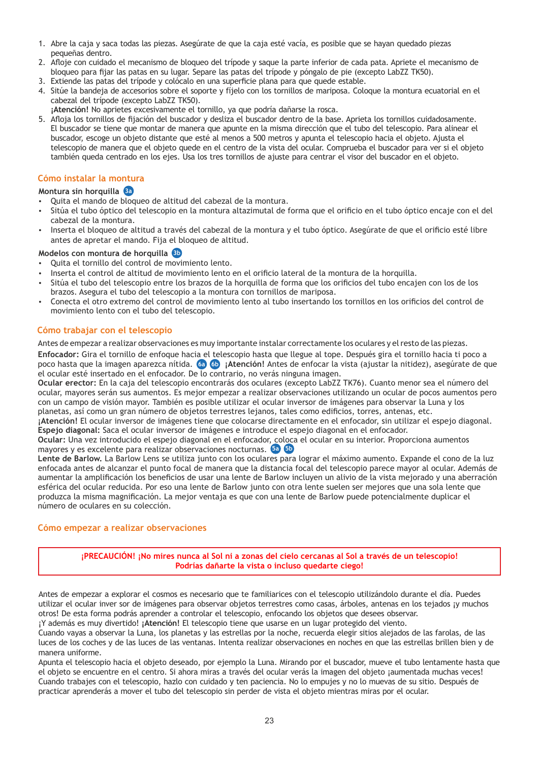1. Abre la caja y saca todas las piezas. Asegúrate de que la caja esté vacía, es posible que se hayan quedado piezas pequeñas dentro.
2. Afloje con cuidado el mecanismo de bloqueo del trípode y saque la parte inferior de cada pata. Apriete el mecanismo de bloqueo para fijar las patas en su lugar. Separe las patas del trípode y póngalo de pie (excepto LabZZ TK50).
3. Extiende las patas del trípode y colócalo en una superficie plana para que quede estable.
4. Sitúe la bandeja de accesorios sobre el soporte y fíjelo con los tornillos de mariposa. Coloque la montura ecuatorial en el cabezal del trípode (excepto LabZZ TK50).
   **¡Atención!** No aprietes excesivamente el tornillo, ya que podría dañarse la rosca.
5. Afloja los tornillos de fijación del buscador y desliza el buscador dentro de la base. Aprieta los tornillos cuidadosamente. El buscador se tiene que montar de manera que apunte en la misma dirección que el tubo del telescopio. Para alinear el buscador, escoge un objeto distante que esté al menos a 500 metros y apunta el telescopio hacia el objeto. Ajusta el telescopio de manera que el objeto quede en el centro de la vista del ocular. Comprueba el buscador para ver si el objeto también queda centrado en los ejes. Usa los tres tornillos de ajuste para centrar el visor del buscador en el objeto.

## Cómo instalar la montura

**Montura sin horquilla** 3a

- Quita el mando de bloqueo de altitud del cabezal de la montura.
- Sitúa el tubo óptico del telescopio en la montura altazimutal de forma que el orificio en el tubo óptico encaje con el del cabezal de la montura.
- Inserta el bloqueo de altitud a través del cabezal de la montura y el tubo óptico. Asegúrate de que el orificio esté libre antes de apretar el mando. Fija el bloqueo de altitud.

**Modelos con montura de horquilla** 3b

- Quita el tornillo del control de movimiento lento.
- Inserta el control de altitud de movimiento lento en el orificio lateral de la montura de la horquilla.
- Sitúa el tubo del telescopio entre los brazos de la horquilla de forma que los orificios del tubo encajen con los de los brazos. Asegura el tubo del telescopio a la montura con tornillos de mariposa.
- Conecta el otro extremo del control de movimiento lento al tubo insertando los tornillos en los orificios del control de movimiento lento con el tubo del telescopio.

## Cómo trabajar con el telescopio

Antes de empezar a realizar observaciones es muy importante instalar correctamente los oculares y el resto de las piezas.

**Enfocador:** Gira el tornillo de enfoque hacia el telescopio hasta que llegue al tope. Después gira el tornillo hacia ti poco a poco hasta que la imagen aparezca nítida. 6a 6b **¡Atención!** Antes de enfocar la vista (ajustar la nitidez), asegúrate de que el ocular esté insertado en el enfocador. De lo contrario, no verás ninguna imagen.

**Ocular erector:** En la caja del telescopio encontrarás dos oculares (excepto LabZZ TK76). Cuanto menor sea el número del ocular, mayores serán sus aumentos. Es mejor empezar a realizar observaciones utilizando un ocular de pocos aumentos pero con un campo de visión mayor. También es posible utilizar el ocular inversor de imágenes para observar la Luna y los planetas, así como un gran número de objetos terrestres lejanos, tales como edificios, torres, antenas, etc.

**¡Atención!** El ocular inversor de imágenes tiene que colocarse directamente en el enfocador, sin utilizar el espejo diagonal.

**Espejo diagonal:** Saca el ocular inversor de imágenes e introduce el espejo diagonal en el enfocador.

**Ocular:** Una vez introducido el espejo diagonal en el enfocador, coloca el ocular en su interior. Proporciona aumentos mayores y es excelente para realizar observaciones nocturnas. 5a 5b

**Lente de Barlow.** La Barlow Lens se utiliza junto con los oculares para lograr el máximo aumento. Expande el cono de la luz enfocada antes de alcanzar el punto focal de manera que la distancia focal del telescopio parece mayor al ocular. Además de aumentar la amplificación los beneficios de usar una lente de Barlow incluyen un alivio de la vista mejorado y una aberración esférica del ocular reducida. Por eso una lente de Barlow junto con otra lente suelen ser mejores que una sola lente que produzca la misma magnificación. La mejor ventaja es que con una lente de Barlow puede potencialmente duplicar el número de oculares en su colección.

## Cómo empezar a realizar observaciones

**¡PRECAUCIÓN! ¡No mires nunca al Sol ni a zonas del cielo cercanas al Sol a través de un telescopio! Podrías dañarte la vista o incluso quedarte ciego!**

Antes de empezar a explorar el cosmos es necesario que te familiarices con el telescopio utilizándolo durante el día. Puedes utilizar el ocular inver sor de imágenes para observar objetos terrestres como casas, árboles, antenas en los tejados ¡y muchos otros! De esta forma podrás aprender a controlar el telescopio, enfocando los objetos que desees observar.

¡Y además es muy divertido! **¡Atención!** El telescopio tiene que usarse en un lugar protegido del viento.

Cuando vayas a observar la Luna, los planetas y las estrellas por la noche, recuerda elegir sitios alejados de las farolas, de las luces de los coches y de las luces de las ventanas. Intenta realizar observaciones en noches en que las estrellas brillen bien y de manera uniforme.

Apunta el telescopio hacia el objeto deseado, por ejemplo la Luna. Mirando por el buscador, mueve el tubo lentamente hasta que el objeto se encuentre en el centro. Si ahora miras a través del ocular verás la imagen del objeto ¡aumentada muchas veces! Cuando trabajes con el telescopio, hazlo con cuidado y ten paciencia. No lo empujes y no lo muevas de su sitio. Después de practicar aprenderás a mover el tubo del telescopio sin perder de vista el objeto mientras miras por el ocular.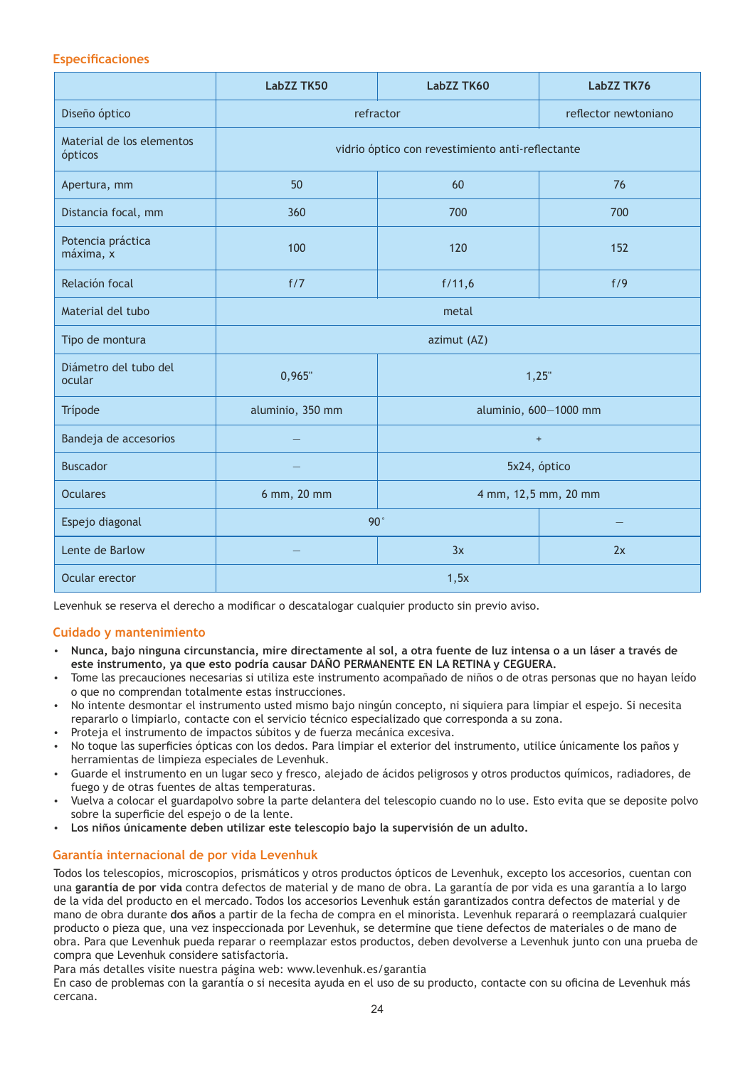## Especificaciones

| | LabZZ TK50 | LabZZ TK60 | LabZZ TK76 |
|---|---|---|---|
| Diseño óptico | refractor | | reflector newtoniano |
| Material de los elementos ópticos | vidrio óptico con revestimiento anti-reflectante | | |
| Apertura, mm | 50 | 60 | 76 |
| Distancia focal, mm | 360 | 700 | 700 |
| Potencia práctica máxima, x | 100 | 120 | 152 |
| Relación focal | f/7 | f/11,6 | f/9 |
| Material del tubo | metal | | |
| Tipo de montura | azimut (AZ) | | |
| Diámetro del tubo del ocular | 0,965" | 1,25" | |
| Trípode | aluminio, 350 mm | aluminio, 600—1000 mm | |
| Bandeja de accesorios | — | + | |
| Buscador | — | 5x24, óptico | |
| Oculares | 6 mm, 20 mm | 4 mm, 12,5 mm, 20 mm | |
| Espejo diagonal | 90° | | — |
| Lente de Barlow | — | 3x | 2x |
| Ocular erector | 1,5x | | |

Levenhuk se reserva el derecho a modificar o descatalogar cualquier producto sin previo aviso.

## Cuidado y mantenimiento

- **Nunca, bajo ninguna circunstancia, mire directamente al sol, a otra fuente de luz intensa o a un láser a través de este instrumento, ya que esto podría causar DAÑO PERMANENTE EN LA RETINA y CEGUERA.**
- Tome las precauciones necesarias si utiliza este instrumento acompañado de niños o de otras personas que no hayan leído o que no comprendan totalmente estas instrucciones.
- No intente desmontar el instrumento usted mismo bajo ningún concepto, ni siquiera para limpiar el espejo. Si necesita repararlo o limpiarlo, contacte con el servicio técnico especializado que corresponda a su zona.
- Proteja el instrumento de impactos súbitos y de fuerza mecánica excesiva.
- No toque las superficies ópticas con los dedos. Para limpiar el exterior del instrumento, utilice únicamente los paños y herramientas de limpieza especiales de Levenhuk.
- Guarde el instrumento en un lugar seco y fresco, alejado de ácidos peligrosos y otros productos químicos, radiadores, de fuego y de otras fuentes de altas temperaturas.
- Vuelva a colocar el guardapolvo sobre la parte delantera del telescopio cuando no lo use. Esto evita que se deposite polvo sobre la superficie del espejo o de la lente.
- **Los niños únicamente deben utilizar este telescopio bajo la supervisión de un adulto.**

## Garantía internacional de por vida Levenhuk

Todos los telescopios, microscopios, prismáticos y otros productos ópticos de Levenhuk, excepto los accesorios, cuentan con una **garantía de por vida** contra defectos de material y de mano de obra. La garantía de por vida es una garantía a lo largo de la vida del producto en el mercado. Todos los accesorios Levenhuk están garantizados contra defectos de material y de mano de obra durante **dos años** a partir de la fecha de compra en el minorista. Levenhuk reparará o reemplazará cualquier producto o pieza que, una vez inspeccionada por Levenhuk, se determine que tiene defectos de materiales o de mano de obra. Para que Levenhuk pueda reparar o reemplazar estos productos, deben devolverse a Levenhuk junto con una prueba de compra que Levenhuk considere satisfactoria.

Para más detalles visite nuestra página web: www.levenhuk.es/garantia

En caso de problemas con la garantía o si necesita ayuda en el uso de su producto, contacte con su oficina de Levenhuk más cercana.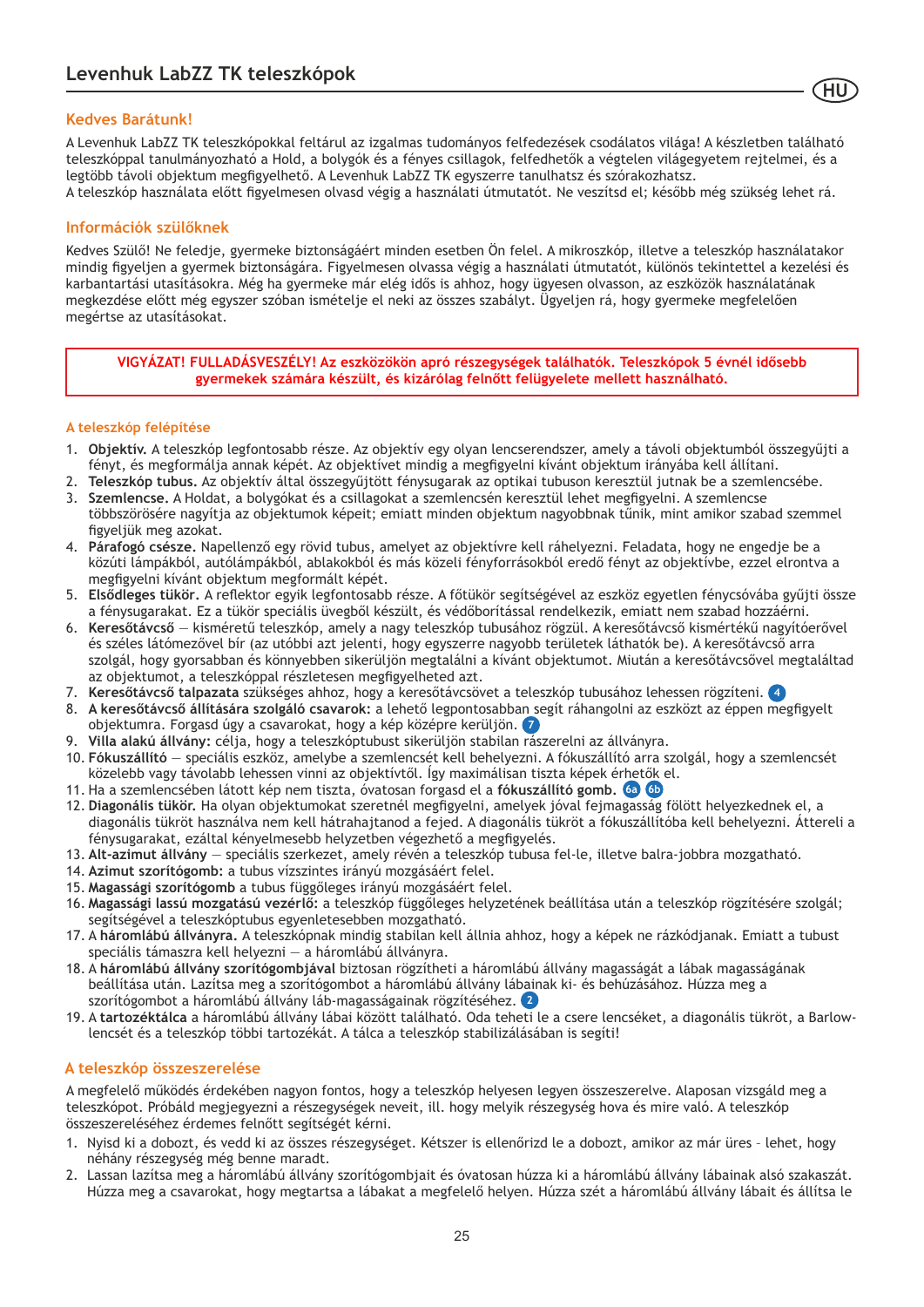# Levenhuk LabZZ TK teleszkópok

## Kedves Barátunk!

A Levenhuk LabZZ TK teleszkópokkal feltárul az izgalmas tudományos felfedezések csodálatos világa! A készletben található teleszkóppal tanulmányozható a Hold, a bolygók és a fényes csillagok, felfedhetők a végtelen világegyetem rejtelmei, és a legtöbb távoli objektum megfigyelhető. A Levenhuk LabZZ TK egyszerre tanulhatsz és szórakozhatsz.
A teleszkóp használata előtt figyelmesen olvasd végig a használati útmutatót. Ne veszítsd el; később még szükség lehet rá.

## Információk szülőknek

Kedves Szülő! Ne feledje, gyermeke biztonságáért minden esetben Ön felel. A mikroszkóp, illetve a teleszkóp használatakor mindig figyeljen a gyermek biztonságára. Figyelmesen olvassa végig a használati útmutatót, különös tekintettel a kezelési és karbantartási utasításokra. Még ha gyermeke már elég idős is ahhoz, hogy ügyesen olvasson, az eszközök használatának megkezdése előtt még egyszer szóban ismételje el neki az összes szabályt. Ügyeljen rá, hogy gyermeke megfelelően megértse az utasításokat.

**VIGYÁZAT! FULLADÁSVESZÉLY! Az eszközökön apró részegységek találhatók. Teleszkópok 5 évnél idősebb gyermekek számára készült, és kizárólag felnőtt felügyelete mellett használható.**

### A teleszkóp felépítése

1. **Objektív.** A teleszkóp legfontosabb része. Az objektív egy olyan lencserendszer, amely a távoli objektumból összegyűjti a fényt, és megformálja annak képét. Az objektívet mindig a megfigyelni kívánt objektum irányába kell állítani.
2. **Teleszkóp tubus.** Az objektív által összegyűjtött fénysugarak az optikai tubuson keresztül jutnak be a szemlencsébe.
3. **Szemlencse.** A Holdat, a bolygókat és a csillagokat a szemlencsén keresztül lehet megfigyelni. A szemlencse többszörösére nagyítja az objektumok képeit; emiatt minden objektum nagyobbnak tűnik, mint amikor szabad szemmel figyeljük meg azokat.
4. **Párafogó csésze.** Napellenző egy rövid tubus, amelyet az objektívre kell ráhelyezni. Feladata, hogy ne engedje be a közúti lámpákból, autólámpákból, ablakokból és más közeli fényforrásokból eredő fényt az objektívbe, ezzel elrontva a megfigyelni kívánt objektum megformált képét.
5. **Elsődleges tükör.** A reflektor egyik legfontosabb része. A főtükör segítségével az eszköz egyetlen fénycsóvába gyűjti össze a fénysugarakat. Ez a tükör speciális üvegből készült, és védőborítással rendelkezik, emiatt nem szabad hozzáérni.
6. **Keresőtávcső** — kisméretű teleszkóp, amely a nagy teleszkóp tubusához rögzül. A keresőtávcső kismértékű nagyítóerővel és széles látómezővel bír (az utóbbi azt jelenti, hogy egyszerre nagyobb területek láthatók be). A keresőtávcső arra szolgál, hogy gyorsabban és könnyebben sikerüljön megtalálni a kívánt objektumot. Miután a keresőtávcsővel megtaláltad az objektumot, a teleszkóppal részletesen megfigyelheted azt.
7. **Keresőtávcső talpazata** szükséges ahhoz, hogy a keresőtávcsövet a teleszkóp tubusához lehessen rögzíteni. 4
8. **A keresőtávcső állítására szolgáló csavarok:** a lehető legpontosabban segít ráhangolni az eszközt az éppen megfigyelt objektumra. Forgasd úgy a csavarokat, hogy a kép középre kerüljön. 7
9. **Villa alakú állvány:** célja, hogy a teleszkóptubust sikerüljön stabilan rászerelni az állványra.
10. **Fókuszállító** — speciális eszköz, amelybe a szemlencsét kell behelyezni. A fókuszállító arra szolgál, hogy a szemlencsét közelebb vagy távolabb lehessen vinni az objektívtől. Így maximálisan tiszta képek érhetők el.
11. Ha a szemlencsében látott kép nem tiszta, óvatosan forgasd el a **fókuszállító gomb.** 6a 6b
12. **Diagonális tükör.** Ha olyan objektumokat szeretnél megfigyelni, amelyek jóval fejmagasság fölött helyezkednek el, a diagonális tükröt használva nem kell hátrahajtanod a fejed. A diagonális tükröt a fókuszállítóba kell behelyezni. Átteréli a fénysugarakat, ezáltal kényelmesebb helyzetben végezhető a megfigyelés.
13. **Alt-azimut állvány** — speciális szerkezet, amely révén a teleszkóp tubusa fel-le, illetve balra-jobbra mozgatható.
14. **Azimut szorítógomb:** a tubus vízszintes irányú mozgásáért felel.
15. **Magassági szorítógomb** a tubus függőleges irányú mozgásáért felel.
16. **Magassági lassú mozgatású vezérlő:** a teleszkóp függőleges helyzetének beállítása után a teleszkóp rögzítésére szolgál; segítségével a teleszkóptubus egyenletesebben mozgatható.
17. A **háromlábú állványra.** A teleszkópnak mindig stabilan kell állnia ahhoz, hogy a képek ne rázkódjanak. Emiatt a tubust speciális támaszra kell helyezni — a háromlábú állványra.
18. A **háromlábú állvány szorítógombjával** biztosan rögzítheti a háromlábú állvány magasságát a lábak magasságának beállítása után. Lazítsa meg a szorítógombot a háromlábú állvány lábainak ki- és behúzásához. Húzza meg a szorítógombot a háromlábú állvány láb-magasságainak rögzítéséhez. 2
19. A **tartozéktálca** a háromlábú állvány lábai között található. Oda teheti le a csere lencséket, a diagonális tükröt, a Barlow-lencsét és a teleszkóp többi tartozékát. A tálca a teleszkóp stabilizálásában is segíti!

### A teleszkóp összeszerelése

A megfelelő működés érdekében nagyon fontos, hogy a teleszkóp helyesen legyen összeszerelve. Alaposan vizsgáld meg a teleszkópot. Próbáld megjegyezni a részegységek neveit, ill. hogy melyik részegység hova és mire való. A teleszkóp összeszereléséhez érdemes felnőtt segítségét kérni.

1. Nyisd ki a dobozt, és vedd ki az összes részegységet. Kétszer is ellenőrizd le a dobozt, amikor az már üres – lehet, hogy néhány részegység még benne maradt.
2. Lassan lazítsa meg a háromlábú állvány szorítógombjait és óvatosan húzza ki a háromlábú állvány lábainak alsó szakaszát. Húzza meg a csavarokat, hogy megtartsa a lábakat a megfelelő helyen. Húzza szét a háromlábú állvány lábait és állítsa le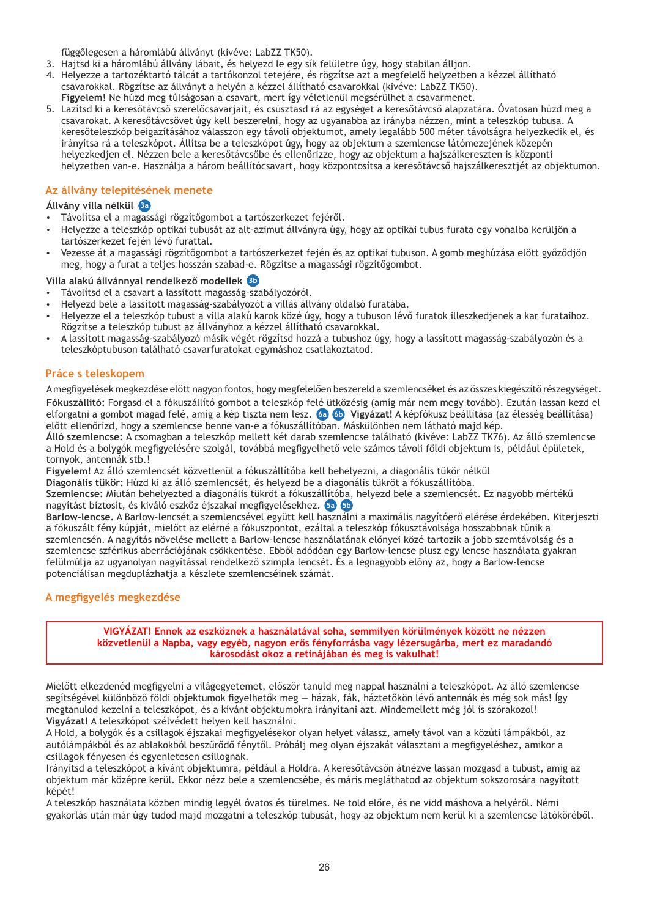függőlegesen a háromlábú állványt (kivéve: LabZZ TK50).

3. Hajtsd ki a háromlábú állvány lábait, és helyezd le egy sík felületre úgy, hogy stabilan álljon.
4. Helyezze a tartozéktartó tálcát a tartókonzol tetejére, és rögzítse azt a megfelelő helyzetben a kézzel állítható csavarokkal. Rögzítse az állványt a helyén a kézzel állítható csavarokkal (kivéve: LabZZ TK50).
   **Figyelem!** Ne húzd meg túlságosan a csavart, mert így véletlenül megsérülhet a csavarmenet.
5. Lazítsd ki a keresőtávcső szerelőcsavarjait, és csúsztasd rá az egységet a keresőtávcső alapzatára. Óvatosan húzd meg a csavarokat. A keresőtávcsövet úgy kell beszerelni, hogy az ugyanabba az irányba nézzen, mint a teleszkóp tubusa. A keresőteleszkóp beigazításához válasszon egy távoli objektumot, amely legalább 500 méter távolságra helyezkedik el, és irányítsa rá a teleszkópot. Állítsa be a teleszkópot úgy, hogy az objektum a szemlencse látómezejének közepén helyezkedjen el. Nézzen bele a keresőtávcsőbe és ellenőrizze, hogy az objektum a hajszálkereszten is központi helyzetben van-e. Használja a három beállítócsavart, hogy központosítsa a keresőtávcső hajszálkeresztjét az objektumon.

## Az állvány telepítésének menete

**Állvány villa nélkül** 3a

- Távolítsa el a magassági rögzítőgombot a tartószerkezet fejéről.
- Helyezze a teleszkóp optikai tubusát az alt-azimut állványra úgy, hogy az optikai tubus furata egy vonalba kerüljön a tartószerkezet fején lévő furattal.
- Vezesse át a magassági rögzítőgombot a tartószerkezet fején és az optikai tubuson. A gomb meghúzása előtt győződjön meg, hogy a furat a teljes hosszán szabad-e. Rögzítse a magassági rögzítőgombot.

**Villa alakú állvánnyal rendelkező modellek** 3b

- Távolítsd el a csavart a lassított magasság-szabályozóról.
- Helyezd bele a lassított magasság-szabályozót a villás állvány oldalsó furatába.
- Helyezze el a teleszkóp tubust a villa alakú karok közé úgy, hogy a tubuson lévő furatok illeszkedjenek a kar furataihoz. Rögzítse a teleszkóp tubust az állványhoz a kézzel állítható csavarokkal.
- A lassított magasság-szabályozó másik végét rögzítsd hozzá a tubushoz úgy, hogy a lassított magasság-szabályozón és a teleszkóptubuson található csavarfuratokat egymáshoz csatlakoztatod.

## Práce s teleskopem

A megfigyelések megkezdése előtt nagyon fontos, hogy megfelelően beszereld a szemlencséket és az összes kiegészítő részegységet.

**Fókuszállító:** Forgasd el a fókuszállító gombot a teleszkóp felé ütközésig (amíg már nem megy tovább). Ezután lassan kezd el elforgatni a gombot magad felé, amíg a kép tiszta nem lesz. 6a 6b **Vigyázat!** A képfókusz beállítása (az élesség beállítása) előtt ellenőrizd, hogy a szemlencse benne van-e a fókuszállítóban. Máskülönben nem látható majd kép.

**Álló szemlencse:** A csomagban a teleszkóp mellett két darab szemlencse található (kivéve: LabZZ TK76). Az álló szemlencse a Hold és a bolygók megfigyelésére szolgál, továbbá megfigyelhető vele számos távoli földi objektum is, például épületek, tornyok, antennák stb.!

**Figyelem!** Az álló szemlencsét közvetlenül a fókuszállítóba kell behelyezni, a diagonális tükör nélkül

**Diagonális tükör:** Húzd ki az álló szemlencsét, és helyezd be a diagonális tükröt a fókuszállítóba.

**Szemlencse:** Miután behelyezted a diagonális tükröt a fókuszállítóba, helyezd bele a szemlencsét. Ez nagyobb mértékű nagyítást biztosít, és kiváló eszköz éjszakai megfigyelésekhez. 5a 5b

**Barlow-lencse.** A Barlow-lencsét a szemlencsével együtt kell használni a maximális nagyítóerő elérése érdekében. Kiterjeszti a fókuszált fény kúpját, mielőtt az elérné a fókuszpontot, ezáltal a teleszkóp fókusztávolsága hosszabbnak tűnik a szemlencsén. A nagyítás növelése mellett a Barlow-lencse használatának előnyei közé tartozik a jobb szemtávolság és a szemlencse szférikus aberrációjának csökkentése. Ebből adódóan egy Barlow-lencse plusz egy lencse használata gyakran felülmúlja az ugyanolyan nagyítással rendelkező szimpla lencsét. És a legnagyobb előny az, hogy a Barlow-lencse potenciálisan megduplázhatja a készlete szemlencséinek számát.

## A megfigyelés megkezdése

**VIGYÁZAT! Ennek az eszköznek a használatával soha, semmilyen körülmények között ne nézzen közvetlenül a Napba, vagy egyéb, nagyon erős fényforrásba vagy lézersugárba, mert maradandó károsodást okoz a retinájában és meg is vakulhat!**

Mielőtt elkezdenéd megfigyelni a világegyetemet, először tanuld meg nappal használni a teleszkópot. Az álló szemlencse segítségével különböző földi objektumok figyelhetők meg — házak, fák, háztetőkön lévő antennák és még sok más! Így megtanulod kezelni a teleszkópot, és a kívánt objektumokra irányítani azt. Mindemellett még jól is szórakozol!

**Vigyázat!** A teleszkópot szélvédett helyen kell használni.

A Hold, a bolygók és a csillagok éjszakai megfigyelésekor olyan helyet válassz, amely távol van a közúti lámpákból, az autólámpákból és az ablakokból beszűrődő fénytől. Próbálj meg olyan éjszakát választani a megfigyeléshez, amikor a csillagok fényesen és egyenletesen csillognak.

Irányítsd a teleszkópot a kívánt objektumra, például a Holdra. A keresőtávcsőn átnézve lassan mozgasd a tubust, amíg az objektum már középre kerül. Ekkor nézz bele a szemlencsébe, és máris megláthatod az objektum sokszorosára nagyított képét!

A teleszkóp használata közben mindig legyél óvatos és türelmes. Ne told előre, és ne vidd máshova a helyéről. Némi gyakorlás után már úgy tudod majd mozgatni a teleszkóp tubusát, hogy az objektum nem kerül ki a szemlencse látóköréből.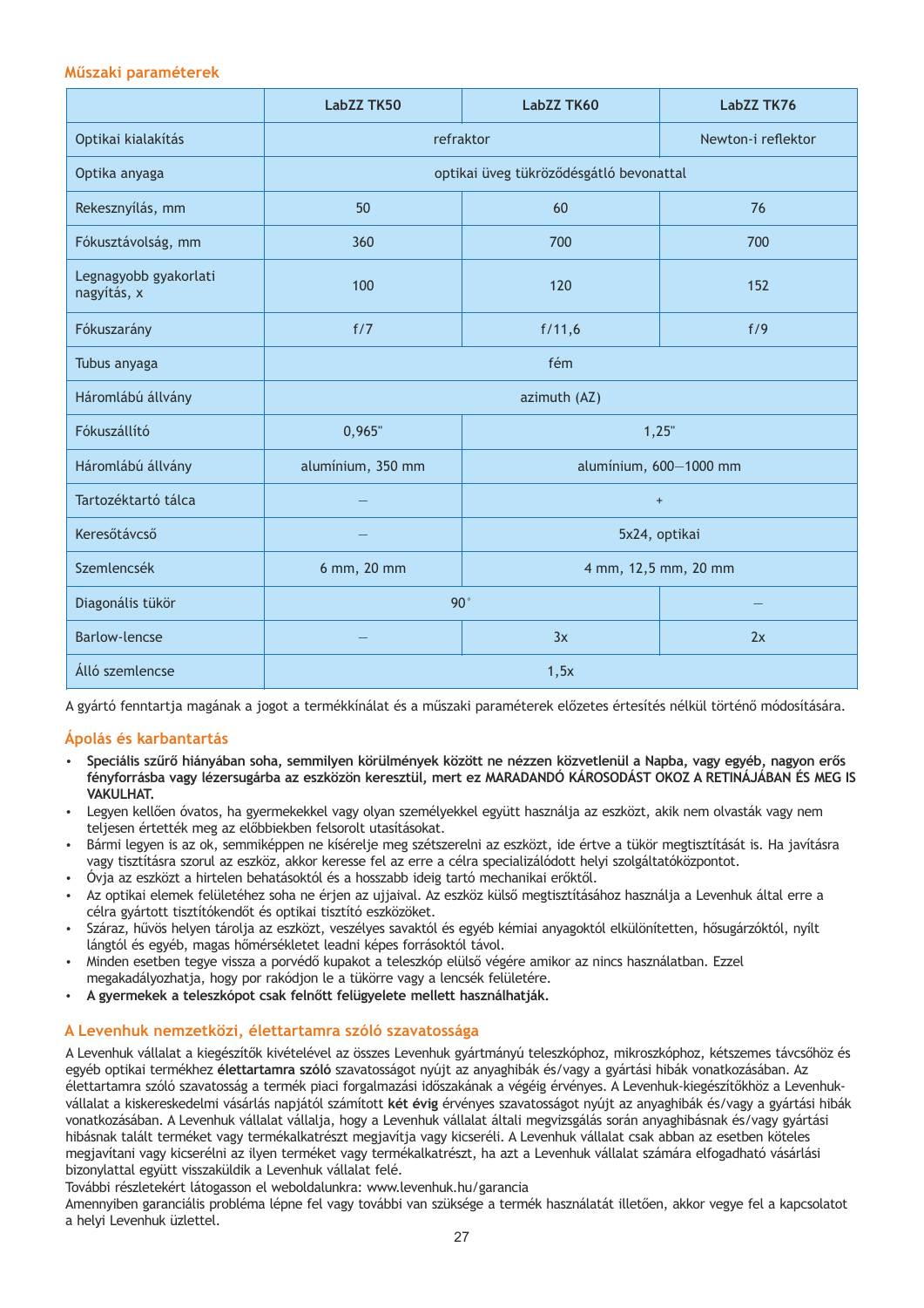## Műszaki paraméterek

| | LabZZ TK50 | LabZZ TK60 | LabZZ TK76 |
|---|---|---|---|
| Optikai kialakítás | refraktor | | Newton-i reflektor |
| Optika anyaga | optikai üveg tükröződésgátló bevonattal | | |
| Rekesznyílás, mm | 50 | 60 | 76 |
| Fókusztávolság, mm | 360 | 700 | 700 |
| Legnagyobb gyakorlati nagyítás, x | 100 | 120 | 152 |
| Fókuszarány | f/7 | f/11,6 | f/9 |
| Tubus anyaga | fém | | |
| Háromlábú állvány | azimuth (AZ) | | |
| Fókuszállító | 0,965" | 1,25" | |
| Háromlábú állvány | alumínium, 350 mm | alumínium, 600—1000 mm | |
| Tartozéktartó tálca | — | + | |
| Keresőtávcső | — | 5x24, optikai | |
| Szemlencsék | 6 mm, 20 mm | 4 mm, 12,5 mm, 20 mm | |
| Diagonális tükör | 90° | | — |
| Barlow-lencse | — | 3x | 2x |
| Álló szemlencse | 1,5x | | |

A gyártó fenntartja magának a jogot a termékkínálat és a műszaki paraméterek előzetes értesítés nélkül történő módosítására.

## Ápolás és karbantartás

- **Speciális szűrő hiányában soha, semmilyen körülmények között ne nézzen közvetlenül a Napba, vagy egyéb, nagyon erős fényforrásba vagy lézersugárba az eszközön keresztül, mert ez MARADANDÓ KÁROSODÁST OKOZ A RETINÁJÁBAN ÉS MEG IS VAKULHAT.**
- Legyen kellően óvatos, ha gyermekekkel vagy olyan személyekkel együtt használja az eszközt, akik nem olvasták vagy nem teljesen értették meg az előbbiekben felsorolt utasításokat.
- Bármi legyen is az ok, semmiképpen ne kísérelje meg szétszerelni az eszközt, ide értve a tükör megtisztítását is. Ha javításra vagy tisztításra szorul az eszköz, akkor keresse fel az erre a célra specializálódott helyi szolgáltatóközpontot.
- Óvja az eszközt a hirtelen behatásoktól és a hosszabb ideig tartó mechanikai erőktől.
- Az optikai elemek felületéhez soha ne érjen az ujjaival. Az eszköz külső megtisztításához használja a Levenhuk által erre a célra gyártott tisztítókendőt és optikai tisztító eszközöket.
- Száraz, hűvös helyen tárolja az eszközt, veszélyes savaktól és egyéb kémiai anyagoktól elkülönítetten, hősugárzóktól, nyílt lángtól és egyéb, magas hőmérsékletet leadni képes forrásoktól távol.
- Minden esetben tegye vissza a porvédő kupakot a teleszkóp elülső végére amikor az nincs használatban. Ezzel megakadályozhatja, hogy por rakódjon le a tükörre vagy a lencsék felületére.
- **A gyermekek a teleszkópot csak felnőtt felügyelete mellett használhatják.**

## A Levenhuk nemzetközi, élettartamra szóló szavatossága

A Levenhuk vállalat a kiegészítők kivételével az összes Levenhuk gyártmányú teleszkóphoz, mikroszkóphoz, kétszemes távcsőhöz és egyéb optikai termékhez **élettartamra szóló** szavatosságot nyújt az anyaghibák és/vagy a gyártási hibák vonatkozásában. Az élettartamra szóló szavatosság a termék piaci forgalmazási időszakának a végéig érvényes. A Levenhuk-kiegészítőkhöz a Levenhuk-vállalat a kiskereskedelmi vásárlás napjától számított **két évig** érvényes szavatosságot nyújt az anyaghibák és/vagy a gyártási hibák vonatkozásában. A Levenhuk vállalat vállalja, hogy a Levenhuk vállalat általi megvizsgálás során anyaghibásnak és/vagy gyártási hibásnak talált terméket vagy termékalkatrészt megjavítja vagy kicseréli. A Levenhuk vállalat csak abban az esetben köteles megjavítani vagy kicserélni az ilyen terméket vagy termékalkatrészt, ha azt a Levenhuk vállalat számára elfogadható vásárlási bizonylattal együtt visszaküldik a Levenhuk vállalat felé.
További részletekért látogasson el weboldalunkra: www.levenhuk.hu/garancia
Amennyiben garanciális probléma lépne fel vagy további van szüksége a termék használatát illetően, akkor vegye fel a kapcsolatot a helyi Levenhuk üzlettel.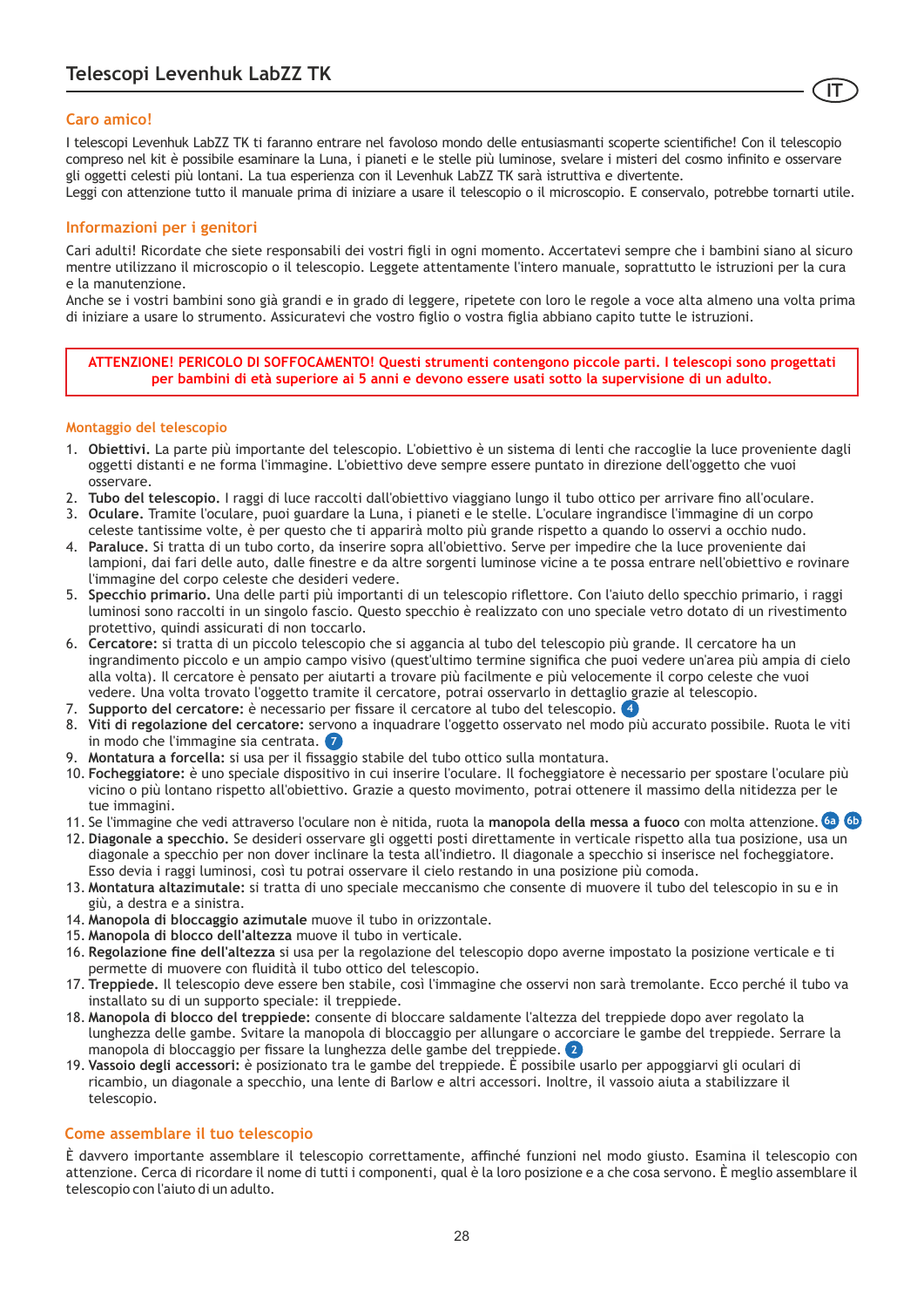# Telescopi Levenhuk LabZZ TK

## Caro amico!

I telescopi Levenhuk LabZZ TK ti faranno entrare nel favoloso mondo delle entusiasmanti scoperte scientifiche! Con il telescopio compreso nel kit è possibile esaminare la Luna, i pianeti e le stelle più luminose, svelare i misteri del cosmo infinito e osservare gli oggetti celesti più lontani. La tua esperienza con il Levenhuk LabZZ TK sarà istruttiva e divertente.
Leggi con attenzione tutto il manuale prima di iniziare a usare il telescopio o il microscopio. E conservalo, potrebbe tornarti utile.

## Informazioni per i genitori

Cari adulti! Ricordate che siete responsabili dei vostri figli in ogni momento. Accertatevi sempre che i bambini siano al sicuro mentre utilizzano il microscopio o il telescopio. Leggete attentamente l'intero manuale, soprattutto le istruzioni per la cura e la manutenzione.
Anche se i vostri bambini sono già grandi e in grado di leggere, ripetete con loro le regole a voce alta almeno una volta prima di iniziare a usare lo strumento. Assicuratevi che vostro figlio o vostra figlia abbiano capito tutte le istruzioni.

**ATTENZIONE! PERICOLO DI SOFFOCAMENTO! Questi strumenti contengono piccole parti. I telescopi sono progettati per bambini di età superiore ai 5 anni e devono essere usati sotto la supervisione di un adulto.**

### Montaggio del telescopio

1. **Obiettivi.** La parte più importante del telescopio. L'obiettivo è un sistema di lenti che raccoglie la luce proveniente dagli oggetti distanti e ne forma l'immagine. L'obiettivo deve sempre essere puntato in direzione dell'oggetto che vuoi osservare.
2. **Tubo del telescopio.** I raggi di luce raccolti dall'obiettivo viaggiano lungo il tubo ottico per arrivare fino all'oculare.
3. **Oculare.** Tramite l'oculare, puoi guardare la Luna, i pianeti e le stelle. L'oculare ingrandisce l'immagine di un corpo celeste tantissime volte, è per questo che ti apparirà molto più grande rispetto a quando lo osservi a occhio nudo.
4. **Paraluce.** Si tratta di un tubo corto, da inserire sopra all'obiettivo. Serve per impedire che la luce proveniente dai lampioni, dai fari delle auto, dalle finestre e da altre sorgenti luminose vicine a te possa entrare nell'obiettivo e rovinare l'immagine del corpo celeste che desideri vedere.
5. **Specchio primario.** Una delle parti più importanti di un telescopio riflettore. Con l'aiuto dello specchio primario, i raggi luminosi sono raccolti in un singolo fascio. Questo specchio è realizzato con uno speciale vetro dotato di un rivestimento protettivo, quindi assicurati di non toccarlo.
6. **Cercatore:** si tratta di un piccolo telescopio che si aggancia al tubo del telescopio più grande. Il cercatore ha un ingrandimento piccolo e un ampio campo visivo (quest'ultimo termine significa che puoi vedere un'area più ampia di cielo alla volta). Il cercatore è pensato per aiutarti a trovare più facilmente e più velocemente il corpo celeste che vuoi vedere. Una volta trovato l'oggetto tramite il cercatore, potrai osservarlo in dettaglio grazie al telescopio.
7. **Supporto del cercatore:** è necessario per fissare il cercatore al tubo del telescopio. 4
8. **Viti di regolazione del cercatore:** servono a inquadrare l'oggetto osservato nel modo più accurato possibile. Ruota le viti in modo che l'immagine sia centrata. 7
9. **Montatura a forcella:** si usa per il fissaggio stabile del tubo ottico sulla montatura.
10. **Focheggiatore:** è uno speciale dispositivo in cui inserire l'oculare. Il focheggiatore è necessario per spostare l'oculare più vicino o più lontano rispetto all'obiettivo. Grazie a questo movimento, potrai ottenere il massimo della nitidezza per le tue immagini.
11. Se l'immagine che vedi attraverso l'oculare non è nitida, ruota la **manopola della messa a fuoco** con molta attenzione. 6a 6b
12. **Diagonale a specchio.** Se desideri osservare gli oggetti posti direttamente in verticale rispetto alla tua posizione, usa un diagonale a specchio per non dover inclinare la testa all'indietro. Il diagonale a specchio si inserisce nel focheggiatore. Esso devia i raggi luminosi, così tu potrai osservare il cielo restando in una posizione più comoda.
13. **Montatura altazimutale:** si tratta di uno speciale meccanismo che consente di muovere il tubo del telescopio in su e in giù, a destra e a sinistra.
14. **Manopola di bloccaggio azimutale** muove il tubo in orizzontale.
15. **Manopola di blocco dell'altezza** muove il tubo in verticale.
16. **Regolazione fine dell'altezza** si usa per la regolazione del telescopio dopo averne impostato la posizione verticale e ti permette di muovere con fluidità il tubo ottico del telescopio.
17. **Treppiede.** Il telescopio deve essere ben stabile, così l'immagine che osservi non sarà tremolante. Ecco perché il tubo va installato su di un supporto speciale: il treppiede.
18. **Manopola di blocco del treppiede:** consente di bloccare saldamente l'altezza del treppiede dopo aver regolato la lunghezza delle gambe. Svitare la manopola di bloccaggio per allungare o accorciare le gambe del treppiede. Serrare la manopola di bloccaggio per fissare la lunghezza delle gambe del treppiede. 2
19. **Vassoio degli accessori:** è posizionato tra le gambe del treppiede. È possibile usarlo per appoggiarvi gli oculari di ricambio, un diagonale a specchio, una lente di Barlow e altri accessori. Inoltre, il vassoio aiuta a stabilizzare il telescopio.

## Come assemblare il tuo telescopio

È davvero importante assemblare il telescopio correttamente, affinché funzioni nel modo giusto. Esamina il telescopio con attenzione. Cerca di ricordare il nome di tutti i componenti, qual è la loro posizione e a che cosa servono. È meglio assemblare il telescopio con l'aiuto di un adulto.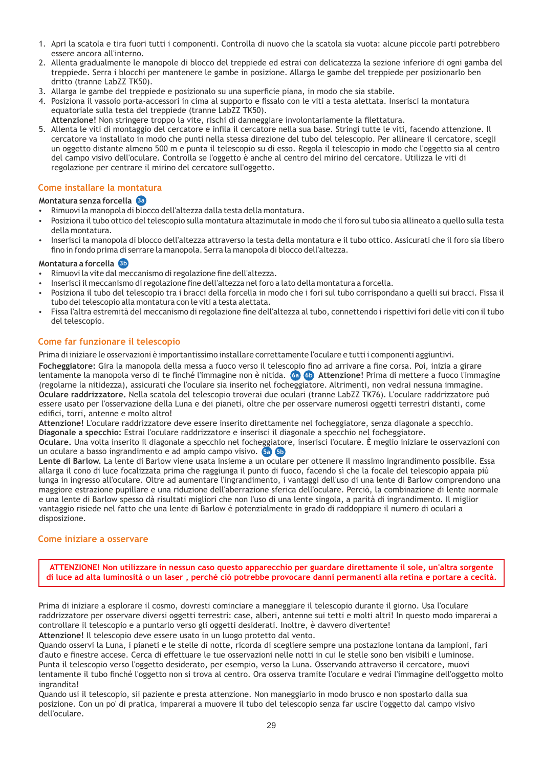1. Apri la scatola e tira fuori tutti i componenti. Controlla di nuovo che la scatola sia vuota: alcune piccole parti potrebbero essere ancora all'interno.
2. Allenta gradualmente le manopole di blocco del treppiede ed estrai con delicatezza la sezione inferiore di ogni gamba del treppiede. Serra i blocchi per mantenere le gambe in posizione. Allarga le gambe del treppiede per posizionarlo ben dritto (tranne LabZZ TK50).
3. Allarga le gambe del treppiede e posizionalo su una superficie piana, in modo che sia stabile.
4. Posiziona il vassoio porta-accessori in cima al supporto e fissalo con le viti a testa alettata. Inserisci la montatura equatoriale sulla testa del treppiede (tranne LabZZ TK50).
   **Attenzione!** Non stringere troppo la vite, rischi di danneggiare involontariamente la filettatura.
5. Allenta le viti di montaggio del cercatore e infila il cercatore nella sua base. Stringi tutte le viti, facendo attenzione. Il cercatore va installato in modo che punti nella stessa direzione del tubo del telescopio. Per allineare il cercatore, scegli un oggetto distante almeno 500 m e punta il telescopio su di esso. Regola il telescopio in modo che l'oggetto sia al centro del campo visivo dell'oculare. Controlla se l'oggetto è anche al centro del mirino del cercatore. Utilizza le viti di regolazione per centrare il mirino del cercatore sull'oggetto.

## Come installare la montatura

**Montatura senza forcella** 3a

- Rimuovi la manopola di blocco dell'altezza dalla testa della montatura.
- Posiziona il tubo ottico del telescopio sulla montatura altazimutale in modo che il foro sul tubo sia allineato a quello sulla testa della montatura.
- Inserisci la manopola di blocco dell'altezza attraverso la testa della montatura e il tubo ottico. Assicurati che il foro sia libero fino in fondo prima di serrare la manopola. Serra la manopola di blocco dell'altezza.

**Montatura a forcella** 3b

- Rimuovi la vite dal meccanismo di regolazione fine dell'altezza.
- Inserisci il meccanismo di regolazione fine dell'altezza nel foro a lato della montatura a forcella.
- Posiziona il tubo del telescopio tra i bracci della forcella in modo che i fori sul tubo corrispondano a quelli sui bracci. Fissa il tubo del telescopio alla montatura con le viti a testa alettata.
- Fissa l'altra estremità del meccanismo di regolazione fine dell'altezza al tubo, connettendo i rispettivi fori delle viti con il tubo del telescopio.

## Come far funzionare il telescopio

Prima di iniziare le osservazioni è importantissimo installare correttamente l'oculare e tutti i componenti aggiuntivi.

**Focheggiatore:** Gira la manopola della messa a fuoco verso il telescopio fino ad arrivare a fine corsa. Poi, inizia a girare lentamente la manopola verso di te finché l'immagine non è nitida. 6a 6b **Attenzione!** Prima di mettere a fuoco l'immagine (regolarne la nitidezza), assicurati che l'oculare sia inserito nel focheggiatore. Altrimenti, non vedrai nessuna immagine.
**Oculare raddrizzatore.** Nella scatola del telescopio troverai due oculari (tranne LabZZ TK76). L'oculare raddrizzatore può essere usato per l'osservazione della Luna e dei pianeti, oltre che per osservare numerosi oggetti terrestri distanti, come edifici, torri, antenne e molto altro!
**Attenzione!** L'oculare raddrizzatore deve essere inserito direttamente nel focheggiatore, senza diagonale a specchio.
**Diagonale a specchio:** Estrai l'oculare raddrizzatore e inserisci il diagonale a specchio nel focheggiatore.
**Oculare.** Una volta inserito il diagonale a specchio nel focheggiatore, inserisci l'oculare. È meglio iniziare le osservazioni con un oculare a basso ingrandimento e ad ampio campo visivo. 5a 5b
**Lente di Barlow.** La lente di Barlow viene usata insieme a un oculare per ottenere il massimo ingrandimento possibile. Essa allarga il cono di luce focalizzata prima che raggiunga il punto di fuoco, facendo sì che la focale del telescopio appaia più lunga in ingresso all'oculare. Oltre ad aumentare l'ingrandimento, i vantaggi dell'uso di una lente di Barlow comprendono una maggiore estrazione pupillare e una riduzione dell'aberrazione sferica dell'oculare. Perciò, la combinazione di lente normale e una lente di Barlow spesso dà risultati migliori che non l'uso di una lente singola, a parità di ingrandimento. Il miglior vantaggio risiede nel fatto che una lente di Barlow è potenzialmente in grado di raddoppiare il numero di oculari a disposizione.

## Come iniziare a osservare

**ATTENZIONE! Non utilizzare in nessun caso questo apparecchio per guardare direttamente il sole, un'altra sorgente di luce ad alta luminosità o un laser , perché ciò potrebbe provocare danni permanenti alla retina e portare a cecità.**

Prima di iniziare a esplorare il cosmo, dovresti cominciare a maneggiare il telescopio durante il giorno. Usa l'oculare raddrizzatore per osservare diversi oggetti terrestri: case, alberi, antenne sui tetti e molti altri! In questo modo imparerai a controllare il telescopio e a puntarlo verso gli oggetti desiderati. Inoltre, è davvero divertente!
**Attenzione!** Il telescopio deve essere usato in un luogo protetto dal vento.
Quando osservi la Luna, i pianeti e le stelle di notte, ricorda di scegliere sempre una postazione lontana da lampioni, fari d'auto e finestre accese. Cerca di effettuare le tue osservazioni nelle notti in cui le stelle sono ben visibili e luminose.
Punta il telescopio verso l'oggetto desiderato, per esempio, verso la Luna. Osservando attraverso il cercatore, muovi lentamente il tubo finché l'oggetto non si trova al centro. Ora osserva tramite l'oculare e vedrai l'immagine dell'oggetto molto ingrandita!
Quando usi il telescopio, sii paziente e presta attenzione. Non maneggiarlo in modo brusco e non spostarlo dalla sua posizione. Con un po' di pratica, imparerai a muovere il tubo del telescopio senza far uscire l'oggetto dal campo visivo dell'oculare.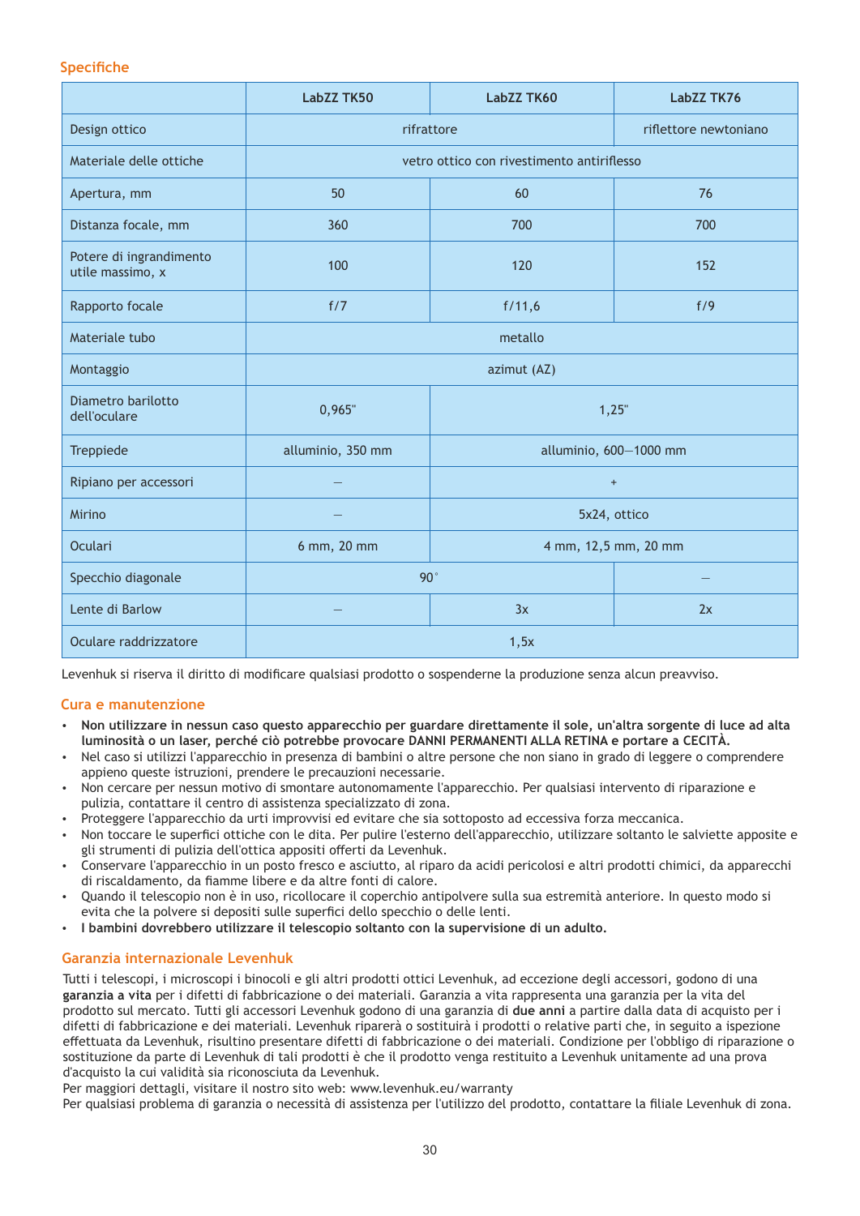## Specifiche

| | LabZZ TK50 | LabZZ TK60 | LabZZ TK76 |
|---|---|---|---|
| Design ottico | rifrattore | | riflettore newtoniano |
| Materiale delle ottiche | vetro ottico con rivestimento antiriflesso | | |
| Apertura, mm | 50 | 60 | 76 |
| Distanza focale, mm | 360 | 700 | 700 |
| Potere di ingrandimento utile massimo, x | 100 | 120 | 152 |
| Rapporto focale | f/7 | f/11,6 | f/9 |
| Materiale tubo | metallo | | |
| Montaggio | azimut (AZ) | | |
| Diametro barilotto dell'oculare | 0,965" | 1,25" | |
| Treppiede | alluminio, 350 mm | alluminio, 600—1000 mm | |
| Ripiano per accessori | — | + | |
| Mirino | — | 5x24, ottico | |
| Oculari | 6 mm, 20 mm | 4 mm, 12,5 mm, 20 mm | |
| Specchio diagonale | 90° | | — |
| Lente di Barlow | — | 3x | 2x |
| Oculare raddrizzatore | 1,5x | | |

Levenhuk si riserva il diritto di modificare qualsiasi prodotto o sospenderne la produzione senza alcun preavviso.

## Cura e manutenzione

- **Non utilizzare in nessun caso questo apparecchio per guardare direttamente il sole, un'altra sorgente di luce ad alta luminosità o un laser, perché ciò potrebbe provocare DANNI PERMANENTI ALLA RETINA e portare a CECITÀ.**
- Nel caso si utilizzi l'apparecchio in presenza di bambini o altre persone che non siano in grado di leggere o comprendere appieno queste istruzioni, prendere le precauzioni necessarie.
- Non cercare per nessun motivo di smontare autonomamente l'apparecchio. Per qualsiasi intervento di riparazione e pulizia, contattare il centro di assistenza specializzato di zona.
- Proteggere l'apparecchio da urti improvvisi ed evitare che sia sottoposto ad eccessiva forza meccanica.
- Non toccare le superfici ottiche con le dita. Per pulire l'esterno dell'apparecchio, utilizzare soltanto le salviette apposite e gli strumenti di pulizia dell'ottica appositi offerti da Levenhuk.
- Conservare l'apparecchio in un posto fresco e asciutto, al riparo da acidi pericolosi e altri prodotti chimici, da apparecchi di riscaldamento, da fiamme libere e da altre fonti di calore.
- Quando il telescopio non è in uso, ricollocare il coperchio antipolvere sulla sua estremità anteriore. In questo modo si evita che la polvere si depositi sulle superfici dello specchio o delle lenti.
- **I bambini dovrebbero utilizzare il telescopio soltanto con la supervisione di un adulto.**

## Garanzia internazionale Levenhuk

Tutti i telescopi, i microscopi i binocoli e gli altri prodotti ottici Levenhuk, ad eccezione degli accessori, godono di una **garanzia a vita** per i difetti di fabbricazione o dei materiali. Garanzia a vita rappresenta una garanzia per la vita del prodotto sul mercato. Tutti gli accessori Levenhuk godono di una garanzia di **due anni** a partire dalla data di acquisto per i difetti di fabbricazione e dei materiali. Levenhuk riparerà o sostituirà i prodotti o relative parti che, in seguito a ispezione effettuata da Levenhuk, risultino presentare difetti di fabbricazione o dei materiali. Condizione per l'obbligo di riparazione o sostituzione da parte di Levenhuk di tali prodotti è che il prodotto venga restituito a Levenhuk unitamente ad una prova d'acquisto la cui validità sia riconosciuta da Levenhuk.
Per maggiori dettagli, visitare il nostro sito web: www.levenhuk.eu/warranty
Per qualsiasi problema di garanzia o necessità di assistenza per l'utilizzo del prodotto, contattare la filiale Levenhuk di zona.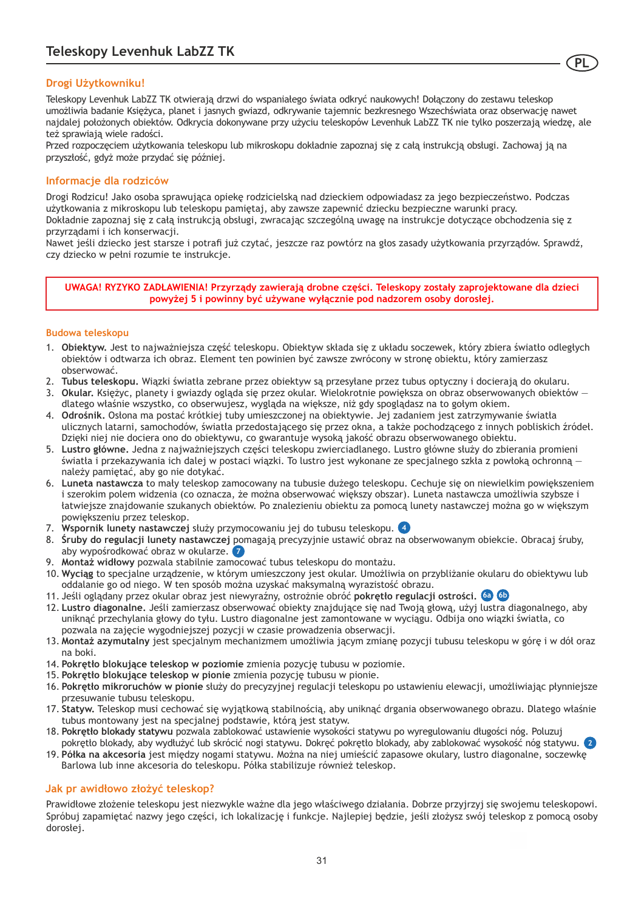# Teleskopy Levenhuk LabZZ TK

PL

## Drogi Użytkowniku!

Teleskopy Levenhuk LabZZ TK otwierają drzwi do wspaniałego świata odkryć naukowych! Dołączony do zestawu teleskop umożliwia badanie Księżyca, planet i jasnych gwiazd, odkrywanie tajemnic bezkresnego Wszechświata oraz obserwację nawet najdalej położonych obiektów. Odkrycia dokonywane przy użyciu teleskopów Levenhuk LabZZ TK nie tylko poszerzają wiedzę, ale też sprawiają wiele radości.
Przed rozpoczęciem użytkowania teleskopu lub mikroskopu dokładnie zapoznaj się z całą instrukcją obsługi. Zachowaj ją na przyszłość, gdyż może przydać się później.

## Informacje dla rodziców

Drogi Rodzicu! Jako osoba sprawująca opiekę rodzicielską nad dzieckiem odpowiadasz za jego bezpieczeństwo. Podczas użytkowania z mikroskopu lub teleskopu pamiętaj, aby zawsze zapewnić dziecku bezpieczne warunki pracy.
Dokładnie zapoznaj się z całą instrukcją obsługi, zwracając szczególną uwagę na instrukcje dotyczące obchodzenia się z przyrządami i ich konserwacji.
Nawet jeśli dziecko jest starsze i potrafi już czytać, jeszcze raz powtórz na głos zasady użytkowania przyrządów. Sprawdź, czy dziecko w pełni rozumie te instrukcje.

**UWAGA! RYZYKO ZADŁAWIENIA! Przyrządy zawierają drobne części. Teleskopy zostały zaprojektowane dla dzieci powyżej 5 i powinny być używane wyłącznie pod nadzorem osoby dorosłej.**

### Budowa teleskopu

1. **Obiektyw.** Jest to najważniejsza część teleskopu. Obiektyw składa się z układu soczewek, który zbiera światło odległych obiektów i odtwarza ich obraz. Element ten powinien być zawsze zwrócony w stronę obiektu, który zamierzasz obserwować.
2. **Tubus teleskopu.** Wiązki światła zebrane przez obiektyw są przesyłane przez tubus optyczny i docierają do okularu.
3. **Okular.** Księżyc, planety i gwiazdy ogląda się przez okular. Wielokrotnie powiększa on obraz obserwowanych obiektów — dlatego właśnie wszystko, co obserwujesz, wygląda na większe, niż gdy spoglądasz na to gołym okiem.
4. **Odrośnik.** Osłona ma postać krótkiej tuby umieszczonej na obiektywie. Jej zadaniem jest zatrzymywanie światła ulicznych latarni, samochodów, światła przedostającego się przez okna, a także pochodzącego z innych pobliskich źródeł. Dzięki niej nie dociera ono do obiektywu, co gwarantuje wysoką jakość obrazu obserwowanego obiektu.
5. **Lustro główne.** Jedna z najważniejszych części teleskopu zwierciadlanego. Lustro główne służy do zbierania promieni światła i przekazywania ich dalej w postaci wiązki. To lustro jest wykonane ze specjalnego szkła z powłoką ochronną — należy pamiętać, aby go nie dotykać.
6. **Luneta nastawcza** to mały teleskop zamocowany na tubusie dużego teleskopu. Cechuje się on niewielkim powiększeniem i szerokim polem widzenia (co oznacza, że można obserwować większy obszar). Luneta nastawcza umożliwia szybsze i łatwiejsze znajdowanie szukanych obiektów. Po znalezieniu obiektu za pomocą lunety nastawczej można go w większym powiększeniu przez teleskop.
7. **Wspornik lunety nastawczej** służy przymocowaniu jej do tubusu teleskopu. 4
8. **Śruby do regulacji lunety nastawczej** pomagają precyzyjnie ustawić obraz na obserwowanym obiekcie. Obracaj śruby, aby wypośrodkować obraz w okularze. 7
9. **Montaż widłowy** pozwala stabilnie zamocować tubus teleskopu do montażu.
10. **Wyciąg** to specjalne urządzenie, w którym umieszczony jest okular. Umożliwia on przybliżanie okularu do obiektywu lub oddalanie go od niego. W ten sposób można uzyskać maksymalną wyrazistość obrazu.
11. Jeśli oglądany przez okular obraz jest niewyraźny, ostrożnie obróć **pokrętło regulacji ostrości.** 6a 6b
12. **Lustro diagonalne.** Jeśli zamierzasz obserwować obiekty znajdujące się nad Twoją głową, użyj lustra diagonalnego, aby uniknąć przechylania głowy do tyłu. Lustro diagonalne jest zamontowane w wyciągu. Odbija ono wiązki światła, co pozwala na zajęcie wygodniejszej pozycji w czasie prowadzenia obserwacji.
13. **Montaż azymutalny** jest specjalnym mechanizmem umożliwia jącym zmianę pozycji tubusu teleskopu w górę i w dół oraz na boki.
14. **Pokrętło blokujące teleskop w poziomie** zmienia pozycję tubusu w poziomie.
15. **Pokrętło blokujące teleskop w pionie** zmienia pozycję tubusu w pionie.
16. **Pokrętło mikroruchów w pionie** służy do precyzyjnej regulacji teleskopu po ustawieniu elewacji, umożliwiając płynniejsze przesuwanie tubusu teleskopu.
17. **Statyw.** Teleskop musi cechować się wyjątkową stabilnością, aby uniknąć drgania obserwowanego obrazu. Dlatego właśnie tubus montowany jest na specjalnej podstawie, którą jest statyw.
18. **Pokrętło blokady statywu** pozwala zablokować ustawienie wysokości statywu po wyregulowaniu długości nóg. Poluzuj pokrętło blokady, aby wydłużyć lub skrócić nogi statywu. Dokręć pokrętło blokady, aby zablokować wysokość nóg statywu. 2
19. **Półka na akcesoria** jest między nogami statywu. Można na niej umieścić zapasowe okulary, lustro diagonalne, soczewkę Barlowa lub inne akcesoria do teleskopu. Półka stabilizuje również teleskop.

## Jak pr awidłowo złożyć teleskop?

Prawidłowe złożenie teleskopu jest niezwykle ważne dla jego właściwego działania. Dobrze przyjrzyj się swojemu teleskopowi. Spróbuj zapamiętać nazwy jego części, ich lokalizację i funkcje. Najlepiej będzie, jeśli złożysz swój teleskop z pomocą osoby dorosłej.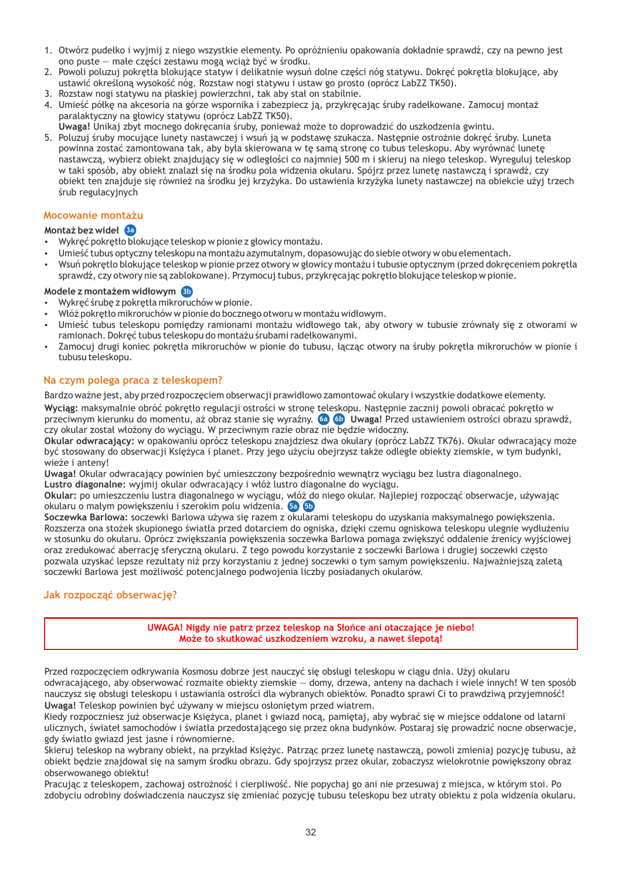1. Otwórz pudełko i wyjmij z niego wszystkie elementy. Po opróżnieniu opakowania dokładnie sprawdź, czy na pewno jest ono puste — małe części zestawu mogą wciąż być w środku.
2. Powoli poluzuj pokrętła blokujące statyw i delikatnie wysuń dolne części nóg statywu. Dokręć pokrętła blokujące, aby ustawić określoną wysokość nóg. Rozstaw nogi statywu i ustaw go prosto (oprócz LabZZ TK50).
3. Rozstaw nogi statywu na płaskiej powierzchni, tak aby stał on stabilnie.
4. Umieść półkę na akcesoria na górze wspornika i zabezpiecz ją, przykręcając śruby radełkowane. Zamocuj montaż paralaktyczny na głowicy statywu (oprócz LabZZ TK50).
   **Uwaga!** Unikaj zbyt mocnego dokręcania śruby, ponieważ może to doprowadzić do uszkodzenia gwintu.
5. Poluzuj śruby mocujące lunety nastawczej i wsuń ją w podstawę szukacza. Następnie ostrożnie dokręć śruby. Luneta powinna zostać zamontowana tak, aby była skierowana w tę samą stronę co tubus teleskopu. Aby wyrównać lunetę nastawczą, wybierz obiekt znajdujący się w odległości co najmniej 500 m i skieruj na niego teleskop. Wyreguluj teleskop w taki sposób, aby obiekt znalazł się na środku pola widzenia okularu. Spójrz przez lunetę nastawczą i sprawdź, czy obiekt ten znajduje się również na środku jej krzyżyka. Do ustawienia krzyżyka lunety nastawczej na obiekcie użyj trzech śrub regulacyjnych

## Mocowanie montażu

### Montaż bez wideł 3a

- Wykręć pokrętło blokujące teleskop w pionie z głowicy montażu.
- Umieść tubus optyczny teleskopu na montażu azymutalnym, dopasowując do siebie otwory w obu elementach.
- Wsuń pokrętło blokujące teleskop w pionie przez otwory w głowicy montażu i tubusie optycznym (przed dokręceniem pokrętła sprawdź, czy otwory nie są zablokowane). Przymocuj tubus, przykręcając pokrętło blokujące teleskop w pionie.

### Modele z montażem widłowym 3b

- Wykręć śrubę z pokrętła mikroruchów w pionie.
- Włóż pokrętło mikroruchów w pionie do bocznego otworu w montażu widłowym.
- Umieść tubus teleskopu pomiędzy ramionami montażu widłowego tak, aby otwory w tubusie zrównały się z otworami w ramionach. Dokręć tubus teleskopu do montażu śrubami radełkowanymi.
- Zamocuj drugi koniec pokrętła mikroruchów w pionie do tubusu, łącząc otwory na śruby pokrętła mikroruchów w pionie i tubusu teleskopu.

## Na czym polega praca z teleskopem?

Bardzo ważne jest, aby przed rozpoczęciem obserwacji prawidłowo zamontować okulary i wszystkie dodatkowe elementy.

**Wyciąg:** maksymalnie obróć pokrętło regulacji ostrości w stronę teleskopu. Następnie zacznij powoli obracać pokrętło w przeciwnym kierunku do momentu, aż obraz stanie się wyraźny. 6a 6b **Uwaga!** Przed ustawieniem ostrości obrazu sprawdź, czy okular został włożony do wyciągu. W przeciwnym razie obraz nie będzie widoczny.

**Okular odwracający:** w opakowaniu oprócz teleskopu znajdziesz dwa okulary (oprócz LabZZ TK76). Okular odwracający może być stosowany do obserwacji Księżyca i planet. Przy jego użyciu obejrzysz także odległe obiekty ziemskie, w tym budynki, wieże i anteny!

**Uwaga!** Okular odwracający powinien być umieszczony bezpośrednio wewnątrz wyciągu bez lustra diagonalnego.

**Lustro diagonalne:** wyjmij okular odwracający i włóż lustro diagonalne do wyciągu.

**Okular:** po umieszczeniu lustra diagonalnego w wyciągu, włóż do niego okular. Najlepiej rozpocząć obserwacje, używając okularu o małym powiększeniu i szerokim polu widzenia. 5a 5b

**Soczewka Barlowa:** soczewki Barlowa używa się razem z okularami teleskopu do uzyskania maksymalnego powiększenia. Rozszerza ona stożek skupionego światła przed dotarciem do ogniska, dzięki czemu ogniskowa teleskopu ulegnie wydłużeniu w stosunku do okularu. Oprócz zwiększania powiększenia soczewka Barlowa pomaga zwiększyć oddalenie źrenicy wyjściowej oraz zredukować aberrację sferyczną okularu. Z tego powodu korzystanie z soczewki Barlowa i drugiej soczewki często pozwala uzyskać lepsze rezultaty niż przy korzystaniu z jednej soczewki o tym samym powiększeniu. Najważniejszą zaletą soczewki Barlowa jest możliwość potencjalnego podwojenia liczby posiadanych okularów.

## Jak rozpocząć obserwację?

**UWAGA! Nigdy nie patrz przez teleskop na Słońce ani otaczające je niebo! Może to skutkować uszkodzeniem wzroku, a nawet ślepotą!**

Przed rozpoczęciem odkrywania Kosmosu dobrze jest nauczyć się obsługi teleskopu w ciągu dnia. Użyj okularu odwracającego, aby obserwować rozmaite obiekty ziemskie — domy, drzewa, anteny na dachach i wiele innych! W ten sposób nauczysz się obsługi teleskopu i ustawiania ostrości dla wybranych obiektów. Ponadto sprawi Ci to prawdziwą przyjemność!

**Uwaga!** Teleskop powinien być używany w miejscu osłoniętym przed wiatrem.

Kiedy rozpoczniesz już obserwacje Księżyca, planet i gwiazd nocą, pamiętaj, aby wybrać się w miejsce oddalone od latarni ulicznych, świateł samochodów i światła przedostającego się przez okna budynków. Postaraj się prowadzić nocne obserwacje, gdy światło gwiazd jest jasne i równomierne.

Skieruj teleskop na wybrany obiekt, na przykład Księżyc. Patrząc przez lunetę nastawczą, powoli zmieniaj pozycję tubusu, aż obiekt będzie znajdował się na samym środku obrazu. Gdy spojrzysz przez okular, zobaczysz wielokrotnie powiększony obraz obserwowanego obiektu!

Pracując z teleskopem, zachowaj ostrożność i cierpliwość. Nie popychaj go ani nie przesuwaj z miejsca, w którym stoi. Po zdobyciu odrobiny doświadczenia nauczysz się zmieniać pozycję tubusu teleskopu bez utraty obiektu z pola widzenia okularu.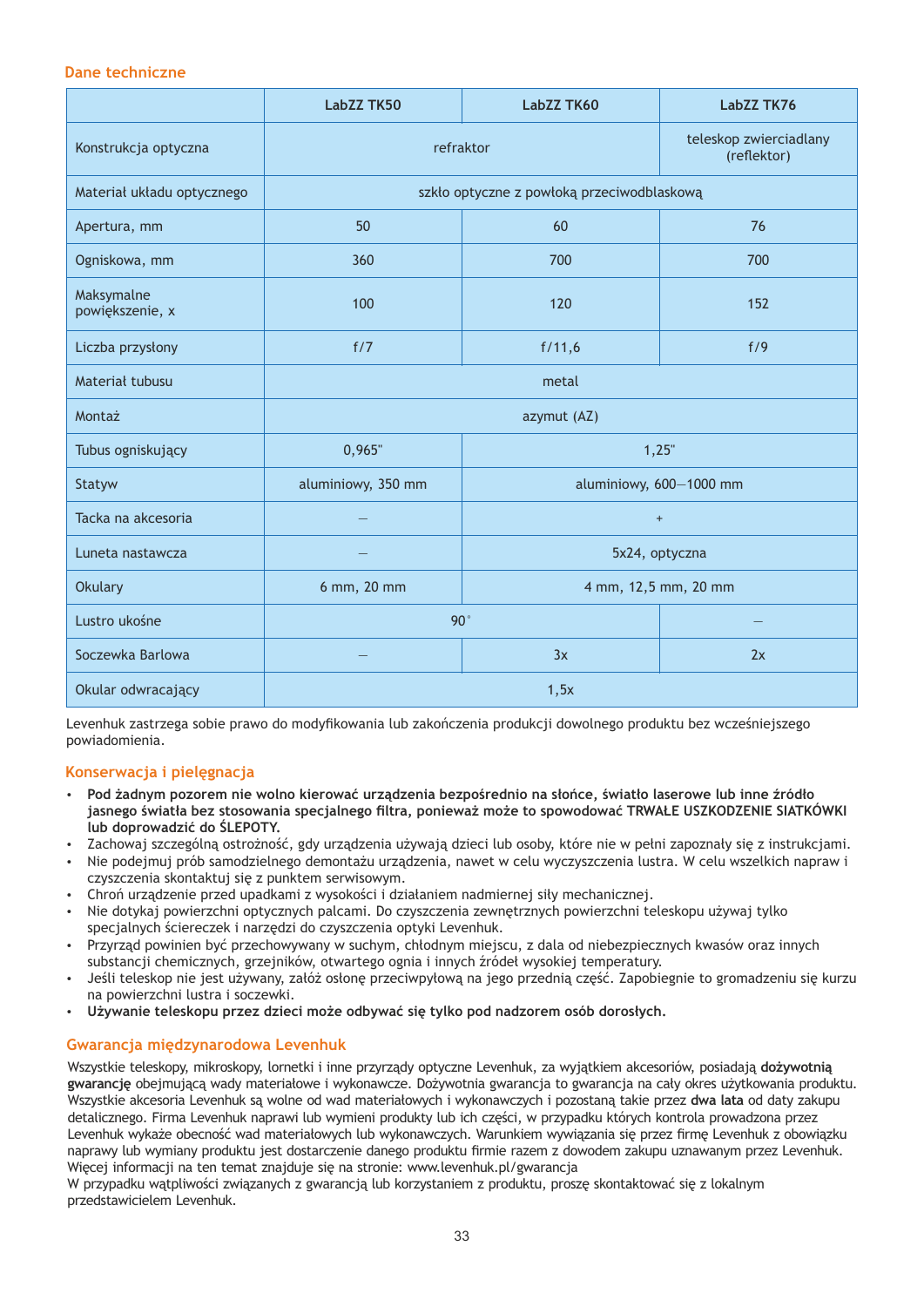## Dane techniczne

| | LabZZ TK50 | LabZZ TK60 | LabZZ TK76 |
|---|---|---|---|
| Konstrukcja optyczna | refraktor | | teleskop zwierciadlany (reflektor) |
| Materiał układu optycznego | szkło optyczne z powłoką przeciwodblaskową | | |
| Apertura, mm | 50 | 60 | 76 |
| Ogniskowa, mm | 360 | 700 | 700 |
| Maksymalne powiększenie, x | 100 | 120 | 152 |
| Liczba przysłony | f/7 | f/11,6 | f/9 |
| Materiał tubusu | metal | | |
| Montaż | azymut (AZ) | | |
| Tubus ogniskujący | 0,965" | 1,25" | |
| Statyw | aluminiowy, 350 mm | aluminiowy, 600—1000 mm | |
| Tacka na akcesoria | — | + | |
| Luneta nastawcza | — | 5x24, optyczna | |
| Okulary | 6 mm, 20 mm | 4 mm, 12,5 mm, 20 mm | |
| Lustro ukośne | 90° | | — |
| Soczewka Barlowa | — | 3x | 2x |
| Okular odwracający | 1,5x | | |

Levenhuk zastrzega sobie prawo do modyfikowania lub zakończenia produkcji dowolnego produktu bez wcześniejszego powiadomienia.

## Konserwacja i pielęgnacja

- **Pod żadnym pozorem nie wolno kierować urządzenia bezpośrednio na słońce, światło laserowe lub inne źródło jasnego światła bez stosowania specjalnego filtra, ponieważ może to spowodować TRWAŁE USZKODZENIE SIATKÓWKI lub doprowadzić do ŚLEPOTY.**
- Zachowaj szczególną ostrożność, gdy urządzenia używają dzieci lub osoby, które nie w pełni zapoznały się z instrukcjami.
- Nie podejmuj prób samodzielnego demontażu urządzenia, nawet w celu wyczyszczenia lustra. W celu wszelkich napraw i czyszczenia skontaktuj się z punktem serwisowym.
- Chroń urządzenie przed upadkami z wysokości i działaniem nadmiernej siły mechanicznej.
- Nie dotykaj powierzchni optycznych palcami. Do czyszczenia zewnętrznych powierzchni teleskopu używaj tylko specjalnych ściereczek i narzędzi do czyszczenia optyki Levenhuk.
- Przyrząd powinien być przechowywany w suchym, chłodnym miejscu, z dala od niebezpiecznych kwasów oraz innych substancji chemicznych, grzejników, otwartego ognia i innych źródeł wysokiej temperatury.
- Jeśli teleskop nie jest używany, załóż osłonę przeciwpyłową na jego przednią część. Zapobiegnie to gromadzeniu się kurzu na powierzchni lustra i soczewki.
- **Używanie teleskopu przez dzieci może odbywać się tylko pod nadzorem osób dorosłych.**

## Gwarancja międzynarodowa Levenhuk

Wszystkie teleskopy, mikroskopy, lornetki i inne przyrządy optyczne Levenhuk, za wyjątkiem akcesoriów, posiadają **dożywotnią gwarancję** obejmującą wady materiałowe i wykonawcze. Dożywotnia gwarancja to gwarancja na cały okres użytkowania produktu. Wszystkie akcesoria Levenhuk są wolne od wad materiałowych i wykonawczych i pozostaną takie przez **dwa lata** od daty zakupu detalicznego. Firma Levenhuk naprawi lub wymieni produkty lub ich części, w przypadku których kontrola prowadzona przez Levenhuk wykaże obecność wad materiałowych lub wykonawczych. Warunkiem wywiązania się przez firmę Levenhuk z obowiązku naprawy lub wymiany produktu jest dostarczenie danego produktu firmie razem z dowodem zakupu uznawanym przez Levenhuk. Więcej informacji na ten temat znajduje się na stronie: www.levenhuk.pl/gwarancja

W przypadku wątpliwości związanych z gwarancją lub korzystaniem z produktu, proszę skontaktować się z lokalnym przedstawicielem Levenhuk.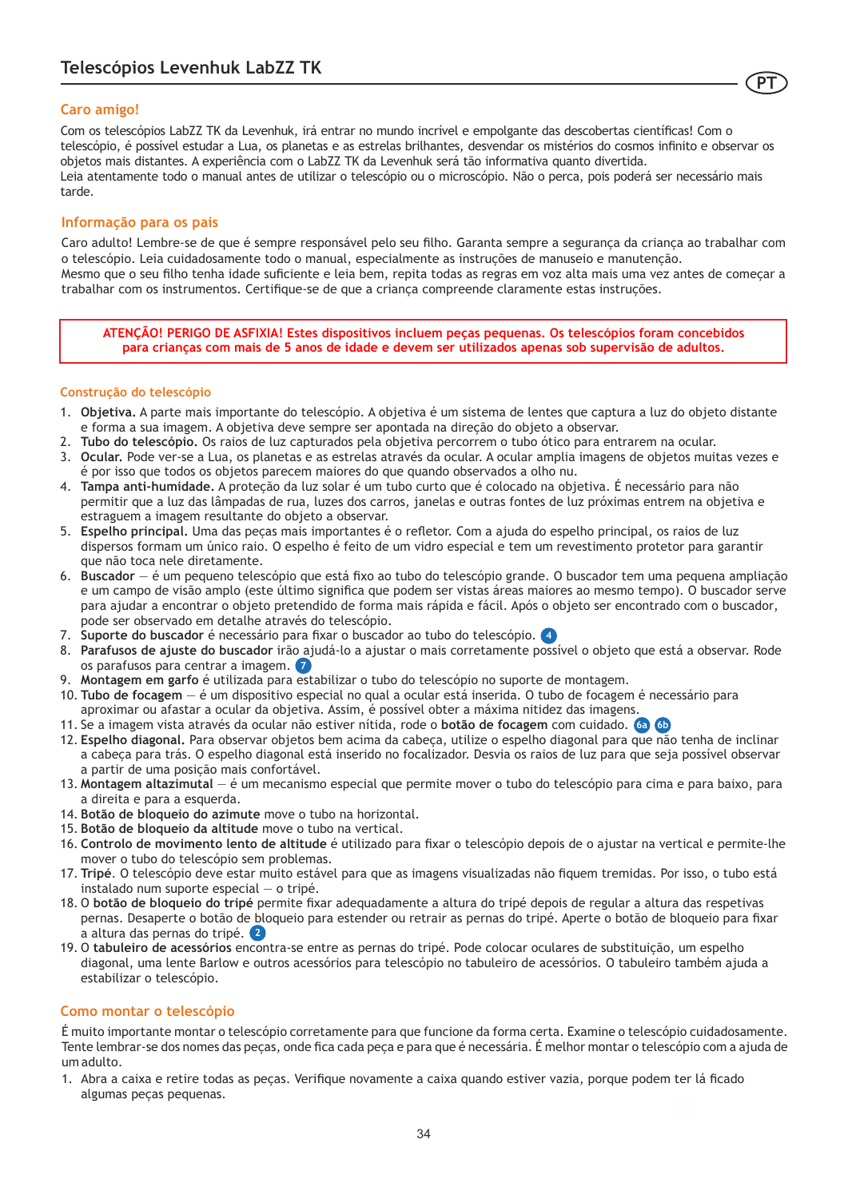## Caro amigo!

Com os telescópios LabZZ TK da Levenhuk, irá entrar no mundo incrível e empolgante das descobertas científicas! Com o telescópio, é possível estudar a Lua, os planetas e as estrelas brilhantes, desvendar os mistérios do cosmos infinito e observar os objetos mais distantes. A experiência com o LabZZ TK da Levenhuk será tão informativa quanto divertida.
Leia atentamente todo o manual antes de utilizar o telescópio ou o microscópio. Não o perca, pois poderá ser necessário mais tarde.

## Informação para os pais

Caro adulto! Lembre-se de que é sempre responsável pelo seu filho. Garanta sempre a segurança da criança ao trabalhar com o telescópio. Leia cuidadosamente todo o manual, especialmente as instruções de manuseio e manutenção.
Mesmo que o seu filho tenha idade suficiente e leia bem, repita todas as regras em voz alta mais uma vez antes de começar a trabalhar com os instrumentos. Certifique-se de que a criança compreende claramente estas instruções.

**ATENÇÃO! PERIGO DE ASFIXIA! Estes dispositivos incluem peças pequenas. Os telescópios foram concebidos para crianças com mais de 5 anos de idade e devem ser utilizados apenas sob supervisão de adultos.**

## Construção do telescópio

1. **Objetiva.** A parte mais importante do telescópio. A objetiva é um sistema de lentes que captura a luz do objeto distante e forma a sua imagem. A objetiva deve sempre ser apontada na direção do objeto a observar.
2. **Tubo do telescópio.** Os raios de luz capturados pela objetiva percorrem o tubo ótico para entrarem na ocular.
3. **Ocular.** Pode ver-se a Lua, os planetas e as estrelas através da ocular. A ocular amplia imagens de objetos muitas vezes e é por isso que todos os objetos parecem maiores do que quando observados a olho nu.
4. **Tampa anti-humidade.** A proteção da luz solar é um tubo curto que é colocado na objetiva. É necessário para não permitir que a luz das lâmpadas de rua, luzes dos carros, janelas e outras fontes de luz próximas entrem na objetiva e estraguem a imagem resultante do objeto a observar.
5. **Espelho principal.** Uma das peças mais importantes é o refletor. Com a ajuda do espelho principal, os raios de luz dispersos formam um único raio. O espelho é feito de um vidro especial e tem um revestimento protetor para garantir que não toca nele diretamente.
6. **Buscador** — é um pequeno telescópio que está fixo ao tubo do telescópio grande. O buscador tem uma pequena ampliação e um campo de visão amplo (este último significa que podem ser vistas áreas maiores ao mesmo tempo). O buscador serve para ajudar a encontrar o objeto pretendido de forma mais rápida e fácil. Após o objeto ser encontrado com o buscador, pode ser observado em detalhe através do telescópio.
7. **Suporte do buscador** é necessário para fixar o buscador ao tubo do telescópio. 4
8. **Parafusos de ajuste do buscador** irão ajudá-lo a ajustar o mais corretamente possível o objeto que está a observar. Rode os parafusos para centrar a imagem. 7
9. **Montagem em garfo** é utilizada para estabilizar o tubo do telescópio no suporte de montagem.
10. **Tubo de focagem** — é um dispositivo especial no qual a ocular está inserida. O tubo de focagem é necessário para aproximar ou afastar a ocular da objetiva. Assim, é possível obter a máxima nitidez das imagens.
11. Se a imagem vista através da ocular não estiver nítida, rode o **botão de focagem** com cuidado. 6a 6b
12. **Espelho diagonal.** Para observar objetos bem acima da cabeça, utilize o espelho diagonal para que não tenha de inclinar a cabeça para trás. O espelho diagonal está inserido no focalizador. Desvia os raios de luz para que seja possível observar a partir de uma posição mais confortável.
13. **Montagem altazimutal** — é um mecanismo especial que permite mover o tubo do telescópio para cima e para baixo, para a direita e para a esquerda.
14. **Botão de bloqueio do azimute** move o tubo na horizontal.
15. **Botão de bloqueio da altitude** move o tubo na vertical.
16. **Controlo de movimento lento de altitude** é utilizado para fixar o telescópio depois de o ajustar na vertical e permite-lhe mover o tubo do telescópio sem problemas.
17. **Tripé**. O telescópio deve estar muito estável para que as imagens visualizadas não fiquem tremidas. Por isso, o tubo está instalado num suporte especial — o tripé.
18. O **botão de bloqueio do tripé** permite fixar adequadamente a altura do tripé depois de regular a altura das respetivas pernas. Desaperte o botão de bloqueio para estender ou retrair as pernas do tripé. Aperte o botão de bloqueio para fixar a altura das pernas do tripé. 2
19. O **tabuleiro de acessórios** encontra-se entre as pernas do tripé. Pode colocar oculares de substituição, um espelho diagonal, uma lente Barlow e outros acessórios para telescópio no tabuleiro de acessórios. O tabuleiro também ajuda a estabilizar o telescópio.

## Como montar o telescópio

É muito importante montar o telescópio corretamente para que funcione da forma certa. Examine o telescópio cuidadosamente. Tente lembrar-se dos nomes das peças, onde fica cada peça e para que é necessária. É melhor montar o telescópio com a ajuda de um adulto.

1. Abra a caixa e retire todas as peças. Verifique novamente a caixa quando estiver vazia, porque podem ter lá ficado algumas peças pequenas.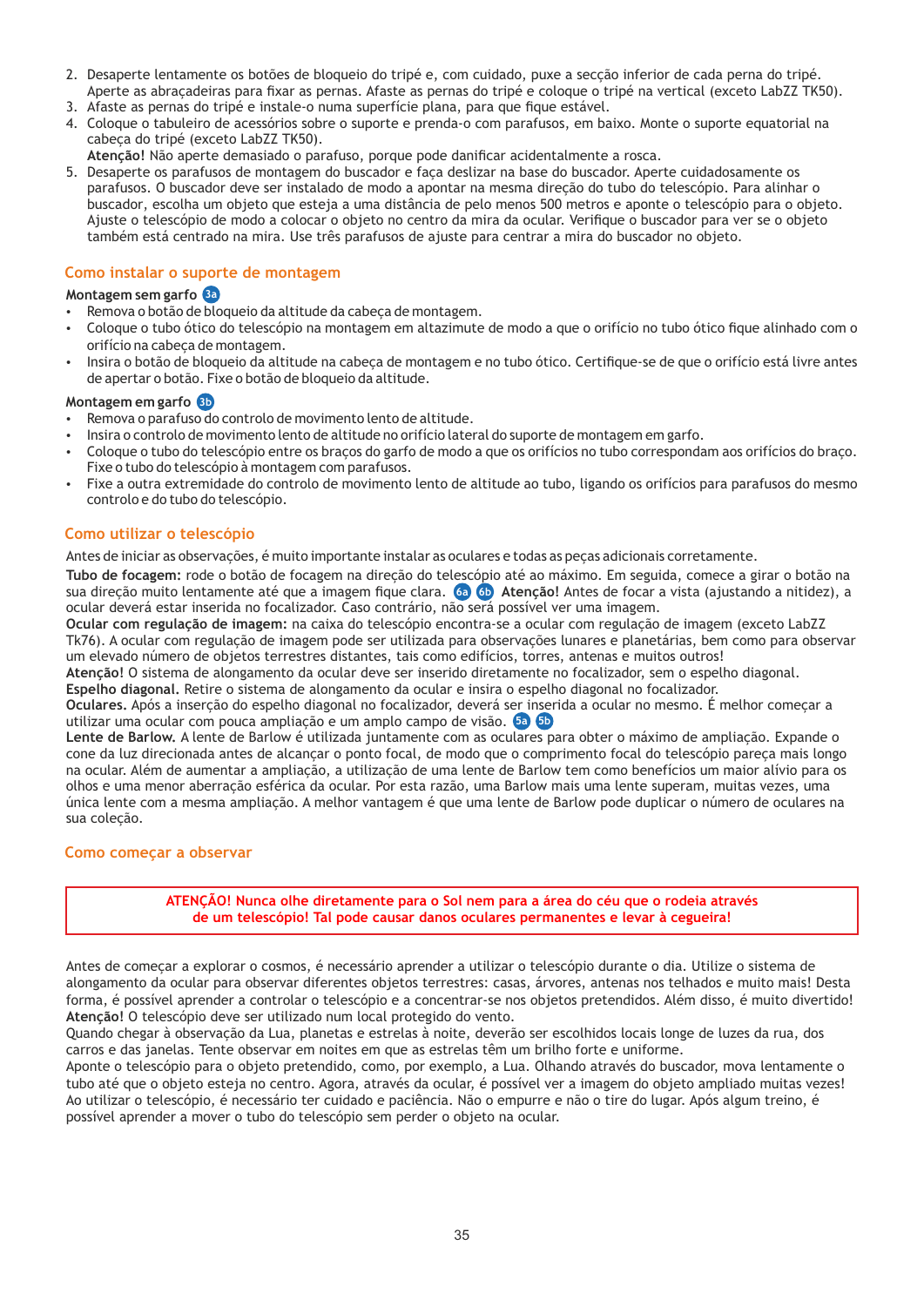2. Desaperte lentamente os botões de bloqueio do tripé e, com cuidado, puxe a secção inferior de cada perna do tripé. Aperte as abraçadeiras para fixar as pernas. Afaste as pernas do tripé e coloque o tripé na vertical (exceto LabZZ TK50).
3. Afaste as pernas do tripé e instale-o numa superfície plana, para que fique estável.
4. Coloque o tabuleiro de acessórios sobre o suporte e prenda-o com parafusos, em baixo. Monte o suporte equatorial na cabeça do tripé (exceto LabZZ TK50).
   **Atenção!** Não aperte demasiado o parafuso, porque pode danificar acidentalmente a rosca.
5. Desaperte os parafusos de montagem do buscador e faça deslizar na base do buscador. Aperte cuidadosamente os parafusos. O buscador deve ser instalado de modo a apontar na mesma direção do tubo do telescópio. Para alinhar o buscador, escolha um objeto que esteja a uma distância de pelo menos 500 metros e aponte o telescópio para o objeto. Ajuste o telescópio de modo a colocar o objeto no centro da mira da ocular. Verifique o buscador para ver se o objeto também está centrado na mira. Use três parafusos de ajuste para centrar a mira do buscador no objeto.

## Como instalar o suporte de montagem

**Montagem sem garfo** 3a

- Remova o botão de bloqueio da altitude da cabeça de montagem.
- Coloque o tubo ótico do telescópio na montagem em altazimute de modo a que o orifício no tubo ótico fique alinhado com o orifício na cabeça de montagem.
- Insira o botão de bloqueio da altitude na cabeça de montagem e no tubo ótico. Certifique-se de que o orifício está livre antes de apertar o botão. Fixe o botão de bloqueio da altitude.

**Montagem em garfo** 3b

- Remova o parafuso do controlo de movimento lento de altitude.
- Insira o controlo de movimento lento de altitude no orifício lateral do suporte de montagem em garfo.
- Coloque o tubo do telescópio entre os braços do garfo de modo a que os orifícios no tubo correspondam aos orifícios do braço. Fixe o tubo do telescópio à montagem com parafusos.
- Fixe a outra extremidade do controlo de movimento lento de altitude ao tubo, ligando os orifícios para parafusos do mesmo controlo e do tubo do telescópio.

## Como utilizar o telescópio

Antes de iniciar as observações, é muito importante instalar as oculares e todas as peças adicionais corretamente.

**Tubo de focagem:** rode o botão de focagem na direção do telescópio até ao máximo. Em seguida, comece a girar o botão na sua direção muito lentamente até que a imagem fique clara. 6a 6b **Atenção!** Antes de focar a vista (ajustando a nitidez), a ocular deverá estar inserida no focalizador. Caso contrário, não será possível ver uma imagem.
**Ocular com regulação de imagem:** na caixa do telescópio encontra-se a ocular com regulação de imagem (exceto LabZZ Tk76). A ocular com regulação de imagem pode ser utilizada para observações lunares e planetárias, bem como para observar um elevado número de objetos terrestres distantes, tais como edifícios, torres, antenas e muitos outros!
**Atenção!** O sistema de alongamento da ocular deve ser inserido diretamente no focalizador, sem o espelho diagonal.
**Espelho diagonal.** Retire o sistema de alongamento da ocular e insira o espelho diagonal no focalizador.
**Oculares.** Após a inserção do espelho diagonal no focalizador, deverá ser inserida a ocular no mesmo. É melhor começar a utilizar uma ocular com pouca ampliação e um amplo campo de visão. 5a 5b
**Lente de Barlow.** A lente de Barlow é utilizada juntamente com as oculares para obter o máximo de ampliação. Expande o cone da luz direcionada antes de alcançar o ponto focal, de modo que o comprimento focal do telescópio pareça mais longo na ocular. Além de aumentar a ampliação, a utilização de uma lente de Barlow tem como benefícios um maior alívio para os olhos e uma menor aberração esférica da ocular. Por esta razão, uma Barlow mais uma lente superam, muitas vezes, uma única lente com a mesma ampliação. A melhor vantagem é que uma lente de Barlow pode duplicar o número de oculares na sua coleção.

## Como começar a observar

**ATENÇÃO! Nunca olhe diretamente para o Sol nem para a área do céu que o rodeia através de um telescópio! Tal pode causar danos oculares permanentes e levar à cegueira!**

Antes de começar a explorar o cosmos, é necessário aprender a utilizar o telescópio durante o dia. Utilize o sistema de alongamento da ocular para observar diferentes objetos terrestres: casas, árvores, antenas nos telhados e muito mais! Desta forma, é possível aprender a controlar o telescópio e a concentrar-se nos objetos pretendidos. Além disso, é muito divertido!
**Atenção!** O telescópio deve ser utilizado num local protegido do vento.
Quando chegar à observação da Lua, planetas e estrelas à noite, deverão ser escolhidos locais longe de luzes da rua, dos carros e das janelas. Tente observar em noites em que as estrelas têm um brilho forte e uniforme.
Aponte o telescópio para o objeto pretendido, como, por exemplo, a Lua. Olhando através do buscador, mova lentamente o tubo até que o objeto esteja no centro. Agora, através da ocular, é possível ver a imagem do objeto ampliado muitas vezes!
Ao utilizar o telescópio, é necessário ter cuidado e paciência. Não o empurre e não o tire do lugar. Após algum treino, é possível aprender a mover o tubo do telescópio sem perder o objeto na ocular.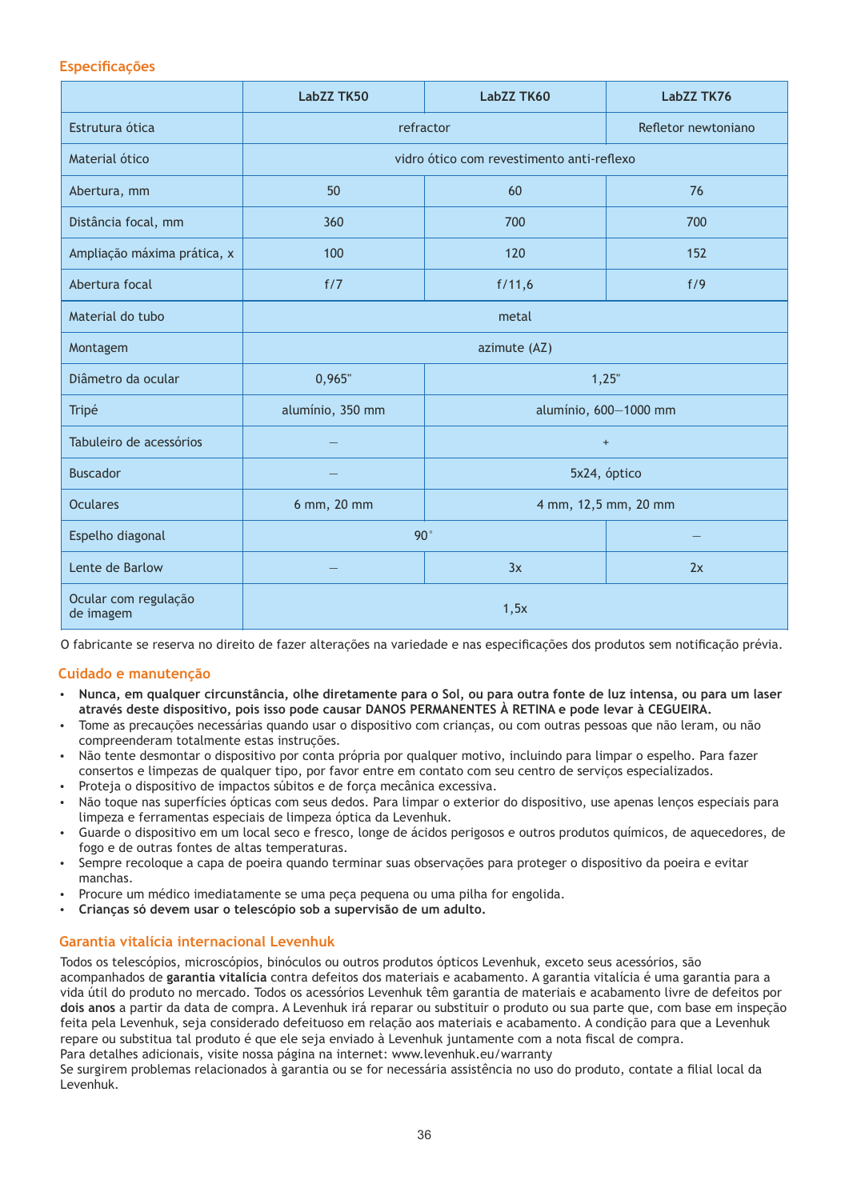## Especificações

| | LabZZ TK50 | LabZZ TK60 | LabZZ TK76 |
|---|---|---|---|
| Estrutura ótica | refractor | | Refletor newtoniano |
| Material ótico | vidro ótico com revestimento anti-reflexo | | |
| Abertura, mm | 50 | 60 | 76 |
| Distância focal, mm | 360 | 700 | 700 |
| Ampliação máxima prática, x | 100 | 120 | 152 |
| Abertura focal | f/7 | f/11,6 | f/9 |
| Material do tubo | metal | | |
| Montagem | azimute (AZ) | | |
| Diâmetro da ocular | 0,965" | 1,25" | |
| Tripé | alumínio, 350 mm | alumínio, 600—1000 mm | |
| Tabuleiro de acessórios | — | + | |
| Buscador | — | 5x24, óptico | |
| Oculares | 6 mm, 20 mm | 4 mm, 12,5 mm, 20 mm | |
| Espelho diagonal | 90˚ | | — |
| Lente de Barlow | — | 3x | 2x |
| Ocular com regulação de imagem | 1,5x | | |

O fabricante se reserva no direito de fazer alterações na variedade e nas especificações dos produtos sem notificação prévia.

## Cuidado e manutenção

- **Nunca, em qualquer circunstância, olhe diretamente para o Sol, ou para outra fonte de luz intensa, ou para um laser através deste dispositivo, pois isso pode causar DANOS PERMANENTES À RETINA e pode levar à CEGUEIRA.**
- Tome as precauções necessárias quando usar o dispositivo com crianças, ou com outras pessoas que não leram, ou não compreenderam totalmente estas instruções.
- Não tente desmontar o dispositivo por conta própria por qualquer motivo, incluindo para limpar o espelho. Para fazer consertos e limpezas de qualquer tipo, por favor entre em contato com seu centro de serviços especializados.
- Proteja o dispositivo de impactos súbitos e de força mecânica excessiva.
- Não toque nas superfícies ópticas com seus dedos. Para limpar o exterior do dispositivo, use apenas lenços especiais para limpeza e ferramentas especiais de limpeza óptica da Levenhuk.
- Guarde o dispositivo em um local seco e fresco, longe de ácidos perigosos e outros produtos químicos, de aquecedores, de fogo e de outras fontes de altas temperaturas.
- Sempre recoloque a capa de poeira quando terminar suas observações para proteger o dispositivo da poeira e evitar manchas.
- Procure um médico imediatamente se uma peça pequena ou uma pilha for engolida.
- **Crianças só devem usar o telescópio sob a supervisão de um adulto.**

## Garantia vitalícia internacional Levenhuk

Todos os telescópios, microscópios, binóculos ou outros produtos ópticos Levenhuk, exceto seus acessórios, são acompanhados de **garantia vitalícia** contra defeitos dos materiais e acabamento. A garantia vitalícia é uma garantia para a vida útil do produto no mercado. Todos os acessórios Levenhuk têm garantia de materiais e acabamento livre de defeitos por **dois anos** a partir da data de compra. A Levenhuk irá reparar ou substituir o produto ou sua parte que, com base em inspeção feita pela Levenhuk, seja considerado defeituoso em relação aos materiais e acabamento. A condição para que a Levenhuk repare ou substitua tal produto é que ele seja enviado à Levenhuk juntamente com a nota fiscal de compra.
Para detalhes adicionais, visite nossa página na internet: www.levenhuk.eu/warranty
Se surgirem problemas relacionados à garantia ou se for necessária assistência no uso do produto, contate a filial local da Levenhuk.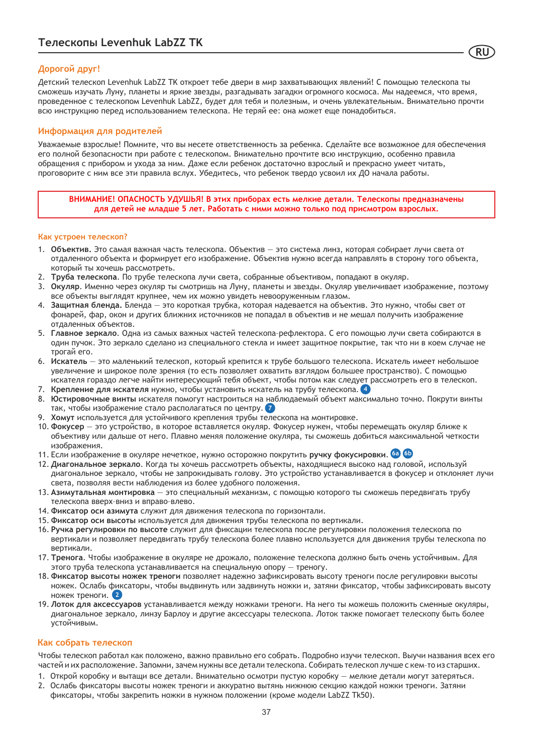# Телескопы Levenhuk LabZZ TK

RU

## Дорогой друг!

Детский телескоп Levenhuk LabZZ TK откроет тебе двери в мир захватывающих явлений! С помощью телескопа ты сможешь изучать Луну, планеты и яркие звезды, разгадывать загадки огромного космоса. Мы надеемся, что время, проведенное с телескопом Levenhuk LabZZ, будет для тебя и полезным, и очень увлекательным. Внимательно прочти всю инструкцию перед использованием телескопа. Не теряй ее: она может еще понадобиться.

## Информация для родителей

Уважаемые взрослые! Помните, что вы несете ответственность за ребенка. Сделайте все возможное для обеспечения его полной безопасности при работе с телескопом. Внимательно прочтите всю инструкцию, особенно правила обращения с прибором и ухода за ним. Даже если ребенок достаточно взрослый и прекрасно умеет читать, проговорите с ним все эти правила вслух. Убедитесь, что ребенок твердо усвоил их ДО начала работы.

**ВНИМАНИЕ! ОПАСНОСТЬ УДУШЬЯ! В этих приборах есть мелкие детали. Телескопы предназначены для детей не младше 5 лет. Работать с ними можно только под присмотром взрослых.**

### Как устроен телескоп?

1. **Объектив.** Это самая важная часть телескопа. Объектив — это система линз, которая собирает лучи света от отдаленного объекта и формирует его изображение. Объектив нужно всегда направлять в сторону того объекта, который ты хочешь рассмотреть.
2. **Труба телескопа**. По трубе телескопа лучи света, собранные объективом, попадают в окуляр.
3. **Окуляр**. Именно через окуляр ты смотришь на Луну, планеты и звезды. Окуляр увеличивает изображение, поэтому все объекты выглядят крупнее, чем их можно увидеть невооруженным глазом.
4. **Защитная бленда.** Бленда — это короткая трубка, которая надевается на объектив. Это нужно, чтобы свет от фонарей, фар, окон и других ближних источников не попадал в объектив и не мешал получить изображение отдаленных объектов.
5. **Главное зеркало**. Одна из самых важных частей телескопа-рефлектора. С его помощью лучи света собираются в один пучок. Это зеркало сделано из специального стекла и имеет защитное покрытие, так что ни в коем случае не трогай его.
6. **Искатель** — это маленький телескоп, который крепится к трубе большого телескопа. Искатель имеет небольшое увеличение и широкое поле зрения (то есть позволяет охватить взглядом большее пространство). С помощью искателя гораздо легче найти интересующий тебя объект, чтобы потом как следует рассмотреть его в телескоп.
7. **Крепление для искателя** нужно, чтобы установить искатель на трубу телескопа. 4
8. **Юстировочные винты** искателя помогут настроиться на наблюдаемый объект максимально точно. Покрути винты так, чтобы изображение стало располагаться по центру. 7
9. **Хомут** используется для устойчивого крепления трубы телескопа на монтировке.
10. **Фокусер** — это устройство, в которое вставляется окуляр. Фокусер нужен, чтобы перемещать окуляр ближе к объективу или дальше от него. Плавно меняя положение окуляра, ты сможешь добиться максимальной четкости изображения.
11. Если изображение в окуляре нечеткое, нужно осторожно покрутить **ручку фокусировки**. 6a 6b
12. **Диагональное зеркало**. Когда ты хочешь рассмотреть объекты, находящиеся высоко над головой, используй диагональное зеркало, чтобы не запрокидывать голову. Это устройство устанавливается в фокусер и отклоняет лучи света, позволяя вести наблюдения из более удобного положения.
13. **Азимутальная монтировка** — это специальный механизм, с помощью которого ты сможешь передвигать трубу телескопа вверх-вниз и вправо-влево.
14. **Фиксатор оси азимута** служит для движения телескопа по горизонтали.
15. **Фиксатор оси высоты** используется для движения трубы телескопа по вертикали.
16. **Ручка регулировки по высоте** служит для фиксации телескопа после регулировки положения телескопа по вертикали и позволяет передвигать трубу телескопа более плавно используется для движения трубы телескопа по вертикали.
17. **Тренога**. Чтобы изображение в окуляре не дрожало, положение телескопа должно быть очень устойчивым. Для этого труба телескопа устанавливается на специальную опору — треногу.
18. **Фиксатор высоты ножек треноги** позволяет надежно зафиксировать высоту треноги после регулировки высоты ножек. Ослабь фиксаторы, чтобы выдвинуть или задвинуть ножки и, затяни фиксатор, чтобы зафиксировать высоту ножек треноги. 2
19. **Лоток для аксессуаров** устанавливается между ножками треноги. На него ты можешь положить сменные окуляры, диагональное зеркало, линзу Барлоу и другие аксессуары телескопа. Лоток также помогает телескопу быть более устойчивым.

## Как собрать телескоп

Чтобы телескоп работал как положено, важно правильно его собрать. Подробно изучи телескоп. Выучи названия всех его частей и их расположение. Запомни, зачем нужны все детали телескопа. Собирать телескоп лучше с кем-то из старших.

1. Открой коробку и вытащи все детали. Внимательно осмотри пустую коробку — мелкие детали могут затеряться.
2. Ослабь фиксаторы высоты ножек треноги и аккуратно вытянь нижнюю секцию каждой ножки треноги. Затяни фиксаторы, чтобы закрепить ножки в нужном положении (кроме модели LabZZ Tk50).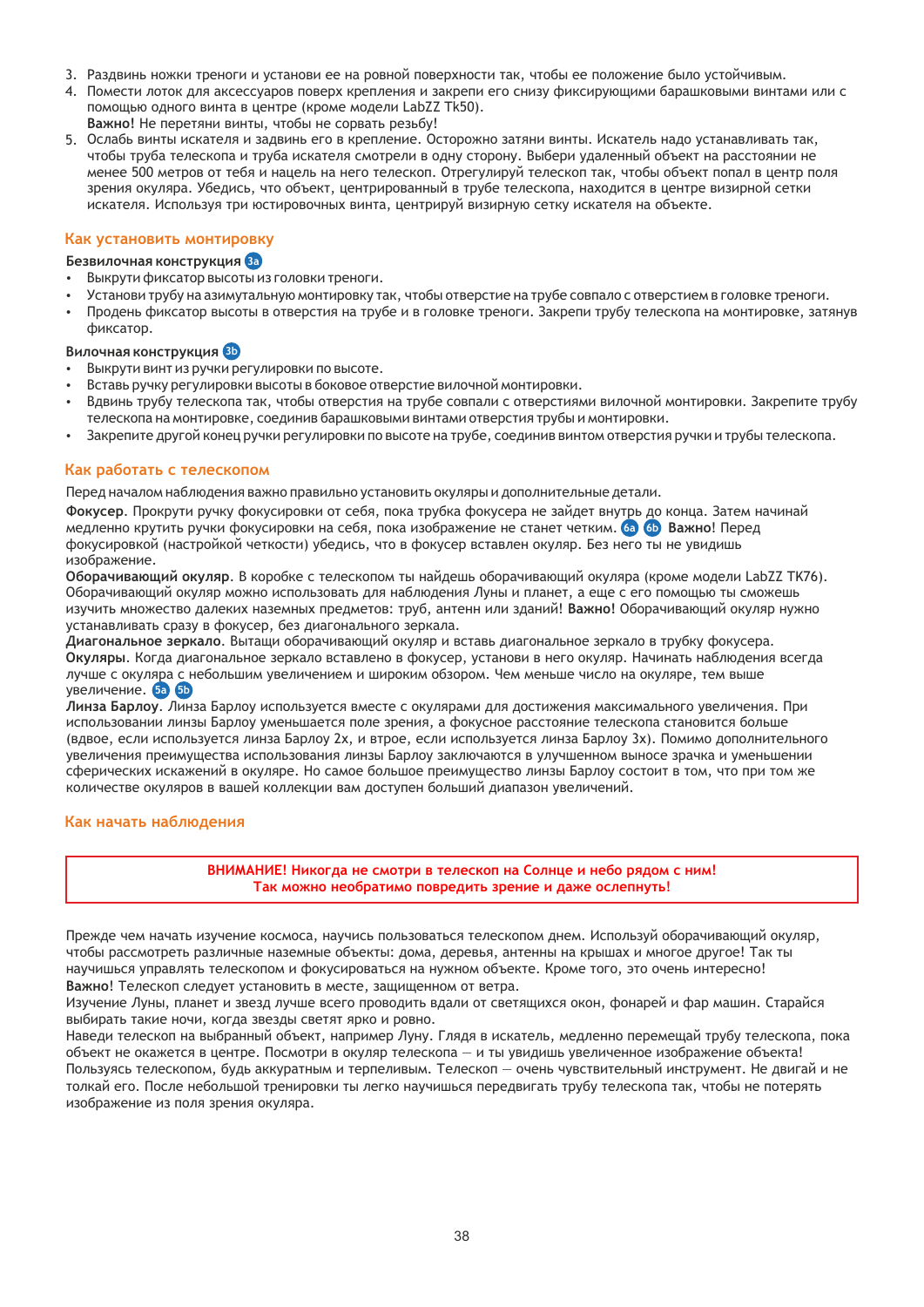3. Раздвинь ножки треноги и установи ее на ровной поверхности так, чтобы ее положение было устойчивым.
4. Помести лоток для аксессуаров поверх крепления и закрепи его снизу фиксирующими барашковыми винтами или с помощью одного винта в центре (кроме модели LabZZ Tk50).
   **Важно!** Не перетяни винты, чтобы не сорвать резьбу!
5. Ослабь винты искателя и задвинь его в крепление. Осторожно затяни винты. Искатель надо устанавливать так, чтобы труба телескопа и труба искателя смотрели в одну сторону. Выбери удаленный объект на расстоянии не менее 500 метров от тебя и нацель на него телескоп. Отрегулируй телескоп так, чтобы объект попал в центр поля зрения окуляра. Убедись, что объект, центрированный в трубе телескопа, находится в центре визирной сетки искателя. Используя три юстировочных винта, центрируй визирную сетку искателя на объекте.

## Как установить монтировку

**Безвилочная конструкция** 3a

- Выкрути фиксатор высоты из головки треноги.
- Установи трубу на азимутальную монтировку так, чтобы отверстие на трубе совпало с отверстием в головке треноги.
- Продень фиксатор высоты в отверстия на трубе и в головке треноги. Закрепи трубу телескопа на монтировке, затянув фиксатор.

**Вилочная конструкция** 3b

- Выкрути винт из ручки регулировки по высоте.
- Вставь ручку регулировки высоты в боковое отверстие вилочной монтировки.
- Вдвинь трубу телескопа так, чтобы отверстия на трубе совпали с отверстиями вилочной монтировки. Закрепите трубу телескопа на монтировке, соединив барашковыми винтами отверстия трубы и монтировки.
- Закрепите другой конец ручки регулировки по высоте на трубе, соединив винтом отверстия ручки и трубы телескопа.

## Как работать с телескопом

Перед началом наблюдения важно правильно установить окуляры и дополнительные детали.

**Фокусер**. Прокрути ручку фокусировки от себя, пока трубка фокусера не зайдет внутрь до конца. Затем начинай медленно крутить ручки фокусировки на себя, пока изображение не станет четким. 6a 6b **Важно!** Перед фокусировкой (настройкой четкости) убедись, что в фокусер вставлен окуляр. Без него ты не увидишь изображение.

**Оборачивающий окуляр**. В коробке с телескопом ты найдешь оборачивающий окуляра (кроме модели LabZZ TK76). Оборачивающий окуляр можно использовать для наблюдения Луны и планет, а еще с его помощью ты сможешь изучить множество далеких наземных предметов: труб, антенн или зданий! **Важно!** Оборачивающий окуляр нужно устанавливать сразу в фокусер, без диагонального зеркала.

**Диагональное зеркало**. Вытащи оборачивающий окуляр и вставь диагональное зеркало в трубку фокусера.

**Окуляры**. Когда диагональное зеркало вставлено в фокусер, установи в него окуляр. Начинать наблюдения всегда лучше с окуляра с небольшим увеличением и широким обзором. Чем меньше число на окуляре, тем выше увеличение. 5a 5b

**Линза Барлоу**. Линза Барлоу используется вместе с окулярами для достижения максимального увеличения. При использовании линзы Барлоу уменьшается поле зрения, а фокусное расстояние телескопа становится больше (вдвое, если используется линза Барлоу 2x, и втрое, если используется линза Барлоу 3x). Помимо дополнительного увеличения преимущества использования линзы Барлоу заключаются в улучшенном выносе зрачка и уменьшении сферических искажений в окуляре. Но самое большое преимущество линзы Барлоу состоит в том, что при том же количестве окуляров в вашей коллекции вам доступен больший диапазон увеличений.

## Как начать наблюдения

**ВНИМАНИЕ! Никогда не смотри в телескоп на Солнце и небо рядом с ним!**
**Так можно необратимо повредить зрение и даже ослепнуть!**

Прежде чем начать изучение космоса, научись пользоваться телескопом днем. Используй оборачивающий окуляр, чтобы рассмотреть различные наземные объекты: дома, деревья, антенны на крышах и многое другое! Так ты научишься управлять телескопом и фокусироваться на нужном объекте. Кроме того, это очень интересно!

**Важно!** Телескоп следует установить в месте, защищенном от ветра.

Изучение Луны, планет и звезд лучше всего проводить вдали от светящихся окон, фонарей и фар машин. Старайся выбирать такие ночи, когда звезды светят ярко и ровно.

Наведи телескоп на выбранный объект, например Луну. Глядя в искатель, медленно перемещай трубу телескопа, пока объект не окажется в центре. Посмотри в окуляр телескопа — и ты увидишь увеличенное изображение объекта!

Пользуясь телескопом, будь аккуратным и терпеливым. Телескоп — очень чувствительный инструмент. Не двигай и не толкай его. После небольшой тренировки ты легко научишься передвигать трубу телескопа так, чтобы не потерять изображение из поля зрения окуляра.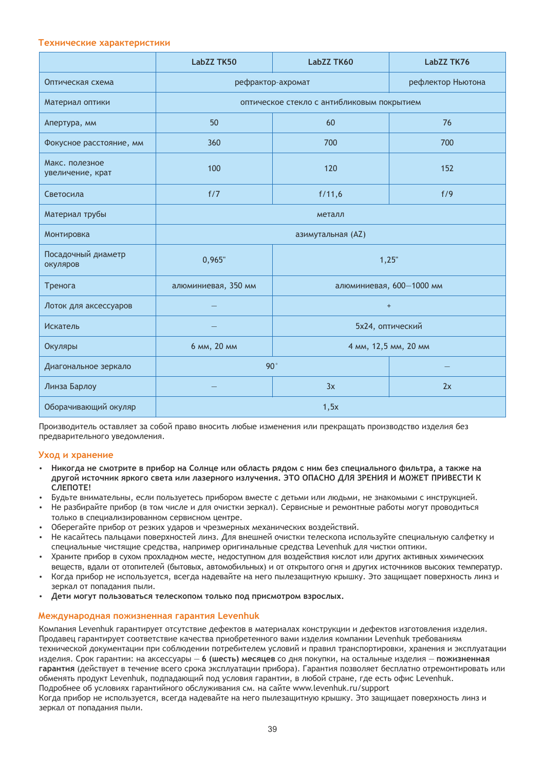## Технические характеристики

| | LabZZ TK50 | LabZZ TK60 | LabZZ TK76 |
|---|---|---|---|
| Оптическая схема | рефрактор-ахромат | | рефлектор Ньютона |
| Материал оптики | оптическое стекло с антибликовым покрытием | | |
| Апертура, мм | 50 | 60 | 76 |
| Фокусное расстояние, мм | 360 | 700 | 700 |
| Макс. полезное увеличение, крат | 100 | 120 | 152 |
| Светосила | f/7 | f/11,6 | f/9 |
| Материал трубы | металл | | |
| Монтировка | азимутальная (AZ) | | |
| Посадочный диаметр окуляров | 0,965" | 1,25" | |
| Тренога | алюминиевая, 350 мм | алюминиевая, 600—1000 мм | |
| Лоток для аксессуаров | – | + | |
| Искатель | – | 5x24, оптический | |
| Окуляры | 6 мм, 20 мм | 4 мм, 12,5 мм, 20 мм | |
| Диагональное зеркало | 90° | | – |
| Линза Барлоу | – | 3x | 2x |
| Оборачивающий окуляр | 1,5x | | |

Производитель оставляет за собой право вносить любые изменения или прекращать производство изделия без предварительного уведомления.

## Уход и хранение

- **Никогда не смотрите в прибор на Солнце или область рядом с ним без специального фильтра, а также на другой источник яркого света или лазерного излучения. ЭТО ОПАСНО ДЛЯ ЗРЕНИЯ И МОЖЕТ ПРИВЕСТИ К СЛЕПОТЕ!**
- Будьте внимательны, если пользуетесь прибором вместе с детьми или людьми, не знакомыми с инструкцией.
- Не разбирайте прибор (в том числе и для очистки зеркал). Сервисные и ремонтные работы могут проводиться только в специализированном сервисном центре.
- Оберегайте прибор от резких ударов и чрезмерных механических воздействий.
- Не касайтесь пальцами поверхностей линз. Для внешней очистки телескопа используйте специальную салфетку и специальные чистящие средства, например оригинальные средства Levenhuk для чистки оптики.
- Храните прибор в сухом прохладном месте, недоступном для воздействия кислот или других активных химических веществ, вдали от отопителей (бытовых, автомобильных) и от открытого огня и других источников высоких температур.
- Когда прибор не используется, всегда надевайте на него пылезащитную крышку. Это защищает поверхность линз и зеркал от попадания пыли.
- **Дети могут пользоваться телескопом только под присмотром взрослых.**

## Международная пожизненная гарантия Levenhuk

Компания Levenhuk гарантирует отсутствие дефектов в материалах конструкции и дефектов изготовления изделия. Продавец гарантирует соответствие качества приобретенного вами изделия компании Levenhuk требованиям технической документации при соблюдении потребителем условий и правил транспортировки, хранения и эксплуатации изделия. Срок гарантии: на аксессуары — **6 (шесть) месяцев** со дня покупки, на остальные изделия — **пожизненная гарантия** (действует в течение всего срока эксплуатации прибора). Гарантия позволяет бесплатно отремонтировать или обменять продукт Levenhuk, подпадающий под условия гарантии, в любой стране, где есть офис Levenhuk.
Подробнее об условиях гарантийного обслуживания см. на сайте www.levenhuk.ru/support
Когда прибор не используется, всегда надевайте на него пылезащитную крышку. Это защищает поверхность линз и зеркал от попадания пыли.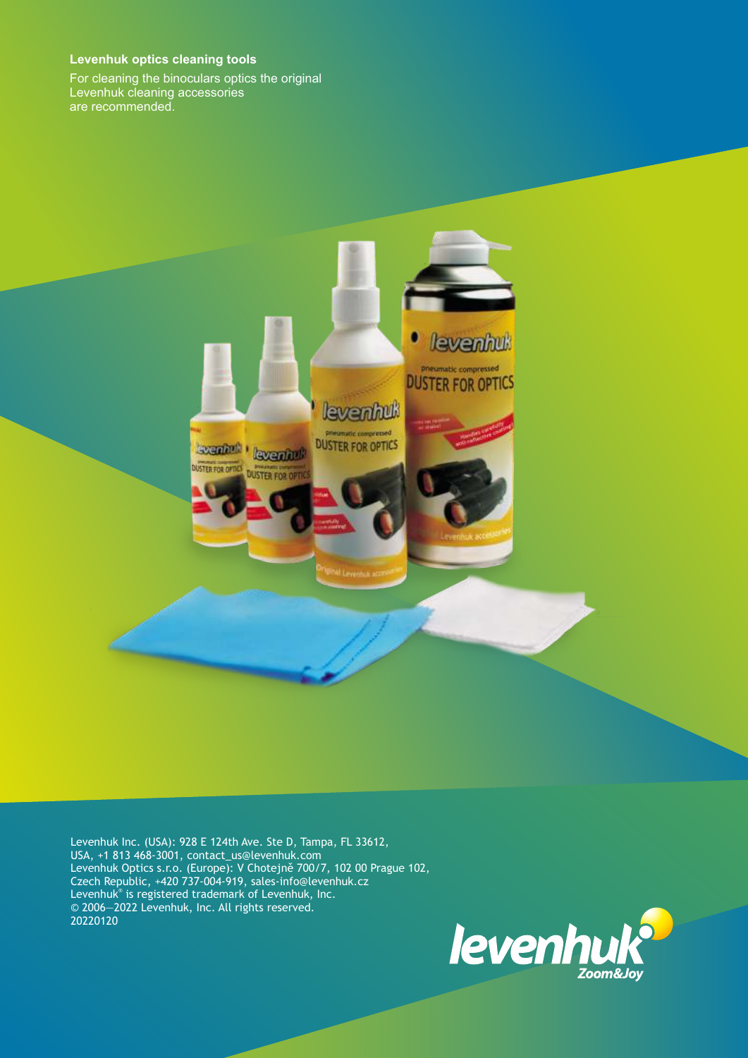**Levenhuk optics cleaning tools**

For cleaning the binoculars optics the original Levenhuk cleaning accessories are recommended.

Levenhuk Inc. (USA): 928 E 124th Ave. Ste D, Tampa, FL 33612, USA, +1 813 468-3001, contact_us@levenhuk.com
Levenhuk Optics s.r.o. (Europe): V Chotejně 700/7, 102 00 Prague 102, Czech Republic, +420 737-004-919, sales-info@levenhuk.cz
Levenhuk® is registered trademark of Levenhuk, Inc.
© 2006—2022 Levenhuk, Inc. All rights reserved.
20220120

levenhuk Zoom&Joy